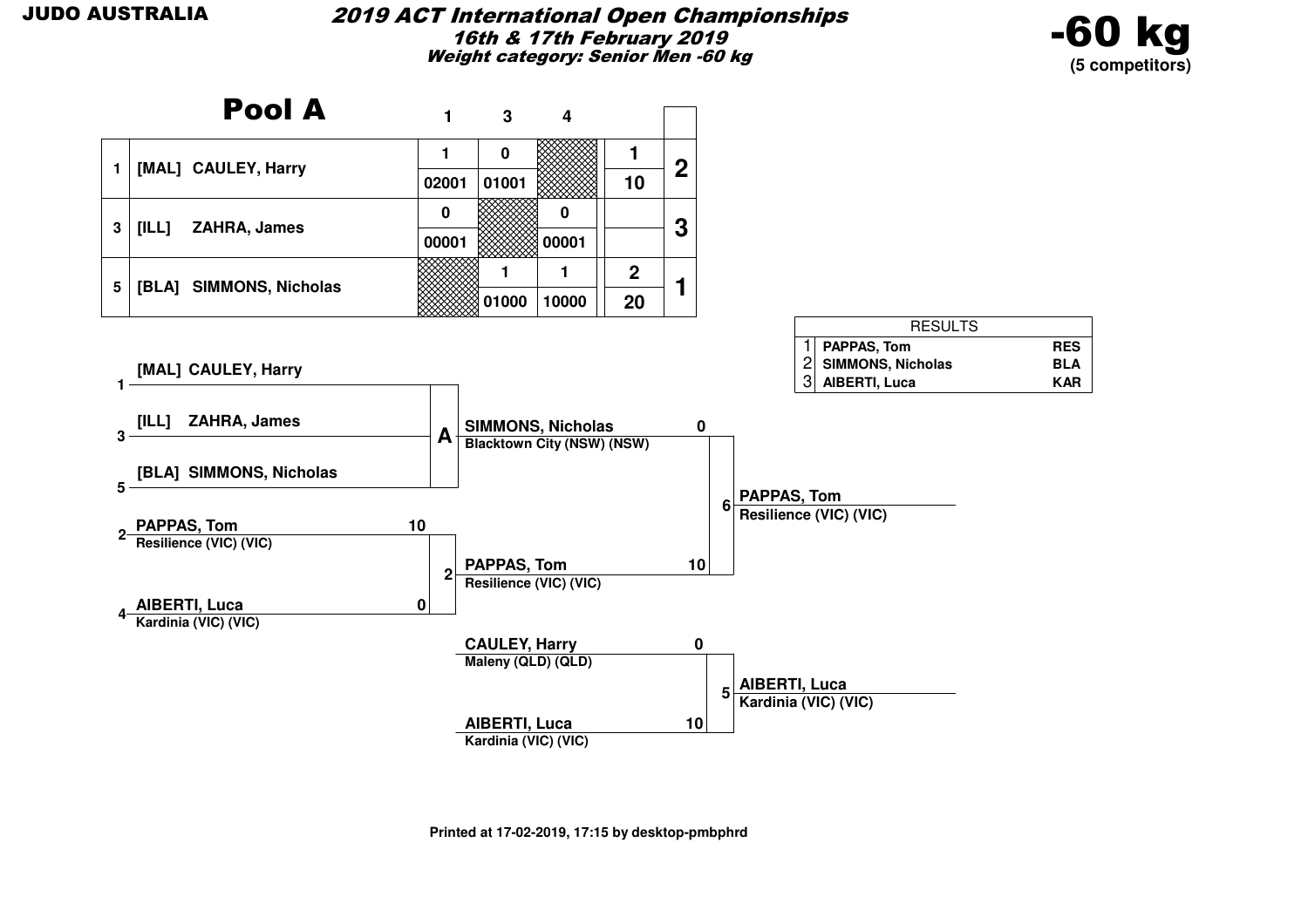JUDO AUSTRALIA

# 2019 ACT International Open Championships

**16th & 17th February 2019**

**Weight category: Senior Men -60 kg**

**-60 kg**
**(5 competitors)**

## Pool A

| # | Competitor | 1 | 3 | 4 | | |
|---|---|---|---|---|---|---|
| 1 | [MAL] CAULEY, Harry | 1 | 0 | | 1 | 2 |
| | | 02001 | 01001 | | 10 | |
| 3 | [ILL] ZAHRA, James | 0 | | 0 | | 3 |
| | | 00001 | | 00001 | | |
| 5 | [BLA] SIMMONS, Nicholas | | 1 | 1 | 2 | 1 |
| | | | 01000 | 10000 | 20 | |

| RESULTS | | |
|---|---|---|
| 1 | PAPPAS, Tom | RES |
| 2 | SIMMONS, Nicholas | BLA |
| 3 | AIBERTI, Luca | KAR |

## Draw

**Pool A**
- 1 [MAL] CAULEY, Harry
- 3 [ILL] ZAHRA, James
- 5 [BLA] SIMMONS, Nicholas

Pool A winner: SIMMONS, Nicholas – Blacktown City (NSW) (NSW)

**Contest 2**
- 2 PAPPAS, Tom – Resilience (VIC) (VIC) — 10
- 4 AIBERTI, Luca – Kardinia (VIC) (VIC) — 0

Winner: PAPPAS, Tom – Resilience (VIC) (VIC)

**Contest 6**
- SIMMONS, Nicholas – Blacktown City (NSW) (NSW) — 0
- PAPPAS, Tom – Resilience (VIC) (VIC) — 10

Winner: PAPPAS, Tom – Resilience (VIC) (VIC)

**Contest 5**
- CAULEY, Harry – Maleny (QLD) (QLD) — 0
- AIBERTI, Luca – Kardinia (VIC) (VIC) — 10

Winner: AIBERTI, Luca – Kardinia (VIC) (VIC)

Printed at 17-02-2019, 17:15 by desktop-pmbphrd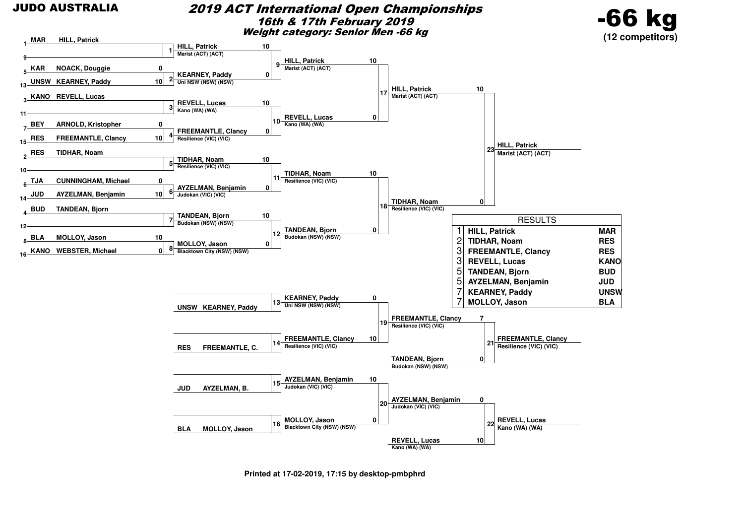**JUDO AUSTRALIA**

# 2019 ACT International Open Championships

## 16th & 17th February 2019

### Weight category: Senior Men -66 kg

**-66 kg**
**(12 competitors)**

## Main Draw – Round 1

| Match | Competitor | Club | Score |
|---|---|---|---|
| 1 | MAR HILL, Patrick | | |
| 1 | (bye) | | |
| 2 | KAR NOACK, Douggie | | 0 |
| 2 | UNSW KEARNEY, Paddy | | 10 |
| 3 | KANO REVELL, Lucas | | |
| 3 | (bye) | | |
| 4 | BEY ARNOLD, Kristopher | | 0 |
| 4 | RES FREEMANTLE, Clancy | | 10 |
| 5 | RES TIDHAR, Noam | | |
| 5 | (bye) | | |
| 6 | TJA CUNNINGHAM, Michael | | 0 |
| 6 | JUD AYZELMAN, Benjamin | | 10 |
| 7 | BUD TANDEAN, Bjorn | | |
| 7 | (bye) | | |
| 8 | BLA MOLLOY, Jason | | 10 |
| 8 | KANO WEBSTER, Michael | | 0 |

## Main Draw – Round 2

| Match | Competitor | Club | Score |
|---|---|---|---|
| 9 | HILL, Patrick | Marist (ACT) (ACT) | 10 |
| 9 | KEARNEY, Paddy | Uni NSW (NSW) (NSW) | 0 |
| 10 | REVELL, Lucas | Kano (WA) (WA) | 10 |
| 10 | FREEMANTLE, Clancy | Resilience (VIC) (VIC) | 0 |
| 11 | TIDHAR, Noam | Resilience (VIC) (VIC) | 10 |
| 11 | AYZELMAN, Benjamin | Judokan (VIC) (VIC) | 0 |
| 12 | TANDEAN, Bjorn | Budokan (NSW) (NSW) | 10 |
| 12 | MOLLOY, Jason | Blacktown City (NSW) (NSW) | 0 |

## Semi-finals

| Match | Competitor | Club | Score |
|---|---|---|---|
| 17 | HILL, Patrick | Marist (ACT) (ACT) | 10 |
| 17 | REVELL, Lucas | Kano (WA) (WA) | 0 |
| 18 | TIDHAR, Noam | Resilience (VIC) (VIC) | 10 |
| 18 | TANDEAN, Bjorn | Budokan (NSW) (NSW) | 0 |

## Final

| Match | Competitor | Club | Score |
|---|---|---|---|
| 23 | HILL, Patrick | Marist (ACT) (ACT) | 10 |
| 23 | TIDHAR, Noam | Resilience (VIC) (VIC) | 0 |

Winner: **HILL, Patrick** – Marist (ACT) (ACT)

## Repechage

| Match | Competitor | Club | Score |
|---|---|---|---|
| 13 | UNSW KEARNEY, Paddy | Uni NSW (NSW) (NSW) | 0 |
| 14 | RES FREEMANTLE, C. | Resilience (VIC) (VIC) | 10 |
| 15 | JUD AYZELMAN, B. | Judokan (VIC) (VIC) | 10 |
| 16 | BLA MOLLOY, Jason | Blacktown City (NSW) (NSW) | 0 |
| 19 | FREEMANTLE, Clancy | Resilience (VIC) (VIC) | |
| 19 | KEARNEY, Paddy / FREEMANTLE, Clancy → FREEMANTLE, Clancy | | |
| 20 | AYZELMAN, Benjamin / MOLLOY, Jason → AYZELMAN, Benjamin | Judokan (VIC) (VIC) | |

## Bronze Medal Contests

| Match | Competitor | Club | Score |
|---|---|---|---|
| 21 | FREEMANTLE, Clancy | Resilience (VIC) (VIC) | 7 |
| 21 | TANDEAN, Bjorn | Budokan (NSW) (NSW) | 0 |
| 22 | AYZELMAN, Benjamin | Judokan (VIC) (VIC) | 0 |
| 22 | REVELL, Lucas | Kano (WA) (WA) | 10 |

Winner match 21: **FREEMANTLE, Clancy** – Resilience (VIC) (VIC)

Winner match 22: **REVELL, Lucas** – Kano (WA) (WA)

## RESULTS

| Place | Name | Club |
|---|---|---|
| 1 | HILL, Patrick | MAR |
| 2 | TIDHAR, Noam | RES |
| 3 | FREEMANTLE, Clancy | RES |
| 3 | REVELL, Lucas | KANO |
| 5 | TANDEAN, Bjorn | BUD |
| 5 | AYZELMAN, Benjamin | JUD |
| 7 | KEARNEY, Paddy | UNSW |
| 7 | MOLLOY, Jason | BLA |

Printed at 17-02-2019, 17:15 by desktop-pmbphrd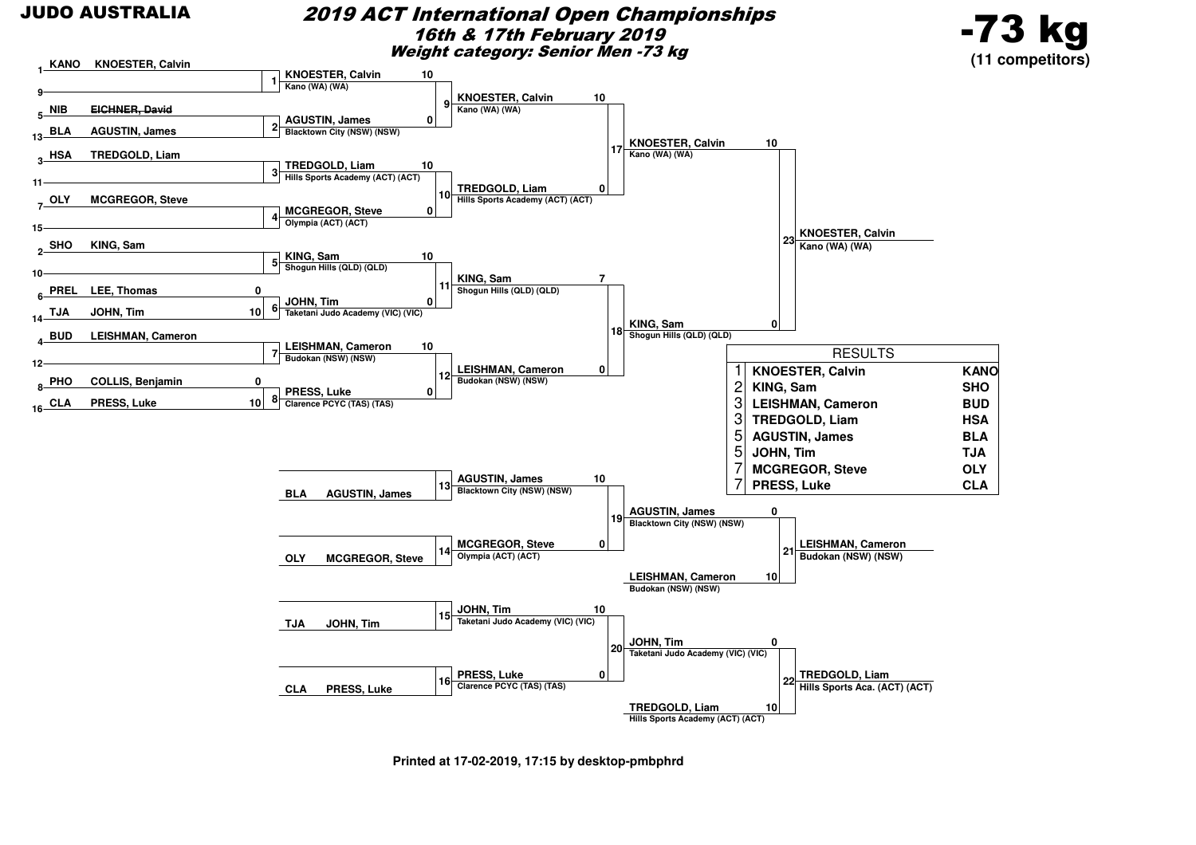JUDO AUSTRALIA

# 2019 ACT International Open Championships

## 16th & 17th February 2019

### Weight category: Senior Men -73 kg

**-73 kg**
**(11 competitors)**

## Draw

| Seed | Club | Name |
|---|---|---|
| 1 | KANO | KNOESTER, Calvin |
| 9 | | |
| 5 | NIB | ~~EICHNER, David~~ |
| 13 | BLA | AGUSTIN, James |
| 3 | HSA | TREDGOLD, Liam |
| 11 | | |
| 7 | OLY | MCGREGOR, Steve |
| 15 | | |
| 2 | SHO | KING, Sam |
| 10 | | |
| 6 | PREL | LEE, Thomas |
| 14 | TJA | JOHN, Tim |
| 4 | BUD | LEISHMAN, Cameron |
| 12 | | |
| 8 | PHO | COLLIS, Benjamin |
| 16 | CLA | PRESS, Luke |

## Main bracket

| Contest | Competitors | Score | Winner |
|---|---|---|---|
| 1 | KNOESTER, Calvin (bye) | | KNOESTER, Calvin – Kano (WA) (WA) |
| 2 | AGUSTIN, James (EICHNER, David withdrawn) | | AGUSTIN, James – Blacktown City (NSW) (NSW) |
| 3 | TREDGOLD, Liam (bye) | | TREDGOLD, Liam – Hills Sports Academy (ACT) (ACT) |
| 4 | MCGREGOR, Steve (bye) | | MCGREGOR, Steve – Olympia (ACT) (ACT) |
| 5 | KING, Sam (bye) | | KING, Sam – Shogun Hills (QLD) (QLD) |
| 6 | LEE, Thomas vs JOHN, Tim | 0 – 10 | JOHN, Tim – Taketani Judo Academy (VIC) (VIC) |
| 7 | LEISHMAN, Cameron (bye) | | LEISHMAN, Cameron – Budokan (NSW) (NSW) |
| 8 | COLLIS, Benjamin vs PRESS, Luke | 0 – 10 | PRESS, Luke – Clarence PCYC (TAS) (TAS) |
| 9 | KNOESTER, Calvin vs AGUSTIN, James | 10 – 0 | KNOESTER, Calvin – Kano (WA) (WA) |
| 10 | TREDGOLD, Liam vs MCGREGOR, Steve | 10 – 0 | TREDGOLD, Liam – Hills Sports Academy (ACT) (ACT) |
| 11 | KING, Sam vs JOHN, Tim | 10 – 0 | KING, Sam – Shogun Hills (QLD) (QLD) |
| 12 | LEISHMAN, Cameron vs PRESS, Luke | 10 – 0 | LEISHMAN, Cameron – Budokan (NSW) (NSW) |
| 17 | KNOESTER, Calvin vs TREDGOLD, Liam | 10 – 0 | KNOESTER, Calvin – Kano (WA) (WA) |
| 18 | KING, Sam vs LEISHMAN, Cameron | 7 – 0 | KING, Sam – Shogun Hills (QLD) (QLD) |
| 23 | KNOESTER, Calvin vs KING, Sam | 10 – 0 | KNOESTER, Calvin – Kano (WA) (WA) |

## Repechage

| Contest | Competitors | Score | Winner |
|---|---|---|---|
| 13 | BLA AGUSTIN, James | | AGUSTIN, James – Blacktown City (NSW) (NSW) |
| 14 | OLY MCGREGOR, Steve | | MCGREGOR, Steve – Olympia (ACT) (ACT) |
| 15 | TJA JOHN, Tim | | JOHN, Tim – Taketani Judo Academy (VIC) (VIC) |
| 16 | CLA PRESS, Luke | | PRESS, Luke – Clarence PCYC (TAS) (TAS) |
| 19 | AGUSTIN, James vs MCGREGOR, Steve | 10 – 0 | AGUSTIN, James – Blacktown City (NSW) (NSW) |
| 20 | JOHN, Tim vs PRESS, Luke | 10 – 0 | JOHN, Tim – Taketani Judo Academy (VIC) (VIC) |
| 21 | AGUSTIN, James vs LEISHMAN, Cameron | 0 – 10 | LEISHMAN, Cameron – Budokan (NSW) (NSW) |
| 22 | JOHN, Tim vs TREDGOLD, Liam | 0 – 10 | TREDGOLD, Liam – Hills Sports Aca. (ACT) (ACT) |

## RESULTS

| Place | Name | Club |
|---|---|---|
| 1 | KNOESTER, Calvin | KANO |
| 2 | KING, Sam | SHO |
| 3 | LEISHMAN, Cameron | BUD |
| 3 | TREDGOLD, Liam | HSA |
| 5 | AGUSTIN, James | BLA |
| 5 | JOHN, Tim | TJA |
| 7 | MCGREGOR, Steve | OLY |
| 7 | PRESS, Luke | CLA |

Printed at 17-02-2019, 17:15 by desktop-pmbphrd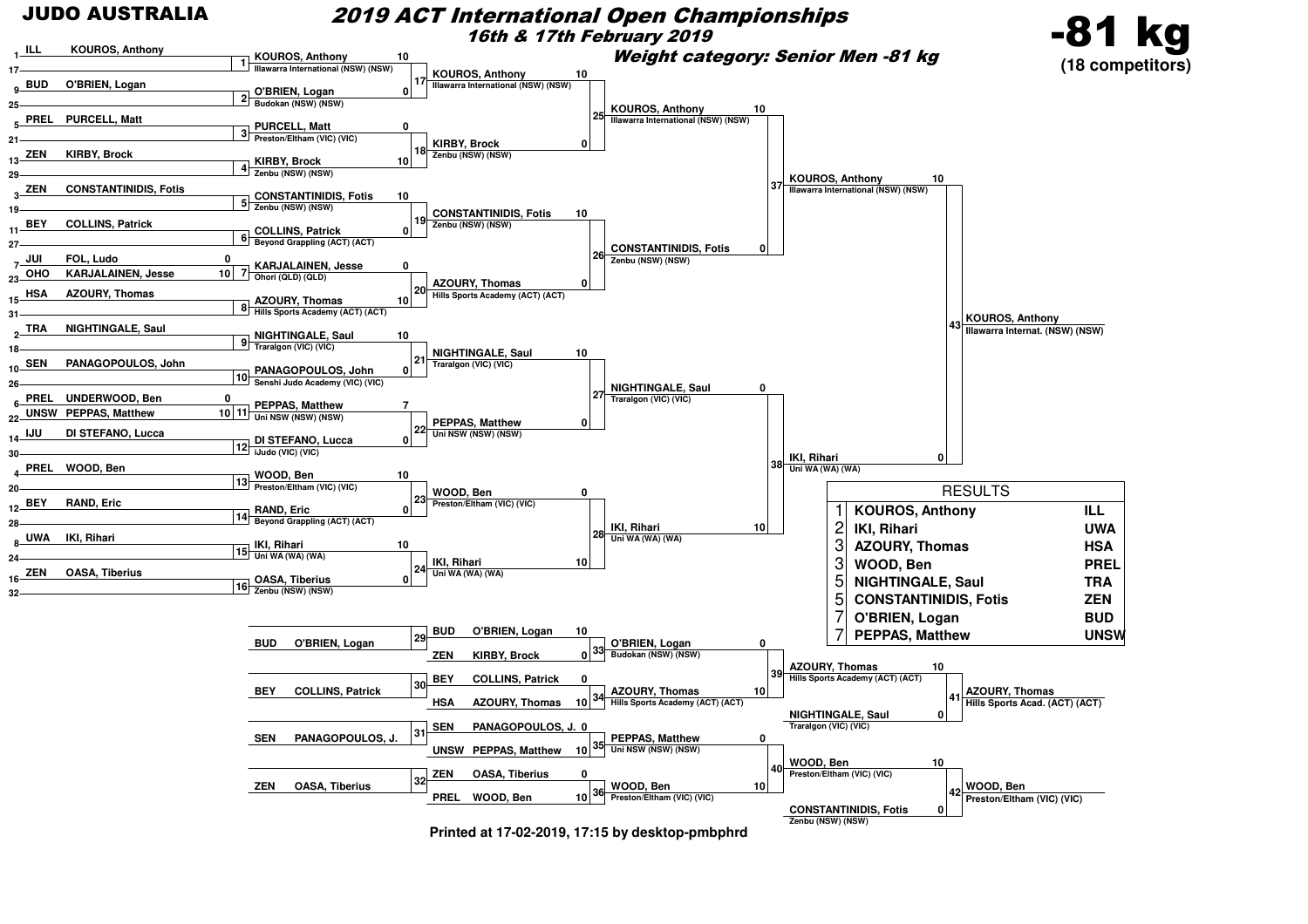# JUDO AUSTRALIA

## 2019 ACT International Open Championships

### 16th & 17th February 2019

**Weight category: Senior Men -81 kg**

# -81 kg

**(18 competitors)**

## Draw

| Pos | Club | Name |
|---|---|---|
| 1 | ILL | KOUROS, Anthony |
| 17 | | |
| 9 | BUD | O'BRIEN, Logan |
| 25 | | |
| 5 | PREL | PURCELL, Matt |
| 21 | | |
| 13 | ZEN | KIRBY, Brock |
| 29 | | |
| 3 | ZEN | CONSTANTINIDIS, Fotis |
| 19 | | |
| 11 | BEY | COLLINS, Patrick |
| 27 | | |
| 7 | JUI | FOL, Ludo |
| 23 | OHO | KARJALAINEN, Jesse |
| 15 | HSA | AZOURY, Thomas |
| 31 | | |
| 2 | TRA | NIGHTINGALE, Saul |
| 18 | | |
| 10 | SEN | PANAGOPOULOS, John |
| 26 | | |
| 6 | PREL | UNDERWOOD, Ben |
| 22 | UNSW | PEPPAS, Matthew |
| 14 | IJU | DI STEFANO, Lucca |
| 30 | | |
| 4 | PREL | WOOD, Ben |
| 20 | | |
| 12 | BEY | RAND, Eric |
| 28 | | |
| 8 | UWA | IKI, Rihari |
| 24 | | |
| 16 | ZEN | OASA, Tiberius |
| 32 | | |

## Main Bracket

| Contest | Competitor 1 | Score | Competitor 2 | Score | Winner |
|---|---|---|---|---|---|
| 1 | KOUROS, Anthony | | (bye) | | KOUROS, Anthony – Illawarra International (NSW) (NSW) |
| 2 | O'BRIEN, Logan | | (bye) | | O'BRIEN, Logan – Budokan (NSW) (NSW) |
| 3 | PURCELL, Matt | | (bye) | | PURCELL, Matt – Preston/Eltham (VIC) (VIC) |
| 4 | KIRBY, Brock | | (bye) | | KIRBY, Brock – Zenbu (NSW) (NSW) |
| 5 | CONSTANTINIDIS, Fotis | | (bye) | | CONSTANTINIDIS, Fotis – Zenbu (NSW) (NSW) |
| 6 | COLLINS, Patrick | | (bye) | | COLLINS, Patrick – Beyond Grappling (ACT) (ACT) |
| 7 | FOL, Ludo | 0 | KARJALAINEN, Jesse | 10 | KARJALAINEN, Jesse – Ohori (QLD) (QLD) |
| 8 | AZOURY, Thomas | | (bye) | | AZOURY, Thomas – Hills Sports Academy (ACT) (ACT) |
| 9 | NIGHTINGALE, Saul | | (bye) | | NIGHTINGALE, Saul – Traralgon (VIC) (VIC) |
| 10 | PANAGOPOULOS, John | | (bye) | | PANAGOPOULOS, John – Senshi Judo Academy (VIC) (VIC) |
| 11 | UNDERWOOD, Ben | 0 | PEPPAS, Matthew | 10 | PEPPAS, Matthew – Uni NSW (NSW) (NSW) |
| 12 | DI STEFANO, Lucca | | (bye) | | DI STEFANO, Lucca – iJudo (VIC) (VIC) |
| 13 | WOOD, Ben | | (bye) | | WOOD, Ben – Preston/Eltham (VIC) (VIC) |
| 14 | RAND, Eric | | (bye) | | RAND, Eric – Beyond Grappling (ACT) (ACT) |
| 15 | IKI, Rihari | | (bye) | | IKI, Rihari – Uni WA (WA) (WA) |
| 16 | OASA, Tiberius | | (bye) | | OASA, Tiberius – Zenbu (NSW) (NSW) |
| 17 | KOUROS, Anthony | 10 | O'BRIEN, Logan | 0 | KOUROS, Anthony – Illawarra International (NSW) (NSW) |
| 18 | PURCELL, Matt | 0 | KIRBY, Brock | 10 | KIRBY, Brock – Zenbu (NSW) (NSW) |
| 19 | CONSTANTINIDIS, Fotis | 10 | COLLINS, Patrick | 0 | CONSTANTINIDIS, Fotis – Zenbu (NSW) (NSW) |
| 20 | KARJALAINEN, Jesse | 0 | AZOURY, Thomas | 10 | AZOURY, Thomas – Hills Sports Academy (ACT) (ACT) |
| 21 | NIGHTINGALE, Saul | 10 | PANAGOPOULOS, John | 0 | NIGHTINGALE, Saul – Traralgon (VIC) (VIC) |
| 22 | PEPPAS, Matthew | 7 | DI STEFANO, Lucca | 0 | PEPPAS, Matthew – Uni NSW (NSW) (NSW) |
| 23 | WOOD, Ben | 10 | RAND, Eric | 0 | WOOD, Ben – Preston/Eltham (VIC) (VIC) |
| 24 | IKI, Rihari | 10 | OASA, Tiberius | 0 | IKI, Rihari – Uni WA (WA) (WA) |
| 25 | KOUROS, Anthony | 10 | KIRBY, Brock | 0 | KOUROS, Anthony – Illawarra International (NSW) (NSW) |
| 26 | CONSTANTINIDIS, Fotis | 10 | AZOURY, Thomas | 0 | CONSTANTINIDIS, Fotis – Zenbu (NSW) (NSW) |
| 27 | NIGHTINGALE, Saul | 10 | PEPPAS, Matthew | 0 | NIGHTINGALE, Saul – Traralgon (VIC) (VIC) |
| 28 | WOOD, Ben | 0 | IKI, Rihari | 10 | IKI, Rihari – Uni WA (WA) (WA) |
| 37 | KOUROS, Anthony | 10 | CONSTANTINIDIS, Fotis | 0 | KOUROS, Anthony – Illawarra International (NSW) (NSW) |
| 38 | NIGHTINGALE, Saul | 0 | IKI, Rihari | 10 | IKI, Rihari – Uni WA (WA) (WA) |
| 43 | KOUROS, Anthony | 10 | IKI, Rihari | 0 | KOUROS, Anthony – Illawarra Internat. (NSW) (NSW) |

## Repechage

| Contest | Competitor 1 | Score | Competitor 2 | Score | Winner |
|---|---|---|---|---|---|
| 29 | BUD O'BRIEN, Logan | 10 | ZEN KIRBY, Brock | 0 | O'BRIEN, Logan – Budokan (NSW) (NSW) |
| 30 | BEY COLLINS, Patrick | 0 | HSA AZOURY, Thomas | 10 | AZOURY, Thomas – Hills Sports Academy (ACT) (ACT) |
| 31 | SEN PANAGOPOULOS, J. | 0 | UNSW PEPPAS, Matthew | 10 | PEPPAS, Matthew – Uni NSW (NSW) (NSW) |
| 32 | ZEN OASA, Tiberius | 0 | PREL WOOD, Ben | 10 | WOOD, Ben – Preston/Eltham (VIC) (VIC) |
| 33 | O'BRIEN, Logan | 0 | AZOURY, Thomas | 10 | AZOURY, Thomas – Hills Sports Academy (ACT) (ACT) |
| 35 | PEPPAS, Matthew | 0 | WOOD, Ben | 10 | WOOD, Ben – Preston/Eltham (VIC) (VIC) |
| 39 | AZOURY, Thomas | 10 | NIGHTINGALE, Saul – Traralgon (VIC) (VIC) | 0 | AZOURY, Thomas – Hills Sports Acad. (ACT) (ACT) |
| 40 | WOOD, Ben | 10 | CONSTANTINIDIS, Fotis – Zenbu (NSW) (NSW) | 0 | WOOD, Ben – Preston/Eltham (VIC) (VIC) |

Contests 34 and 36: AZOURY, Thomas and WOOD, Ben advance. Contests 41 and 42 are the bronze medal contests.

## RESULTS

| Place | Name | Club |
|---|---|---|
| 1 | KOUROS, Anthony | ILL |
| 2 | IKI, Rihari | UWA |
| 3 | AZOURY, Thomas | HSA |
| 3 | WOOD, Ben | PREL |
| 5 | NIGHTINGALE, Saul | TRA |
| 5 | CONSTANTINIDIS, Fotis | ZEN |
| 7 | O'BRIEN, Logan | BUD |
| 7 | PEPPAS, Matthew | UNSW |

**Printed at 17-02-2019, 17:15 by desktop-pmbphrd**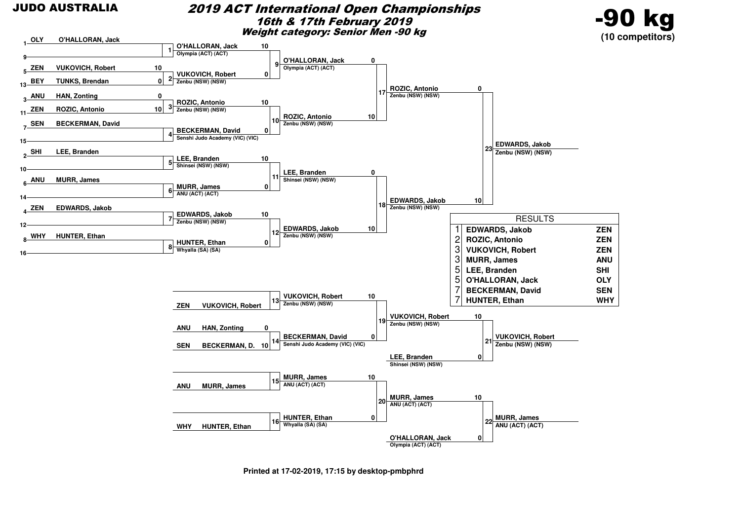**JUDO AUSTRALIA**

# 2019 ACT International Open Championships

## 16th & 17th February 2019

### Weight category: Senior Men -90 kg

**-90 kg**
**(10 competitors)**

## Main Bracket

### Round 1

| Seed | Club | Name | Score | Match | Winner | Club | Score |
|---|---|---|---|---|---|---|---|
| 1 | OLY | O'HALLORAN, Jack | | 1 | O'HALLORAN, Jack | Olympia (ACT) (ACT) | 10 |
| 9 | | | | | | | |
| 5 | ZEN | VUKOVICH, Robert | 10 | 2 | VUKOVICH, Robert | Zenbu (NSW) (NSW) | 0 |
| 13 | BEY | TUNKS, Brendan | 0 | | | | |
| 3 | ANU | HAN, Zonting | 0 | 3 | ROZIC, Antonio | Zenbu (NSW) (NSW) | 10 |
| 11 | ZEN | ROZIC, Antonio | 10 | | | | |
| 7 | SEN | BECKERMAN, David | | 4 | BECKERMAN, David | Senshi Judo Academy (VIC) (VIC) | 0 |
| 15 | | | | | | | |
| 2 | SHI | LEE, Branden | | 5 | LEE, Branden | Shinsei (NSW) (NSW) | 10 |
| 10 | | | | | | | |
| 6 | ANU | MURR, James | | 6 | MURR, James | ANU (ACT) (ACT) | 0 |
| 14 | | | | | | | |
| 4 | ZEN | EDWARDS, Jakob | | 7 | EDWARDS, Jakob | Zenbu (NSW) (NSW) | 10 |
| 12 | | | | | | | |
| 8 | WHY | HUNTER, Ethan | | 8 | HUNTER, Ethan | Whyalla (SA) (SA) | 0 |
| 16 | | | | | | | |

### Round 2

| Match | Winner | Club | Score |
|---|---|---|---|
| 9 | O'HALLORAN, Jack | Olympia (ACT) (ACT) | 0 |
| 10 | ROZIC, Antonio | Zenbu (NSW) (NSW) | 10 |
| 11 | LEE, Branden | Shinsei (NSW) (NSW) | 0 |
| 12 | EDWARDS, Jakob | Zenbu (NSW) (NSW) | 10 |

### Semi-finals

| Match | Winner | Club | Score |
|---|---|---|---|
| 17 | ROZIC, Antonio | Zenbu (NSW) (NSW) | 0 |
| 18 | EDWARDS, Jakob | Zenbu (NSW) (NSW) | 10 |

### Final

| Match | Winner | Club |
|---|---|---|
| 23 | EDWARDS, Jakob | Zenbu (NSW) (NSW) |

## Repechage

| Match | Competitor | Score | Winner | Club | Score |
|---|---|---|---|---|---|
| 13 | ZEN VUKOVICH, Robert | | VUKOVICH, Robert | Zenbu (NSW) (NSW) | 10 |
| 14 | ANU HAN, Zonting | 0 | BECKERMAN, David | Senshi Judo Academy (VIC) (VIC) | 0 |
| | SEN BECKERMAN, D. | 10 | | | |
| 15 | ANU MURR, James | | MURR, James | ANU (ACT) (ACT) | 10 |
| 16 | WHY HUNTER, Ethan | | HUNTER, Ethan | Whyalla (SA) (SA) | 0 |

| Match | Winner | Club | Score |
|---|---|---|---|
| 19 | VUKOVICH, Robert | Zenbu (NSW) (NSW) | 10 |
| 20 | MURR, James | ANU (ACT) (ACT) | 10 |

### Bronze Medal Contests

| Match | Competitor | Club | Score | Winner | Club |
|---|---|---|---|---|---|
| 21 | VUKOVICH, Robert | Zenbu (NSW) (NSW) | 10 | VUKOVICH, Robert | Zenbu (NSW) (NSW) |
| | LEE, Branden | Shinsei (NSW) (NSW) | 0 | | |
| 22 | MURR, James | ANU (ACT) (ACT) | 10 | MURR, James | ANU (ACT) (ACT) |
| | O'HALLORAN, Jack | Olympia (ACT) (ACT) | 0 | | |

## RESULTS

| Place | Name | Club |
|---|---|---|
| 1 | EDWARDS, Jakob | ZEN |
| 2 | ROZIC, Antonio | ZEN |
| 3 | VUKOVICH, Robert | ZEN |
| 3 | MURR, James | ANU |
| 5 | LEE, Branden | SHI |
| 5 | O'HALLORAN, Jack | OLY |
| 7 | BECKERMAN, David | SEN |
| 7 | HUNTER, Ethan | WHY |

**Printed at 17-02-2019, 17:15 by desktop-pmbphrd**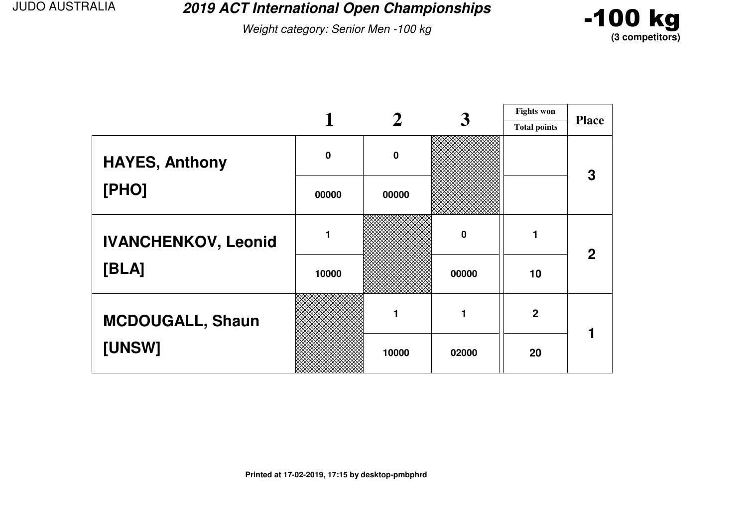JUDO AUSTRALIA

# *2019 ACT International Open Championships*

*Weight category: Senior Men -100 kg*

## -100 kg
**(3 competitors)**

| | 1 | 2 | 3 | Fights won / Total points | Place |
|---|---|---|---|---|---|
| **HAYES, Anthony** | 0 | 0 | | | 3 |
| **[PHO]** | 00000 | 00000 | | | |
| **IVANCHENKOV, Leonid** | 1 | | 0 | 1 | 2 |
| **[BLA]** | 10000 | | 00000 | 10 | |
| **MCDOUGALL, Shaun** | | 1 | 1 | 2 | 1 |
| **[UNSW]** | | 10000 | 02000 | 20 | |

**Printed at 17-02-2019, 17:15 by desktop-pmbphrd**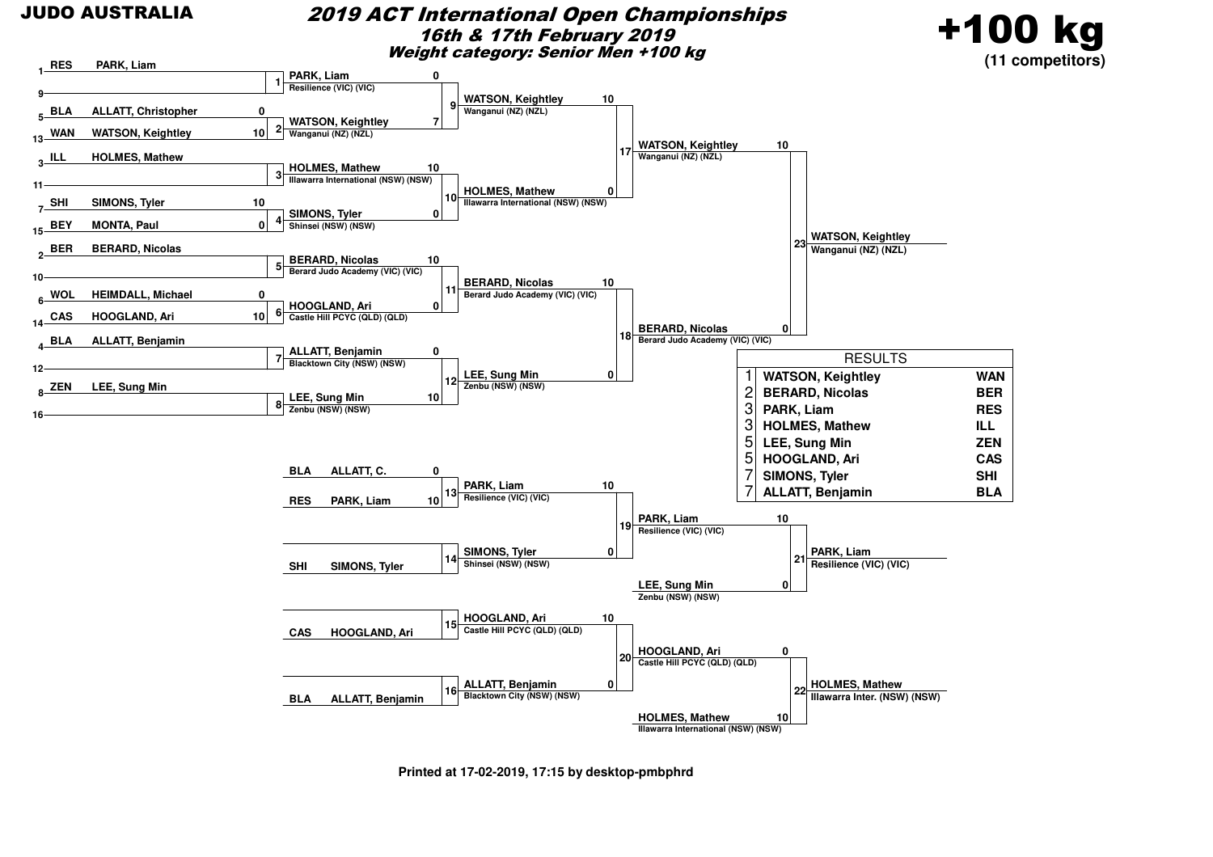# JUDO AUSTRALIA

## 2019 ACT International Open Championships

### 16th & 17th February 2019

### Weight category: Senior Men +100 kg

**+100 kg**
**(11 competitors)**

## Main Draw

### Round 1

| Match | Competitor | Club | Score |
|---|---|---|---|
| 1 | PARK, Liam (1) | RES | |
| 1 | (9) | | |
| 2 | ALLATT, Christopher (5) | BLA | 0 |
| 2 | WATSON, Keightley (13) | WAN | 10 |
| 3 | HOLMES, Mathew (3) | ILL | |
| 3 | (11) | | |
| 4 | SIMONS, Tyler (7) | SHI | 10 |
| 4 | MONTA, Paul (15) | BEY | 0 |
| 5 | BERARD, Nicolas (2) | BER | |
| 5 | (10) | | |
| 6 | HEIMDALL, Michael (6) | WOL | 0 |
| 6 | HOOGLAND, Ari (14) | CAS | 10 |
| 7 | ALLATT, Benjamin (4) | BLA | |
| 7 | (12) | | |
| 8 | LEE, Sung Min (8) | ZEN | |
| 8 | (16) | | |

### Round 2

| Match | Competitor | Club | Score |
|---|---|---|---|
| 9 | PARK, Liam | Resilience (VIC) (VIC) | 0 |
| 9 | WATSON, Keightley | Wanganui (NZ) (NZL) | 7 |
| 10 | HOLMES, Mathew | Illawarra International (NSW) (NSW) | 10 |
| 10 | SIMONS, Tyler | Shinsei (NSW) (NSW) | 0 |
| 11 | BERARD, Nicolas | Berard Judo Academy (VIC) (VIC) | 10 |
| 11 | HOOGLAND, Ari | Castle Hill PCYC (QLD) (QLD) | 0 |
| 12 | ALLATT, Benjamin | Blacktown City (NSW) (NSW) | 0 |
| 12 | LEE, Sung Min | Zenbu (NSW) (NSW) | 10 |

### Semi-finals

| Match | Competitor | Club | Score |
|---|---|---|---|
| 17 | WATSON, Keightley | Wanganui (NZ) (NZL) | 10 |
| 17 | HOLMES, Mathew | Illawarra International (NSW) (NSW) | 0 |
| 18 | BERARD, Nicolas | Berard Judo Academy (VIC) (VIC) | 10 |
| 18 | LEE, Sung Min | Zenbu (NSW) (NSW) | 0 |

### Final

| Match | Competitor | Club | Score |
|---|---|---|---|
| 23 | WATSON, Keightley | Wanganui (NZ) (NZL) | 10 |
| 23 | BERARD, Nicolas | Berard Judo Academy (VIC) (VIC) | 0 |

Winner: **WATSON, Keightley** – Wanganui (NZ) (NZL)

## Repechage

| Match | Competitor | Club | Score |
|---|---|---|---|
| 13 | ALLATT, C. | BLA | 0 |
| 13 | PARK, Liam | RES | 10 |
| 14 | | | |
| 14 | SIMONS, Tyler | SHI | |
| 15 | | | |
| 15 | HOOGLAND, Ari | CAS | |
| 16 | | | |
| 16 | ALLATT, Benjamin | BLA | |
| 19 | PARK, Liam | Resilience (VIC) (VIC) | 10 |
| 19 | SIMONS, Tyler | Shinsei (NSW) (NSW) | 0 |
| 20 | HOOGLAND, Ari | Castle Hill PCYC (QLD) (QLD) | 10 |
| 20 | ALLATT, Benjamin | Blacktown City (NSW) (NSW) | 0 |
| 21 | PARK, Liam | Resilience (VIC) (VIC) | 10 |
| 21 | LEE, Sung Min | Zenbu (NSW) (NSW) | 0 |
| 22 | HOOGLAND, Ari | Castle Hill PCYC (QLD) (QLD) | 0 |
| 22 | HOLMES, Mathew | Illawarra International (NSW) (NSW) | 10 |

Winner match 21: **PARK, Liam** – Resilience (VIC) (VIC)
Winner match 22: **HOLMES, Mathew** – Illawarra Inter. (NSW) (NSW)

## RESULTS

| Place | Name | Club |
|---|---|---|
| 1 | WATSON, Keightley | WAN |
| 2 | BERARD, Nicolas | BER |
| 3 | PARK, Liam | RES |
| 3 | HOLMES, Mathew | ILL |
| 5 | LEE, Sung Min | ZEN |
| 5 | HOOGLAND, Ari | CAS |
| 7 | SIMONS, Tyler | SHI |
| 7 | ALLATT, Benjamin | BLA |

Printed at 17-02-2019, 17:15 by desktop-pmbphrd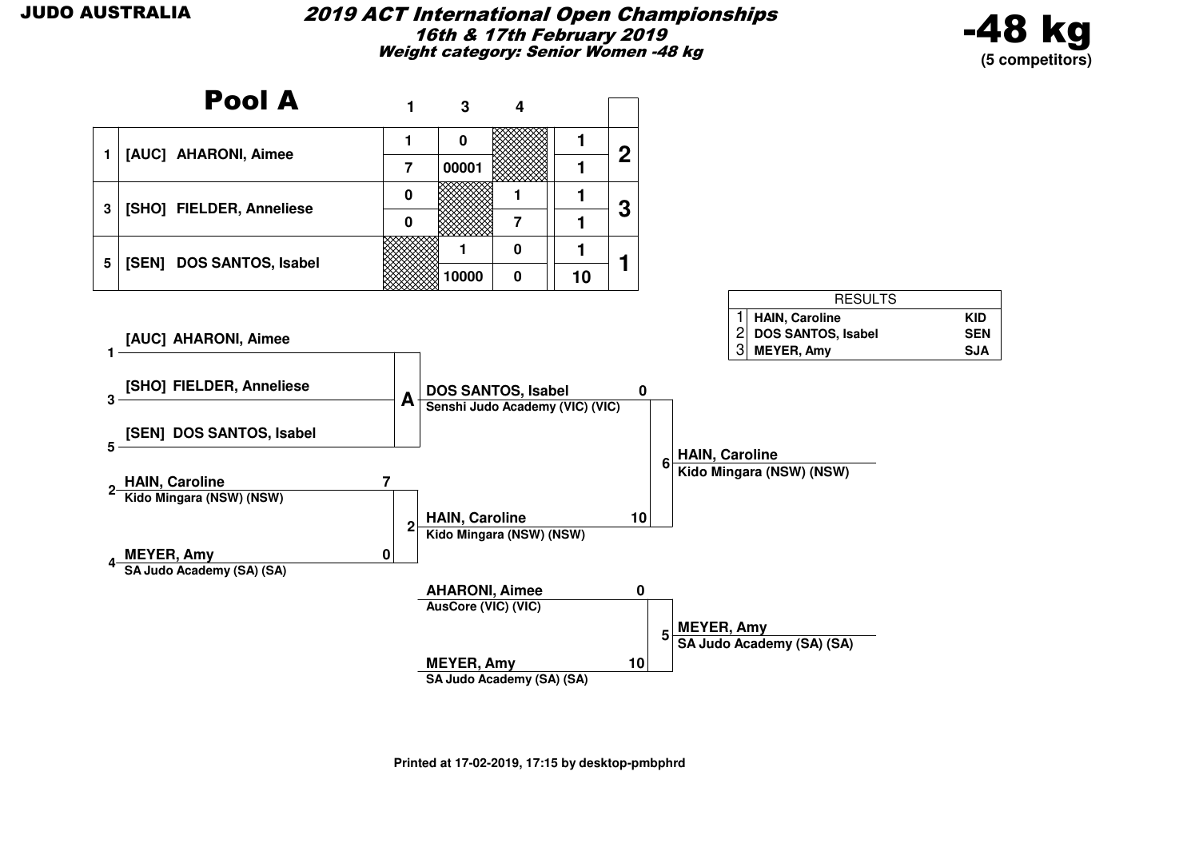**JUDO AUSTRALIA**

# 2019 ACT International Open Championships

**16th & 17th February 2019**

**Weight category: Senior Women -48 kg**

**-48 kg**
**(5 competitors)**

## Pool A

| | | 1 | 3 | 4 | | |
|---|---|---|---|---|---|---|
| 1 | [AUC] AHARONI, Aimee | 1 | 0 | | 1 | 2 |
| | | 7 | 00001 | | 1 | |
| 3 | [SHO] FIELDER, Anneliese | 0 | | 1 | 1 | 3 |
| | | 0 | | 7 | 1 | |
| 5 | [SEN] DOS SANTOS, Isabel | | 1 | 0 | 1 | 1 |
| | | | 10000 | 0 | 10 | |

| RESULTS | | |
|---|---|---|
| 1 | HAIN, Caroline | KID |
| 2 | DOS SANTOS, Isabel | SEN |
| 3 | MEYER, Amy | SJA |

**Pool A:**
- 1 [AUC] AHARONI, Aimee
- 3 [SHO] FIELDER, Anneliese
- 5 [SEN] DOS SANTOS, Isabel

**Contest 2:**
- 2 HAIN, Caroline — Kido Mingara (NSW) (NSW) — 7
- 4 MEYER, Amy — SA Judo Academy (SA) (SA) — 0

**Contest 6 (Final):**
- DOS SANTOS, Isabel — Senshi Judo Academy (VIC) (VIC) — 0
- HAIN, Caroline — Kido Mingara (NSW) (NSW) — 10

Winner: HAIN, Caroline — Kido Mingara (NSW) (NSW)

**Contest 5:**
- AHARONI, Aimee — AusCore (VIC) (VIC) — 0
- MEYER, Amy — SA Judo Academy (SA) (SA) — 10

Winner: MEYER, Amy — SA Judo Academy (SA) (SA)

Printed at 17-02-2019, 17:15 by desktop-pmbphrd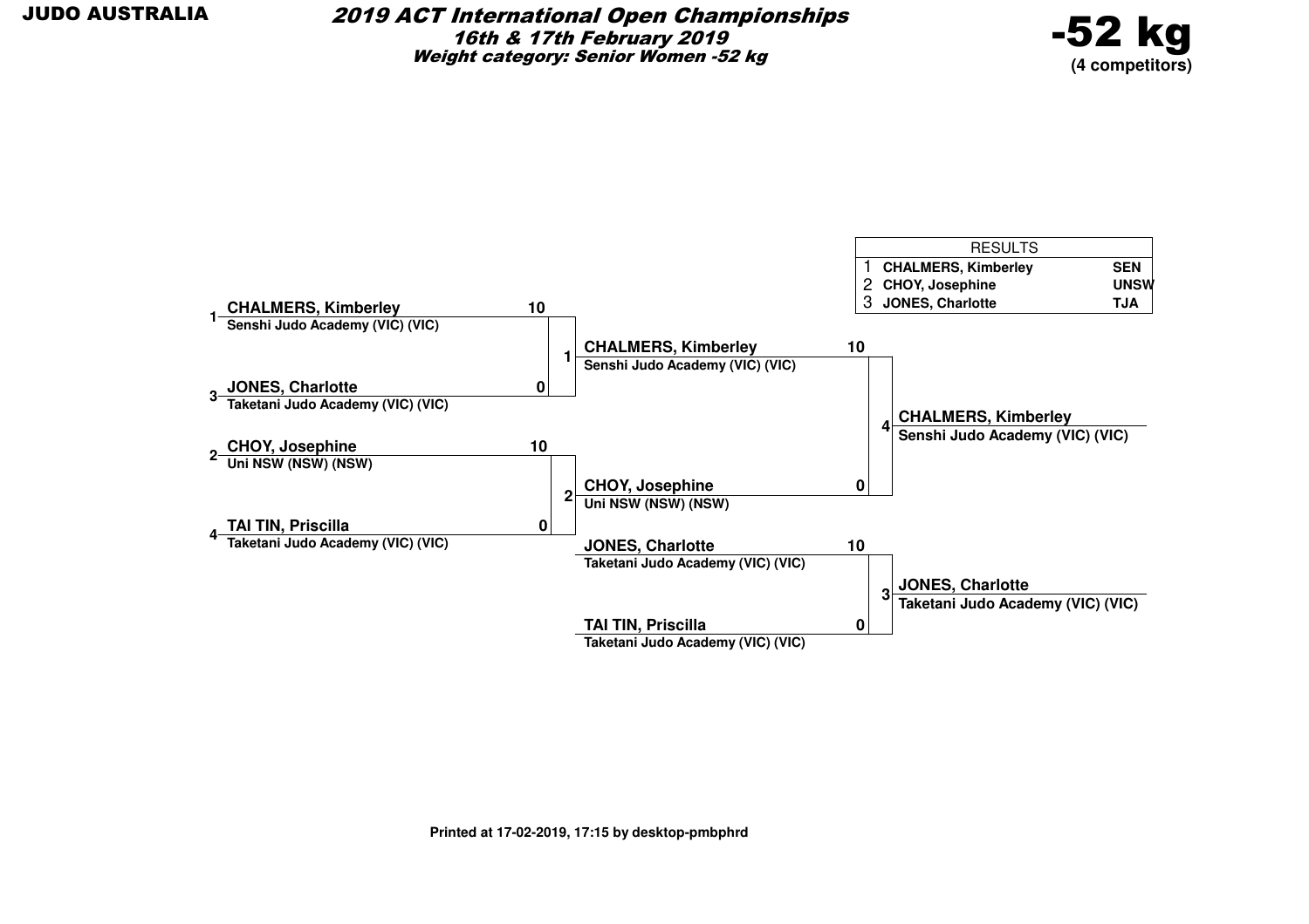JUDO AUSTRALIA

# 2019 ACT International Open Championships

## 16th & 17th February 2019

### Weight category: Senior Women -52 kg

**-52 kg**
**(4 competitors)**

| RESULTS | | |
|---|---|---|
| 1 | CHALMERS, Kimberley | SEN |
| 2 | CHOY, Josephine | UNSW |
| 3 | JONES, Charlotte | TJA |

**Round 1**

| Contest | Competitor | Club | Score |
|---|---|---|---|
| 1 | 1 CHALMERS, Kimberley | Senshi Judo Academy (VIC) (VIC) | 10 |
| | 3 JONES, Charlotte | Taketani Judo Academy (VIC) (VIC) | 0 |
| 2 | 2 CHOY, Josephine | Uni NSW (NSW) (NSW) | 10 |
| | 4 TAI TIN, Priscilla | Taketani Judo Academy (VIC) (VIC) | 0 |

**Final**

| Contest | Competitor | Club | Score |
|---|---|---|---|
| 4 | CHALMERS, Kimberley | Senshi Judo Academy (VIC) (VIC) | 10 |
| | CHOY, Josephine | Uni NSW (NSW) (NSW) | 0 |

Winner: **CHALMERS, Kimberley** – Senshi Judo Academy (VIC) (VIC)

**Bronze**

| Contest | Competitor | Club | Score |
|---|---|---|---|
| 3 | JONES, Charlotte | Taketani Judo Academy (VIC) (VIC) | 10 |
| | TAI TIN, Priscilla | Taketani Judo Academy (VIC) (VIC) | 0 |

Winner: **JONES, Charlotte** – Taketani Judo Academy (VIC) (VIC)

Printed at 17-02-2019, 17:15 by desktop-pmbphrd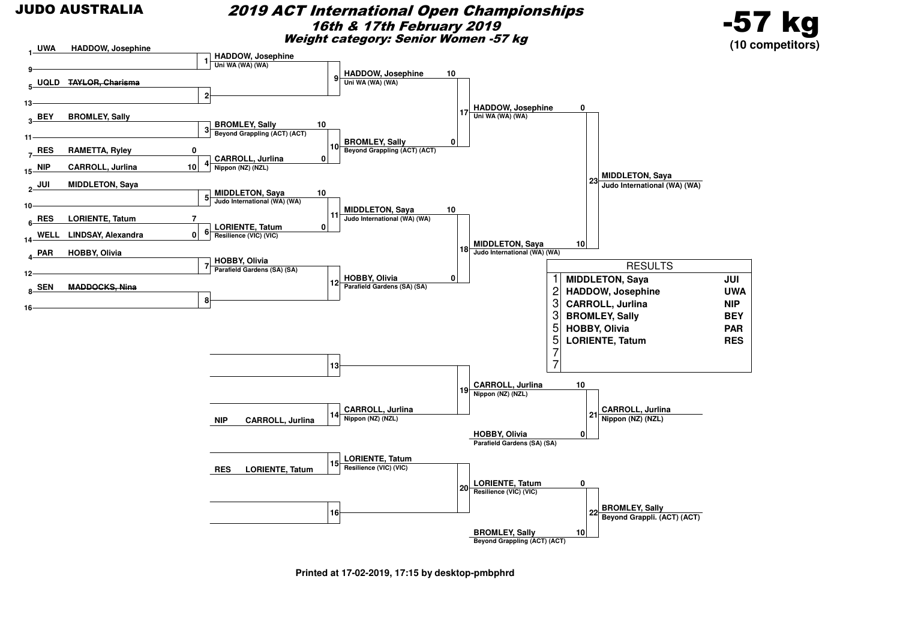**JUDO AUSTRALIA**

# 2019 ACT International Open Championships

## 16th & 17th February 2019

### Weight category: Senior Women -57 kg

**-57 kg**
**(10 competitors)**

## Main Draw

### First Round

| Seed | Club | Name | Score | Contest | Winner | Club |
|---|---|---|---|---|---|---|
| 1 | UWA | HADDOW, Josephine | | 1 | HADDOW, Josephine | Uni WA (WA) (WA) |
| 9 | | | | | | |
| 5 | UQLD | ~~TAYLOR, Charisma~~ | | 2 | | |
| 13 | | | | | | |
| 3 | BEY | BROMLEY, Sally | | 3 | BROMLEY, Sally | Beyond Grappling (ACT) (ACT) |
| 11 | | | | | | |
| 7 | RES | RAMETTA, Ryley | 0 | 4 | CARROLL, Jurlina | Nippon (NZ) (NZL) |
| 15 | NIP | CARROLL, Jurlina | 10 | | | |
| 2 | JUI | MIDDLETON, Saya | | 5 | MIDDLETON, Saya | Judo International (WA) (WA) |
| 10 | | | | | | |
| 6 | RES | LORIENTE, Tatum | 7 | 6 | LORIENTE, Tatum | Resilience (VIC) (VIC) |
| 14 | WELL | LINDSAY, Alexandra | 0 | | | |
| 4 | PAR | HOBBY, Olivia | | 7 | HOBBY, Olivia | Parafield Gardens (SA) (SA) |
| 12 | | | | | | |
| 8 | SEN | ~~MADDOCKS, Nina~~ | | 8 | | |
| 16 | | | | | | |

### Second Round

| Contest | Competitor | Score | Winner | Club |
|---|---|---|---|---|
| 9 | HADDOW, Josephine | | HADDOW, Josephine | Uni WA (WA) (WA) |
| | | | | |
| 10 | BROMLEY, Sally | 10 | BROMLEY, Sally | Beyond Grappling (ACT) (ACT) |
| | CARROLL, Jurlina | 0 | | |
| 11 | MIDDLETON, Saya | 10 | MIDDLETON, Saya | Judo International (WA) (WA) |
| | LORIENTE, Tatum | 0 | | |
| 12 | HOBBY, Olivia | | HOBBY, Olivia | Parafield Gardens (SA) (SA) |
| | | | | |

### Semi-finals

| Contest | Competitor | Score | Winner | Club |
|---|---|---|---|---|
| 17 | HADDOW, Josephine | 10 | HADDOW, Josephine | Uni WA (WA) (WA) |
| | BROMLEY, Sally | 0 | | |
| 18 | MIDDLETON, Saya | 10 | MIDDLETON, Saya | Judo International (WA) (WA) |
| | HOBBY, Olivia | 0 | | |

### Final

| Contest | Competitor | Score | Winner | Club |
|---|---|---|---|---|
| 23 | HADDOW, Josephine | 0 | MIDDLETON, Saya | Judo International (WA) (WA) |
| | MIDDLETON, Saya | 10 | | |

## Repechage

| Contest | Competitor | Club | Winner | Club |
|---|---|---|---|---|
| 13 | | | | |
| | | | | |
| 14 | | | CARROLL, Jurlina | Nippon (NZ) (NZL) |
| | CARROLL, Jurlina | NIP | | |
| 15 | | | LORIENTE, Tatum | Resilience (VIC) (VIC) |
| | LORIENTE, Tatum | RES | | |
| 16 | | | | |
| | | | | |

| Contest | Competitor | Club |
|---|---|---|
| 19 | | |
| | | |
| 20 | | |
| | | |

### Bronze Medal Contests

| Contest | Competitor | Score | Winner | Club |
|---|---|---|---|---|
| 21 | CARROLL, Jurlina (Nippon (NZ) (NZL)) | 10 | CARROLL, Jurlina | Nippon (NZ) (NZL) |
| | HOBBY, Olivia (Parafield Gardens (SA) (SA)) | 0 | | |
| 22 | LORIENTE, Tatum (Resilience (VIC) (VIC)) | 0 | BROMLEY, Sally | Beyond Grappli. (ACT) (ACT) |
| | BROMLEY, Sally (Beyond Grappling (ACT) (ACT)) | 10 | | |

## RESULTS

| Place | Name | Club |
|---|---|---|
| 1 | MIDDLETON, Saya | JUI |
| 2 | HADDOW, Josephine | UWA |
| 3 | CARROLL, Jurlina | NIP |
| 3 | BROMLEY, Sally | BEY |
| 5 | HOBBY, Olivia | PAR |
| 5 | LORIENTE, Tatum | RES |
| 7 | | |
| 7 | | |

**Printed at 17-02-2019, 17:15 by desktop-pmbphrd**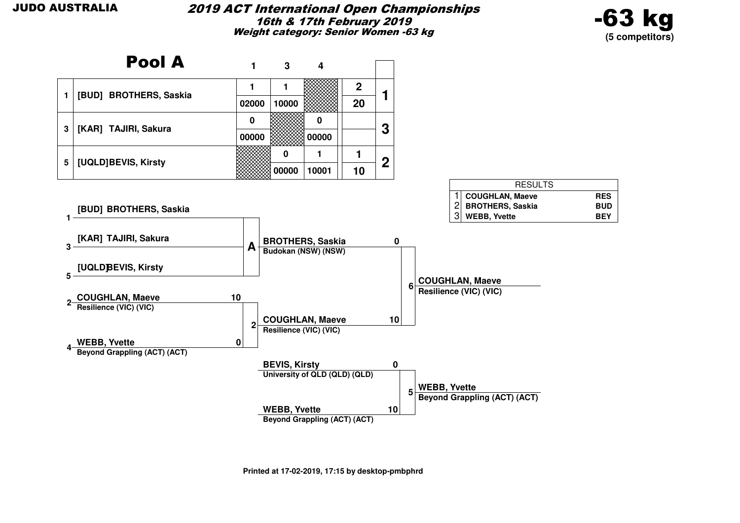JUDO AUSTRALIA

# 2019 ACT International Open Championships

*16th & 17th February 2019*

*Weight category: Senior Women -63 kg*

**-63 kg**
**(5 competitors)**

## Pool A

| | | 1 | 3 | 4 | | |
|---|---|---|---|---|---|---|
| 1 | [BUD] BROTHERS, Saskia | 1 | 1 | | 2 | 1 |
| | | 02000 | 10000 | | 20 | |
| 3 | [KAR] TAJIRI, Sakura | 0 | | 0 | | 3 |
| | | 00000 | | 00000 | | |
| 5 | [UQLD]BEVIS, Kirsty | | 0 | 1 | 1 | 2 |
| | | | 00000 | 10001 | 10 | |

| RESULTS | | |
|---|---|---|
| 1 | COUGHLAN, Maeve | RES |
| 2 | BROTHERS, Saskia | BUD |
| 3 | WEBB, Yvette | BEY |

### Draw

Pool A:
- 1 [BUD] BROTHERS, Saskia
- 3 [KAR] TAJIRI, Sakura
- 5 [UQLD]BEVIS, Kirsty

Pool A winner: BROTHERS, Saskia — Budokan (NSW) (NSW)

Contest 2:
- 2 COUGHLAN, Maeve — Resilience (VIC) (VIC) — 10
- 4 WEBB, Yvette — Beyond Grappling (ACT) (ACT) — 0

Winner: COUGHLAN, Maeve — Resilience (VIC) (VIC)

Contest 6 (Final):
- BROTHERS, Saskia — Budokan (NSW) (NSW) — 0
- COUGHLAN, Maeve — Resilience (VIC) (VIC) — 10

Winner: COUGHLAN, Maeve — Resilience (VIC) (VIC)

Contest 5:
- BEVIS, Kirsty — University of QLD (QLD) (QLD) — 0
- WEBB, Yvette — Beyond Grappling (ACT) (ACT) — 10

Winner: WEBB, Yvette — Beyond Grappling (ACT) (ACT)

Printed at 17-02-2019, 17:15 by desktop-pmbphrd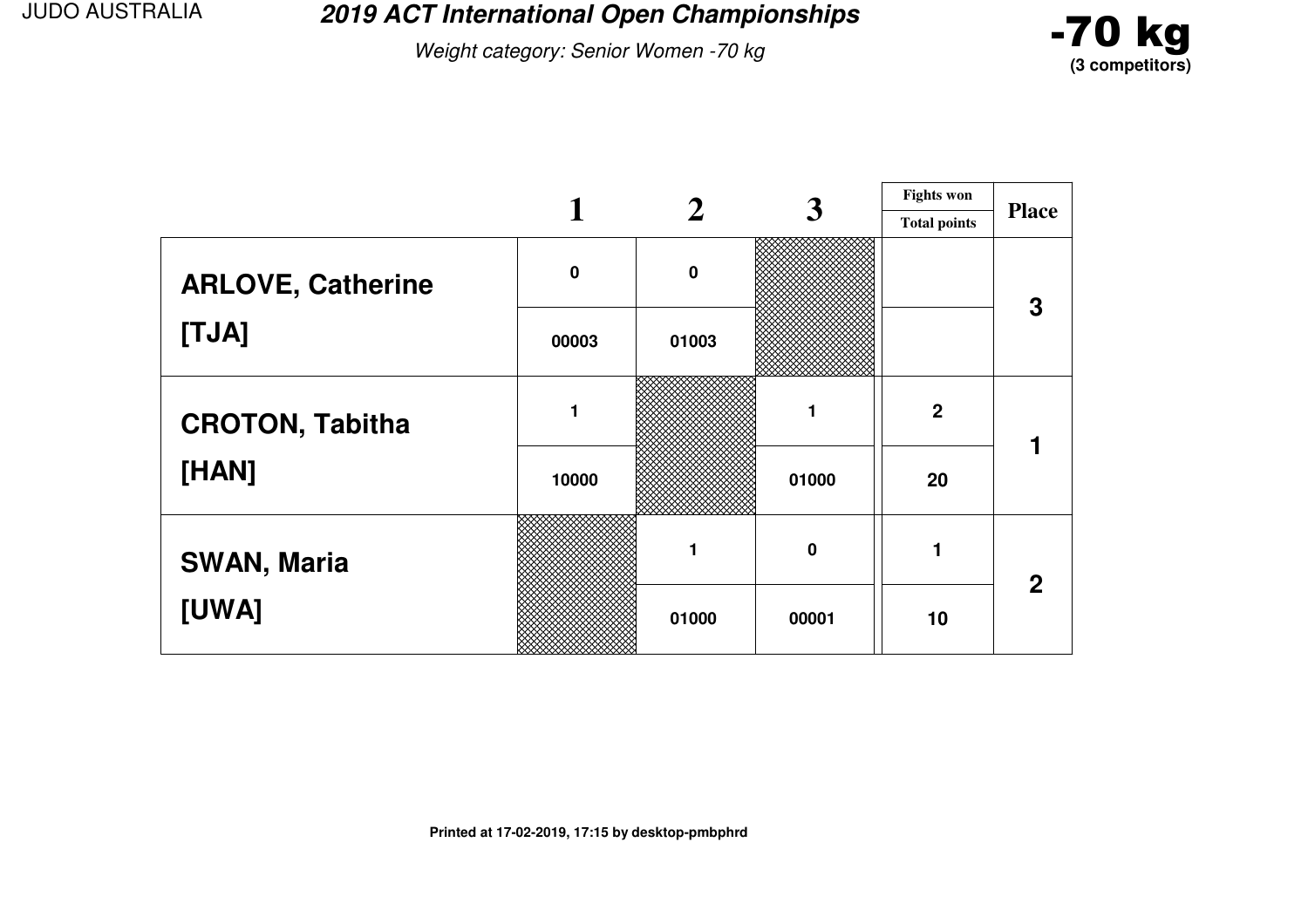JUDO AUSTRALIA

# 2019 ACT International Open Championships

*Weight category: Senior Women -70 kg*

**-70 kg**
**(3 competitors)**

| | 1 | 2 | 3 | Fights won / Total points | Place |
|---|---|---|---|---|---|
| **ARLOVE, Catherine [TJA]** | 0 | 0 | | | 3 |
| | 00003 | 01003 | | | |
| **CROTON, Tabitha [HAN]** | 1 | | 1 | 2 | 1 |
| | 10000 | | 01000 | 20 | |
| **SWAN, Maria [UWA]** | | 1 | 0 | 1 | 2 |
| | | 01000 | 00001 | 10 | |

**Printed at 17-02-2019, 17:15 by desktop-pmbphrd**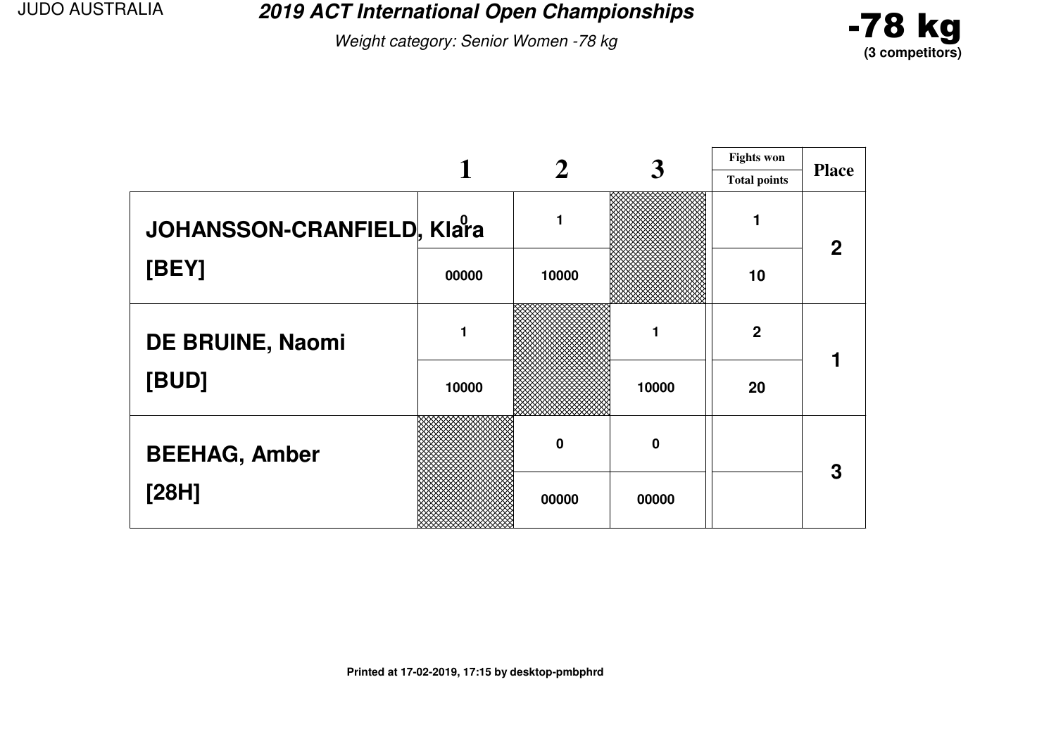JUDO AUSTRALIA

# *2019 ACT International Open Championships*

*Weight category: Senior Women -78 kg*

**-78 kg**
**(3 competitors)**

| | 1 | 2 | 3 | Fights won / Total points | Place |
|---|---|---|---|---|---|
| **JOHANSSON-CRANFIELD, Klara** | 0 | 1 | | 1 | 2 |
| **[BEY]** | 00000 | 10000 | | 10 | |
| **DE BRUINE, Naomi** | 1 | | 1 | 2 | 1 |
| **[BUD]** | 10000 | | 10000 | 20 | |
| **BEEHAG, Amber** | | 0 | 0 | | 3 |
| **[28H]** | | 00000 | 00000 | | |

**Printed at 17-02-2019, 17:15 by desktop-pmbphrd**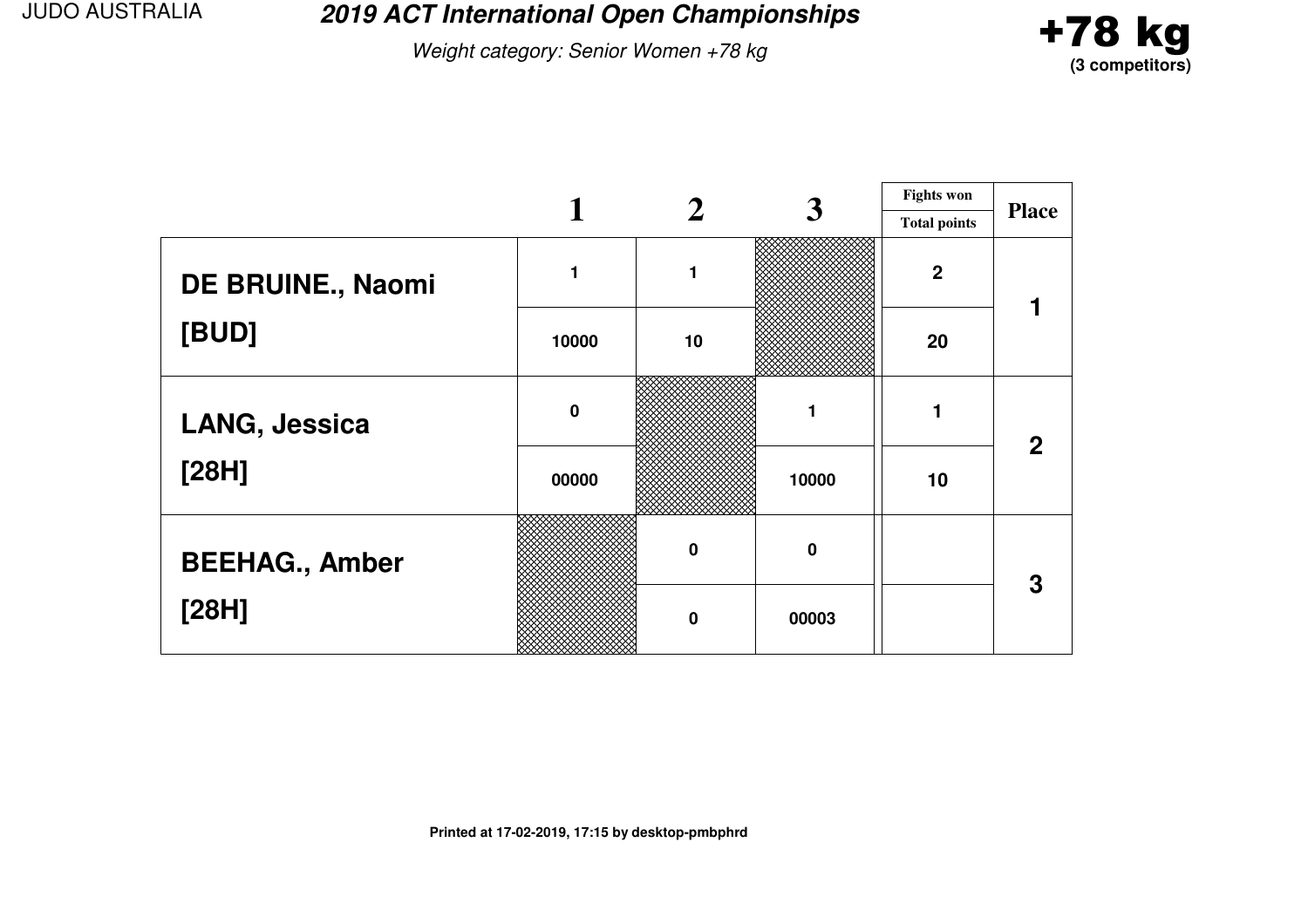JUDO AUSTRALIA

# 2019 ACT International Open Championships

*Weight category: Senior Women +78 kg*

**+78 kg**
**(3 competitors)**

| | 1 | 2 | 3 | Fights won / Total points | Place |
|---|---|---|---|---|---|
| **DE BRUINE., Naomi** | 1 | 1 | | 2 | 1 |
| **[BUD]** | 10000 | 10 | | 20 | |
| **LANG, Jessica** | 0 | | 1 | 1 | 2 |
| **[28H]** | 00000 | | 10000 | 10 | |
| **BEEHAG., Amber** | | 0 | 0 | | 3 |
| **[28H]** | | 0 | 00003 | | |

**Printed at 17-02-2019, 17:15 by desktop-pmbphrd**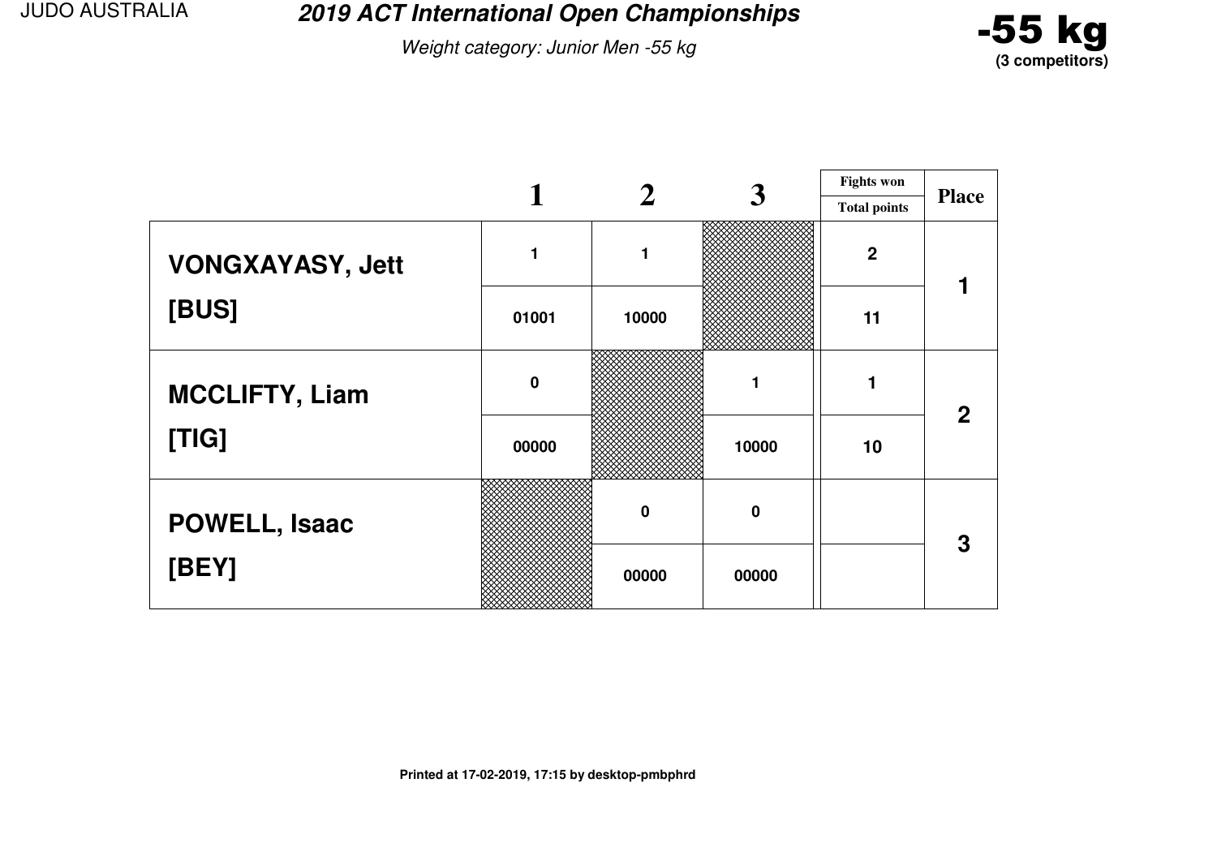JUDO AUSTRALIA

# 2019 ACT International Open Championships

*Weight category: Junior Men -55 kg*

**-55 kg**
**(3 competitors)**

| | 1 | 2 | 3 | Fights won / Total points | Place |
|---|---|---|---|---|---|
| **VONGXAYASY, Jett** | 1 | 1 | | 2 | 1 |
| **[BUS]** | 01001 | 10000 | | 11 | |
| **MCCLIFTY, Liam** | 0 | | 1 | 1 | 2 |
| **[TIG]** | 00000 | | 10000 | 10 | |
| **POWELL, Isaac** | | 0 | 0 | | 3 |
| **[BEY]** | | 00000 | 00000 | | |

**Printed at 17-02-2019, 17:15 by desktop-pmbphrd**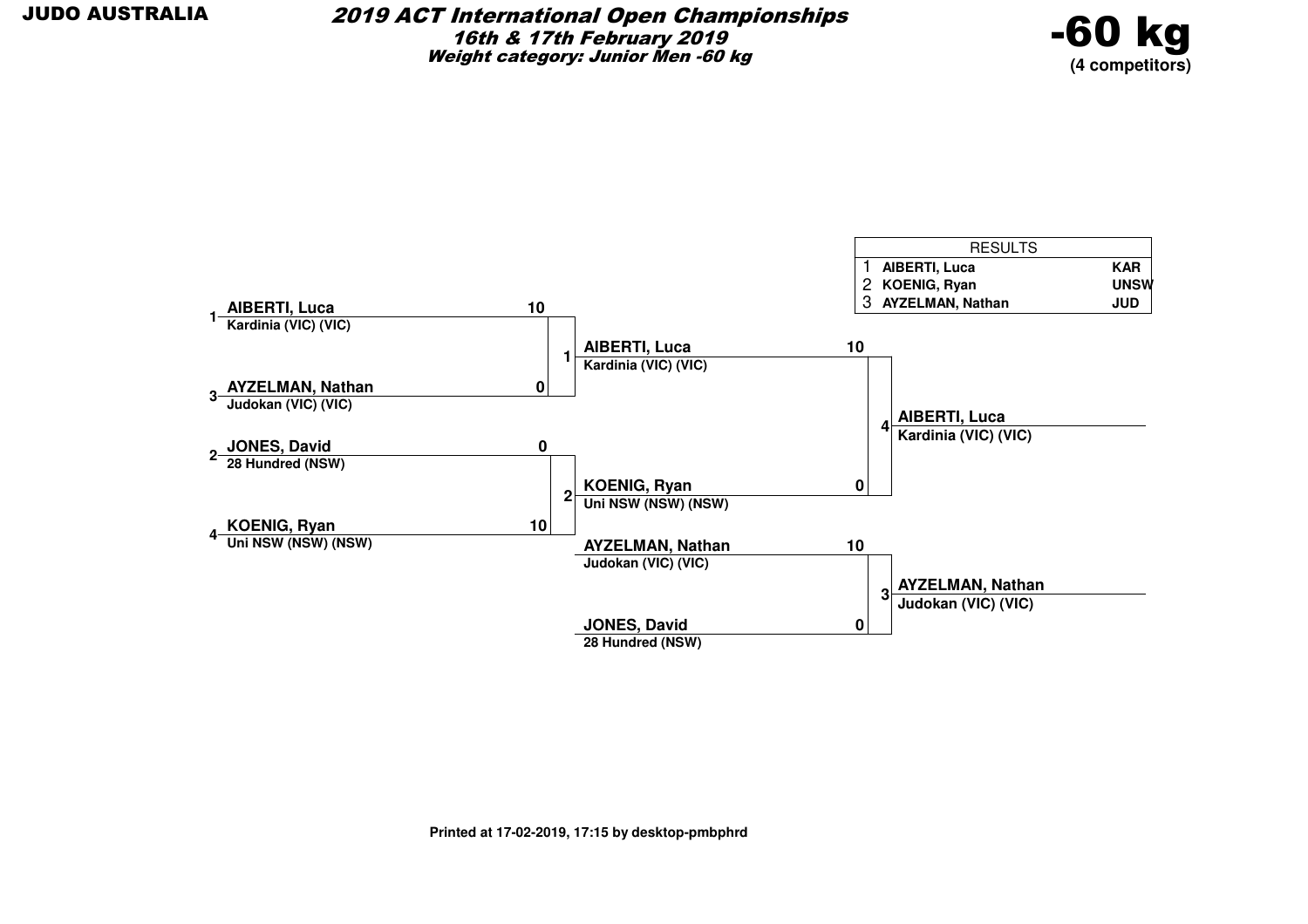JUDO AUSTRALIA

# 2019 ACT International Open Championships

***16th & 17th February 2019***

***Weight category: Junior Men -60 kg***

## -60 kg

**(4 competitors)**

| RESULTS | | |
|---|---|---|
| 1 | AIBERTI, Luca | KAR |
| 2 | KOENIG, Ryan | UNSW |
| 3 | AYZELMAN, Nathan | JUD |

### Round 1

| Contest | Competitor | Club | Score |
|---|---|---|---|
| 1 | 1 AIBERTI, Luca | Kardinia (VIC) (VIC) | 10 |
| 1 | 3 AYZELMAN, Nathan | Judokan (VIC) (VIC) | 0 |
| 2 | 2 JONES, David | 28 Hundred (NSW) | 0 |
| 2 | 4 KOENIG, Ryan | Uni NSW (NSW) (NSW) | 10 |

### Final

| Contest | Competitor | Club | Score |
|---|---|---|---|
| 4 | AIBERTI, Luca | Kardinia (VIC) (VIC) | 10 |
| 4 | KOENIG, Ryan | Uni NSW (NSW) (NSW) | 0 |

Winner: **AIBERTI, Luca** – Kardinia (VIC) (VIC)

### Bronze

| Contest | Competitor | Club | Score |
|---|---|---|---|
| 3 | AYZELMAN, Nathan | Judokan (VIC) (VIC) | 10 |
| 3 | JONES, David | 28 Hundred (NSW) | 0 |

Winner: **AYZELMAN, Nathan** – Judokan (VIC) (VIC)

Printed at 17-02-2019, 17:15 by desktop-pmbphrd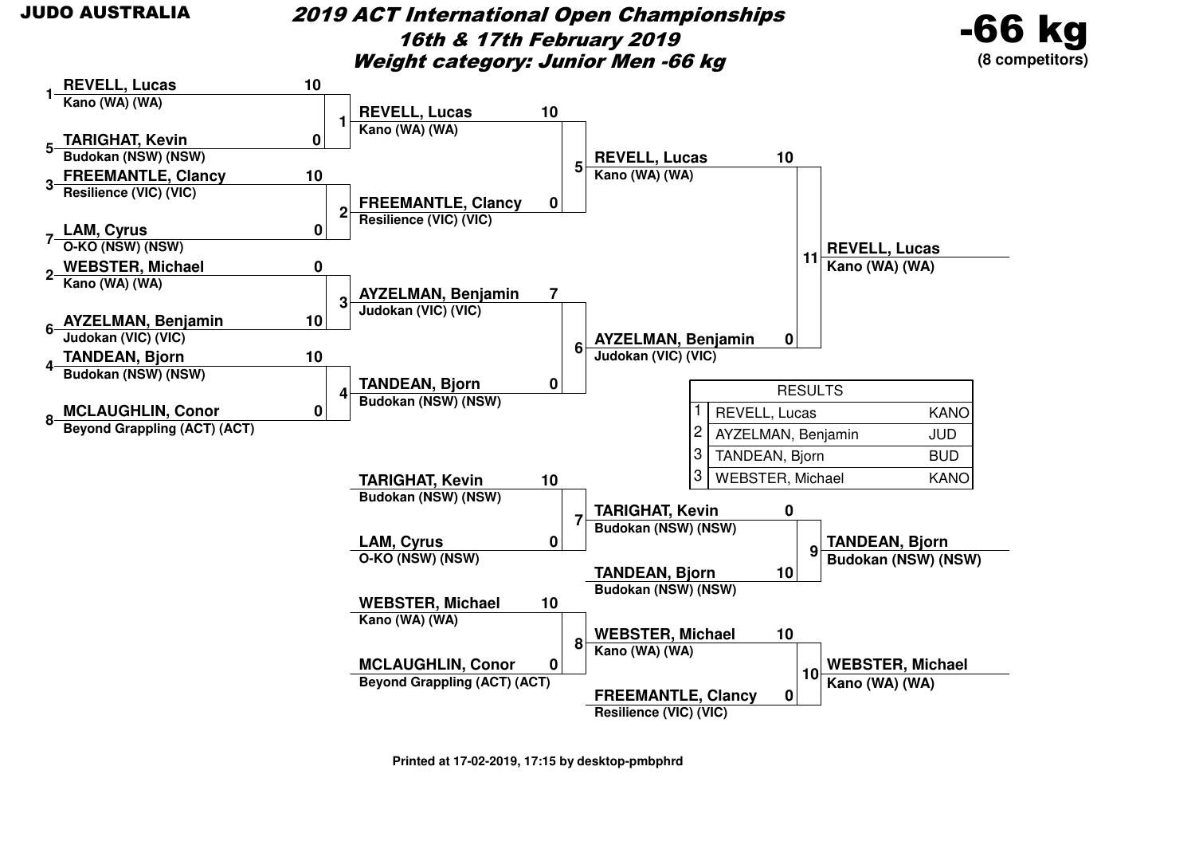JUDO AUSTRALIA

# 2019 ACT International Open Championships

## 16th & 17th February 2019

## Weight category: Junior Men -66 kg

**-66 kg**
**(8 competitors)**

### Round 1

| Contest | Seed | Competitor | Club | Score |
|---|---|---|---|---|
| 1 | 1 | REVELL, Lucas | Kano (WA) (WA) | 10 |
| 1 | 5 | TARIGHAT, Kevin | Budokan (NSW) (NSW) | 0 |
| 2 | 3 | FREEMANTLE, Clancy | Resilience (VIC) (VIC) | 10 |
| 2 | 7 | LAM, Cyrus | O-KO (NSW) (NSW) | 0 |
| 3 | 2 | WEBSTER, Michael | Kano (WA) (WA) | 0 |
| 3 | 6 | AYZELMAN, Benjamin | Judokan (VIC) (VIC) | 10 |
| 4 | 4 | TANDEAN, Bjorn | Budokan (NSW) (NSW) | 10 |
| 4 | 8 | MCLAUGHLIN, Conor | Beyond Grappling (ACT) (ACT) | 0 |

### Semi-finals

| Contest | Competitor | Club | Score |
|---|---|---|---|
| 5 | REVELL, Lucas | Kano (WA) (WA) | 10 |
| 5 | FREEMANTLE, Clancy | Resilience (VIC) (VIC) | 0 |
| 6 | AYZELMAN, Benjamin | Judokan (VIC) (VIC) | 7 |
| 6 | TANDEAN, Bjorn | Budokan (NSW) (NSW) | 0 |

### Final

| Contest | Competitor | Club | Score |
|---|---|---|---|
| 11 | REVELL, Lucas | Kano (WA) (WA) | 10 |
| 11 | AYZELMAN, Benjamin | Judokan (VIC) (VIC) | 0 |

Winner: REVELL, Lucas — Kano (WA) (WA)

### Repechage

| Contest | Competitor | Club | Score |
|---|---|---|---|
| 7 | TARIGHAT, Kevin | Budokan (NSW) (NSW) | 10 |
| 7 | LAM, Cyrus | O-KO (NSW) (NSW) | 0 |
| 8 | WEBSTER, Michael | Kano (WA) (WA) | 10 |
| 8 | MCLAUGHLIN, Conor | Beyond Grappling (ACT) (ACT) | 0 |

### Bronze contests

| Contest | Competitor | Club | Score |
|---|---|---|---|
| 9 | TARIGHAT, Kevin | Budokan (NSW) (NSW) | 0 |
| 9 | TANDEAN, Bjorn | Budokan (NSW) (NSW) | 10 |
| 10 | WEBSTER, Michael | Kano (WA) (WA) | 10 |
| 10 | FREEMANTLE, Clancy | Resilience (VIC) (VIC) | 0 |

Contest 9 winner: TANDEAN, Bjorn — Budokan (NSW) (NSW)

Contest 10 winner: WEBSTER, Michael — Kano (WA) (WA)

### RESULTS

| Place | Name | Club |
|---|---|---|
| 1 | REVELL, Lucas | KANO |
| 2 | AYZELMAN, Benjamin | JUD |
| 3 | TANDEAN, Bjorn | BUD |
| 3 | WEBSTER, Michael | KANO |

Printed at 17-02-2019, 17:15 by desktop-pmbphrd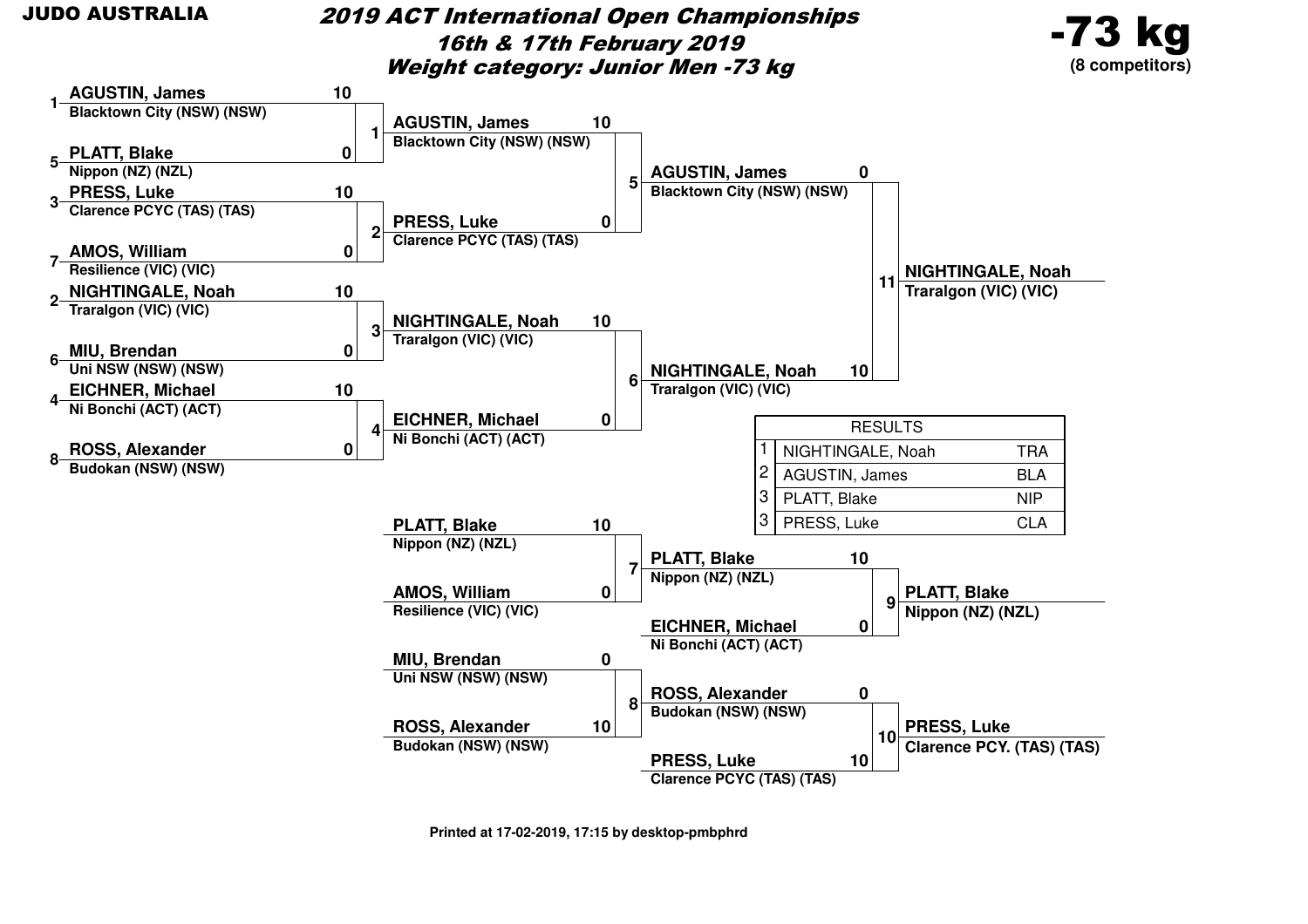JUDO AUSTRALIA

# 2019 ACT International Open Championships
## 16th & 17th February 2019
## Weight category: Junior Men -73 kg

**-73 kg**
**(8 competitors)**

### Round 1

| Contest | Seed | Competitor | Club | Score |
|---|---|---|---|---|
| 1 | 1 | AGUSTIN, James | Blacktown City (NSW) (NSW) | 10 |
| 1 | 5 | PLATT, Blake | Nippon (NZ) (NZL) | 0 |
| 2 | 3 | PRESS, Luke | Clarence PCYC (TAS) (TAS) | 10 |
| 2 | 7 | AMOS, William | Resilience (VIC) (VIC) | 0 |
| 3 | 2 | NIGHTINGALE, Noah | Traralgon (VIC) (VIC) | 10 |
| 3 | 6 | MIU, Brendan | Uni NSW (NSW) (NSW) | 0 |
| 4 | 4 | EICHNER, Michael | Ni Bonchi (ACT) (ACT) | 10 |
| 4 | 8 | ROSS, Alexander | Budokan (NSW) (NSW) | 0 |

### Semi-finals

| Contest | Competitor | Club | Score |
|---|---|---|---|
| 5 | AGUSTIN, James | Blacktown City (NSW) (NSW) | 10 |
| 5 | PRESS, Luke | Clarence PCYC (TAS) (TAS) | 0 |
| 6 | NIGHTINGALE, Noah | Traralgon (VIC) (VIC) | 10 |
| 6 | EICHNER, Michael | Ni Bonchi (ACT) (ACT) | 0 |

### Final

| Contest | Competitor | Club | Score |
|---|---|---|---|
| 11 | AGUSTIN, James | Blacktown City (NSW) (NSW) | 0 |
| 11 | NIGHTINGALE, Noah | Traralgon (VIC) (VIC) | 10 |

Winner: NIGHTINGALE, Noah — Traralgon (VIC) (VIC)

### Repechage

| Contest | Competitor | Club | Score |
|---|---|---|---|
| 7 | PLATT, Blake | Nippon (NZ) (NZL) | 10 |
| 7 | AMOS, William | Resilience (VIC) (VIC) | 0 |
| 8 | MIU, Brendan | Uni NSW (NSW) (NSW) | 0 |
| 8 | ROSS, Alexander | Budokan (NSW) (NSW) | 10 |

### Bronze Medal Contests

| Contest | Competitor | Club | Score |
|---|---|---|---|
| 9 | PLATT, Blake | Nippon (NZ) (NZL) | 10 |
| 9 | EICHNER, Michael | Ni Bonchi (ACT) (ACT) | 0 |
| 10 | ROSS, Alexander | Budokan (NSW) (NSW) | 0 |
| 10 | PRESS, Luke | Clarence PCYC (TAS) (TAS) | 10 |

Contest 9 winner: PLATT, Blake — Nippon (NZ) (NZL)

Contest 10 winner: PRESS, Luke — Clarence PCY. (TAS) (TAS)

### RESULTS

| Place | Name | Club |
|---|---|---|
| 1 | NIGHTINGALE, Noah | TRA |
| 2 | AGUSTIN, James | BLA |
| 3 | PLATT, Blake | NIP |
| 3 | PRESS, Luke | CLA |

Printed at 17-02-2019, 17:15 by desktop-pmbphrd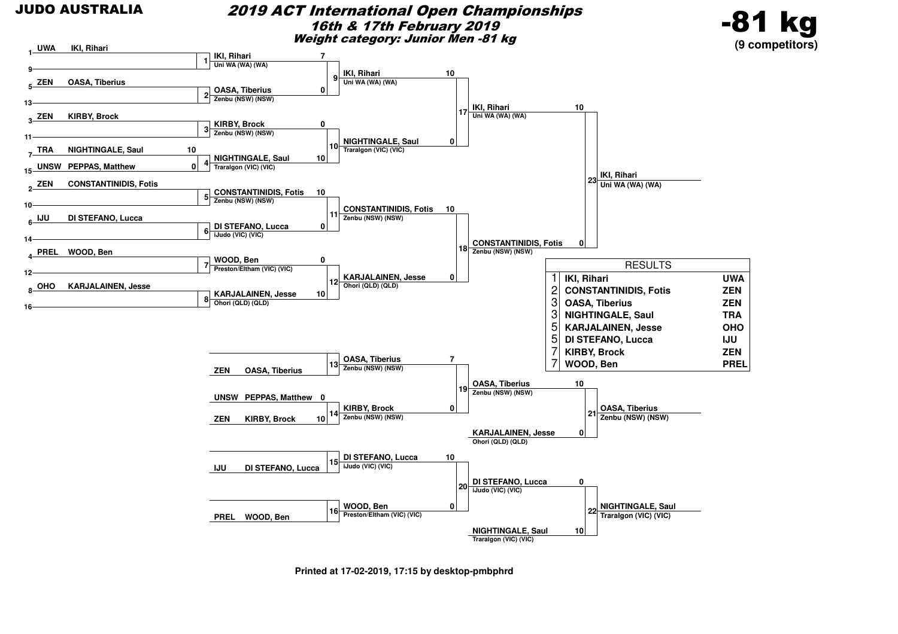**JUDO AUSTRALIA**

# 2019 ACT International Open Championships

## 16th & 17th February 2019

### Weight category: Junior Men -81 kg

**-81 kg**
**(9 competitors)**

## Draw

| Seed | Club | Name |
|---|---|---|
| 1 | UWA | IKI, Rihari |
| 9 | | |
| 5 | ZEN | OASA, Tiberius |
| 13 | | |
| 3 | ZEN | KIRBY, Brock |
| 11 | | |
| 7 | TRA | NIGHTINGALE, Saul |
| 15 | UNSW | PEPPAS, Matthew |
| 2 | ZEN | CONSTANTINIDIS, Fotis |
| 10 | | |
| 6 | IJU | DI STEFANO, Lucca |
| 14 | | |
| 4 | PREL | WOOD, Ben |
| 12 | | |
| 8 | OHO | KARJALAINEN, Jesse |
| 16 | | |

## Contests

| Contest | Competitor 1 | Score | Competitor 2 | Score | Winner |
|---|---|---|---|---|---|
| 1 | IKI, Rihari | | — | | IKI, Rihari – Uni WA (WA) (WA) |
| 2 | OASA, Tiberius | | — | | OASA, Tiberius – Zenbu (NSW) (NSW) |
| 3 | KIRBY, Brock | | — | | KIRBY, Brock – Zenbu (NSW) (NSW) |
| 4 | NIGHTINGALE, Saul | 10 | PEPPAS, Matthew | 0 | NIGHTINGALE, Saul – Traralgon (VIC) (VIC) |
| 5 | CONSTANTINIDIS, Fotis | | — | | CONSTANTINIDIS, Fotis – Zenbu (NSW) (NSW) |
| 6 | DI STEFANO, Lucca | | — | | DI STEFANO, Lucca – iJudo (VIC) (VIC) |
| 7 | WOOD, Ben | | — | | WOOD, Ben – Preston/Eltham (VIC) (VIC) |
| 8 | KARJALAINEN, Jesse | | — | | KARJALAINEN, Jesse – Ohori (QLD) (QLD) |
| 9 | IKI, Rihari | 7 | OASA, Tiberius | 0 | IKI, Rihari – Uni WA (WA) (WA) |
| 10 | KIRBY, Brock | 0 | NIGHTINGALE, Saul | 10 | NIGHTINGALE, Saul – Traralgon (VIC) (VIC) |
| 11 | CONSTANTINIDIS, Fotis | 10 | DI STEFANO, Lucca | 0 | CONSTANTINIDIS, Fotis – Zenbu (NSW) (NSW) |
| 12 | WOOD, Ben | 0 | KARJALAINEN, Jesse | 10 | KARJALAINEN, Jesse – Ohori (QLD) (QLD) |
| 17 | IKI, Rihari | 10 | NIGHTINGALE, Saul | 0 | IKI, Rihari – Uni WA (WA) (WA) |
| 18 | CONSTANTINIDIS, Fotis | 10 | KARJALAINEN, Jesse | 0 | CONSTANTINIDIS, Fotis – Zenbu (NSW) (NSW) |
| 23 | IKI, Rihari | 10 | CONSTANTINIDIS, Fotis | 0 | IKI, Rihari – Uni WA (WA) (WA) |

## Repechage

| Contest | Competitor 1 | Score | Competitor 2 | Score | Winner |
|---|---|---|---|---|---|
| 13 | ZEN OASA, Tiberius | | — | | OASA, Tiberius – Zenbu (NSW) (NSW) |
| 14 | UNSW PEPPAS, Matthew | 0 | ZEN KIRBY, Brock | 10 | KIRBY, Brock – Zenbu (NSW) (NSW) |
| 15 | IJU DI STEFANO, Lucca | | — | | DI STEFANO, Lucca – iJudo (VIC) (VIC) |
| 16 | PREL WOOD, Ben | | — | | WOOD, Ben – Preston/Eltham (VIC) (VIC) |
| 19 | OASA, Tiberius | 7 | KIRBY, Brock | 0 | OASA, Tiberius – Zenbu (NSW) (NSW) |
| 20 | DI STEFANO, Lucca | 10 | WOOD, Ben | 0 | DI STEFANO, Lucca – iJudo (VIC) (VIC) |
| 21 | OASA, Tiberius | 10 | KARJALAINEN, Jesse – Ohori (QLD) (QLD) | 0 | OASA, Tiberius – Zenbu (NSW) (NSW) |
| 22 | DI STEFANO, Lucca | 0 | NIGHTINGALE, Saul – Traralgon (VIC) (VIC) | 10 | NIGHTINGALE, Saul – Traralgon (VIC) (VIC) |

## RESULTS

| Place | Name | Club |
|---|---|---|
| 1 | IKI, Rihari | UWA |
| 2 | CONSTANTINIDIS, Fotis | ZEN |
| 3 | OASA, Tiberius | ZEN |
| 3 | NIGHTINGALE, Saul | TRA |
| 5 | KARJALAINEN, Jesse | OHO |
| 5 | DI STEFANO, Lucca | IJU |
| 7 | KIRBY, Brock | ZEN |
| 7 | WOOD, Ben | PREL |

Printed at 17-02-2019, 17:15 by desktop-pmbphrd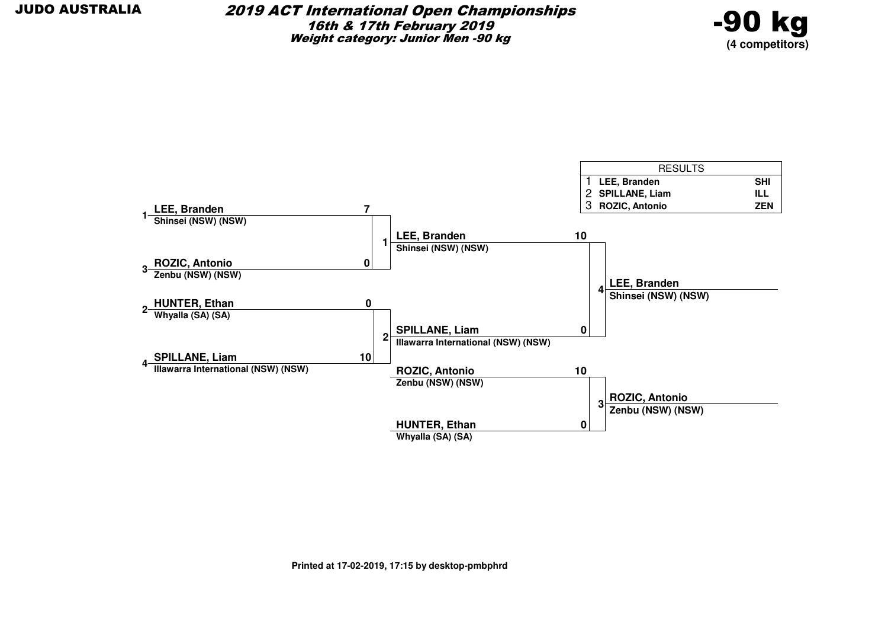JUDO AUSTRALIA

# 2019 ACT International Open Championships

**16th & 17th February 2019**

**Weight category: Junior Men -90 kg**

**-90 kg**
**(4 competitors)**

| RESULTS | | |
|---|---|---|
| 1 | LEE, Branden | SHI |
| 2 | SPILLANE, Liam | ILL |
| 3 | ROZIC, Antonio | ZEN |

**Round 1**

Contest 1:
- 1 **LEE, Branden** – Shinsei (NSW) (NSW) – 7
- 3 **ROZIC, Antonio** – Zenbu (NSW) (NSW) – 0

Contest 2:
- 2 **HUNTER, Ethan** – Whyalla (SA) (SA) – 0
- 4 **SPILLANE, Liam** – Illawarra International (NSW) (NSW) – 10

**Final (Contest 4)**
- **LEE, Branden** – Shinsei (NSW) (NSW) – 10
- **SPILLANE, Liam** – Illawarra International (NSW) (NSW) – 0

Winner: **LEE, Branden** – Shinsei (NSW) (NSW)

**Contest 3**
- **ROZIC, Antonio** – Zenbu (NSW) (NSW) – 10
- **HUNTER, Ethan** – Whyalla (SA) (SA) – 0

Winner: **ROZIC, Antonio** – Zenbu (NSW) (NSW)

Printed at 17-02-2019, 17:15 by desktop-pmbphrd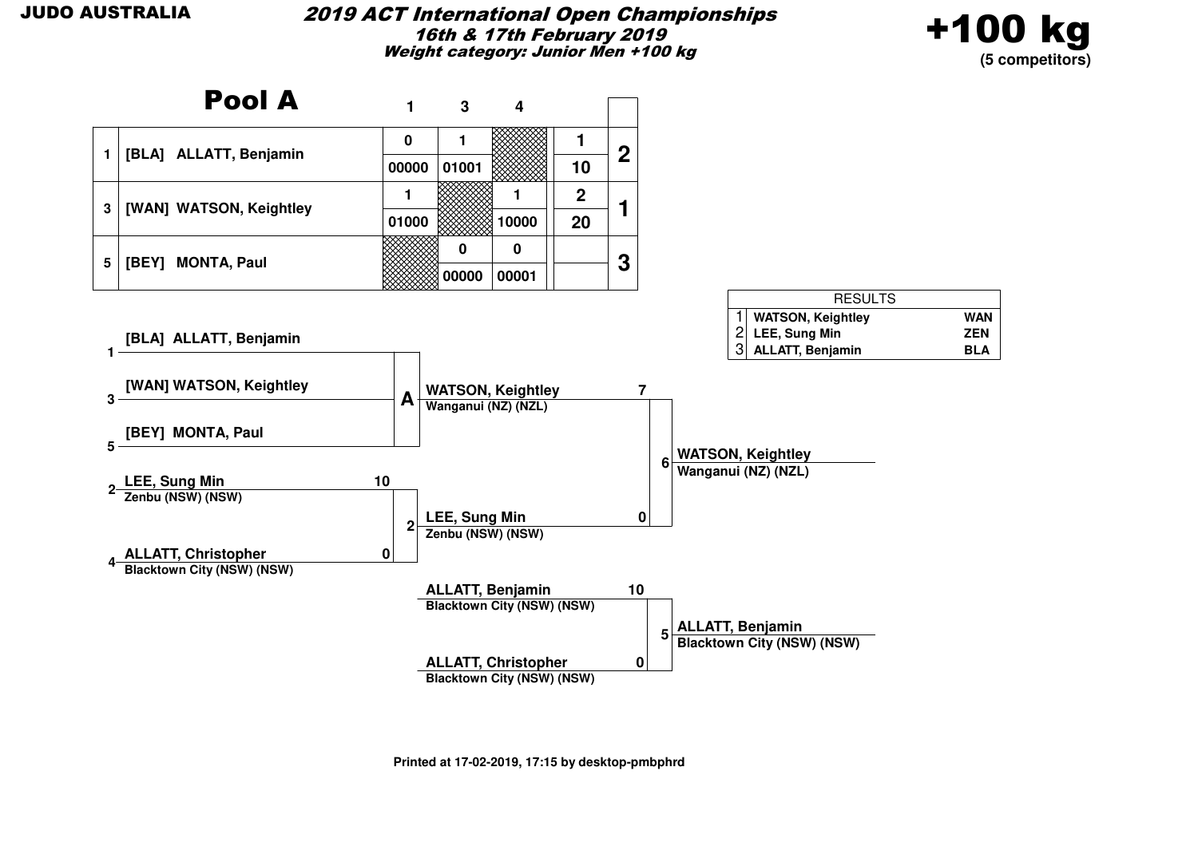JUDO AUSTRALIA

# 2019 ACT International Open Championships

**16th & 17th February 2019**

**Weight category: Junior Men +100 kg**

**+100 kg**
**(5 competitors)**

## Pool A

| | | 1 | 3 | 4 | | |
|---|---|---|---|---|---|---|
| 1 | [BLA] ALLATT, Benjamin | 0 | 1 | | 1 | 2 |
| | | 00000 | 01001 | | 10 | |
| 3 | [WAN] WATSON, Keightley | 1 | | 1 | 2 | 1 |
| | | 01000 | | 10000 | 20 | |
| 5 | [BEY] MONTA, Paul | | 0 | 0 | | 3 |
| | | | 00000 | 00001 | | |

| RESULTS | | |
|---|---|---|
| 1 | WATSON, Keightley | WAN |
| 2 | LEE, Sung Min | ZEN |
| 3 | ALLATT, Benjamin | BLA |

**Pool A:**
- 1 [BLA] ALLATT, Benjamin
- 3 [WAN] WATSON, Keightley
- 5 [BEY] MONTA, Paul

A → WATSON, Keightley, Wanganui (NZ) (NZL)

**Contest 2:**
- 2 LEE, Sung Min, Zenbu (NSW) (NSW) — 10
- 4 ALLATT, Christopher, Blacktown City (NSW) (NSW) — 0

Winner: LEE, Sung Min, Zenbu (NSW) (NSW)

**Contest 6:**
- WATSON, Keightley, Wanganui (NZ) (NZL) — 7
- LEE, Sung Min, Zenbu (NSW) (NSW) — 0

Winner: WATSON, Keightley, Wanganui (NZ) (NZL)

**Contest 5:**
- ALLATT, Benjamin, Blacktown City (NSW) (NSW) — 10
- ALLATT, Christopher, Blacktown City (NSW) (NSW) — 0

Winner: ALLATT, Benjamin, Blacktown City (NSW) (NSW)

Printed at 17-02-2019, 17:15 by desktop-pmbphrd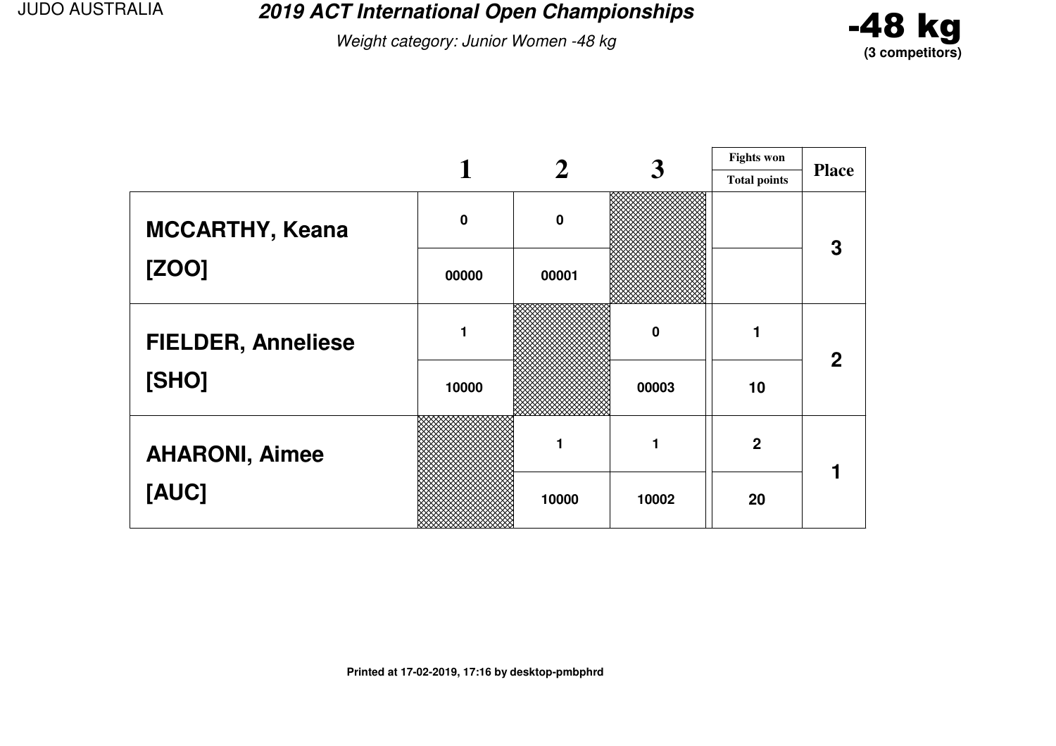JUDO AUSTRALIA

# 2019 ACT International Open Championships

*Weight category: Junior Women -48 kg*

**-48 kg**
**(3 competitors)**

| | 1 | 2 | 3 | Fights won / Total points | Place |
|---|---|---|---|---|---|
| **MCCARTHY, Keana** | 0 | 0 | | | 3 |
| **[ZOO]** | 00000 | 00001 | | | |
| **FIELDER, Anneliese** | 1 | | 0 | 1 | 2 |
| **[SHO]** | 10000 | | 00003 | 10 | |
| **AHARONI, Aimee** | | 1 | 1 | 2 | 1 |
| **[AUC]** | | 10000 | 10002 | 20 | |

**Printed at 17-02-2019, 17:16 by desktop-pmbphrd**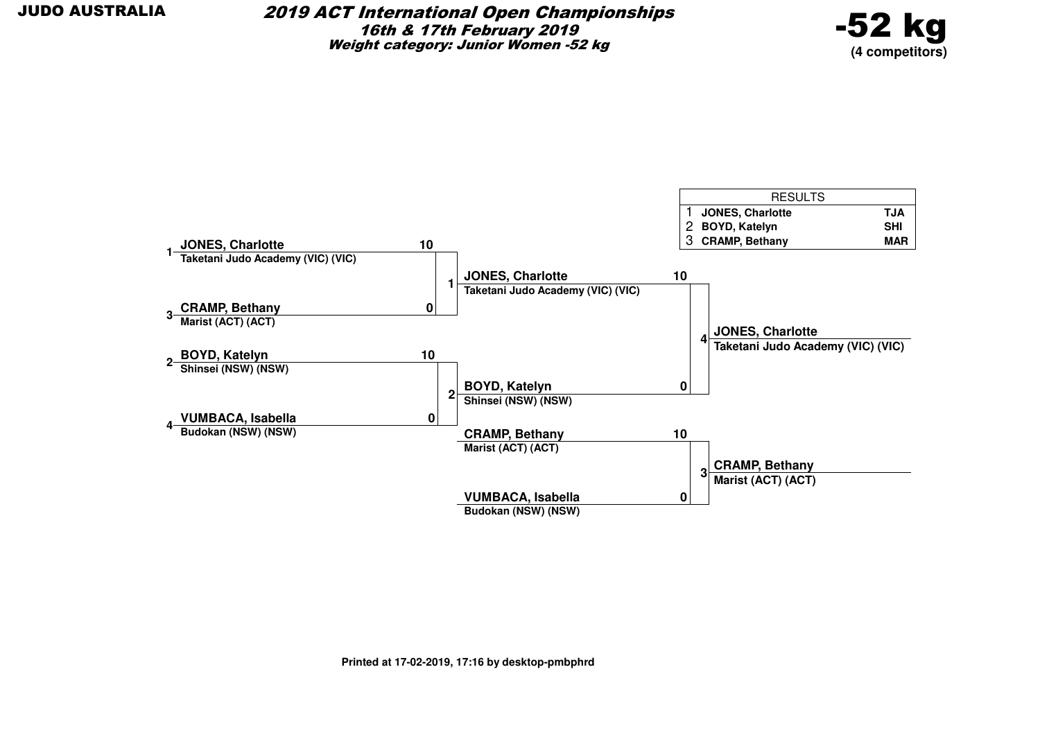JUDO AUSTRALIA

# 2019 ACT International Open Championships

***16th & 17th February 2019***

***Weight category: Junior Women -52 kg***

## -52 kg

**(4 competitors)**

| RESULTS | | |
|---|---|---|
| 1 | **JONES, Charlotte** | **TJA** |
| 2 | **BOYD, Katelyn** | **SHI** |
| 3 | **CRAMP, Bethany** | **MAR** |

**Round 1**

| Contest | Competitor | Club | Score |
|---|---|---|---|
| 1 | 1 **JONES, Charlotte** | Taketani Judo Academy (VIC) (VIC) | 10 |
| | 3 **CRAMP, Bethany** | Marist (ACT) (ACT) | 0 |
| 2 | 2 **BOYD, Katelyn** | Shinsei (NSW) (NSW) | 10 |
| | 4 **VUMBACA, Isabella** | Budokan (NSW) (NSW) | 0 |

**Final / Bronze**

| Contest | Competitor | Club | Score |
|---|---|---|---|
| 4 | **JONES, Charlotte** | Taketani Judo Academy (VIC) (VIC) | 10 |
| | **BOYD, Katelyn** | Shinsei (NSW) (NSW) | 0 |
| 3 | **CRAMP, Bethany** | Marist (ACT) (ACT) | 10 |
| | **VUMBACA, Isabella** | Budokan (NSW) (NSW) | 0 |

**Winners**

- Contest 4: **JONES, Charlotte** – Taketani Judo Academy (VIC) (VIC)
- Contest 3: **CRAMP, Bethany** – Marist (ACT) (ACT)

**Printed at 17-02-2019, 17:16 by desktop-pmbphrd**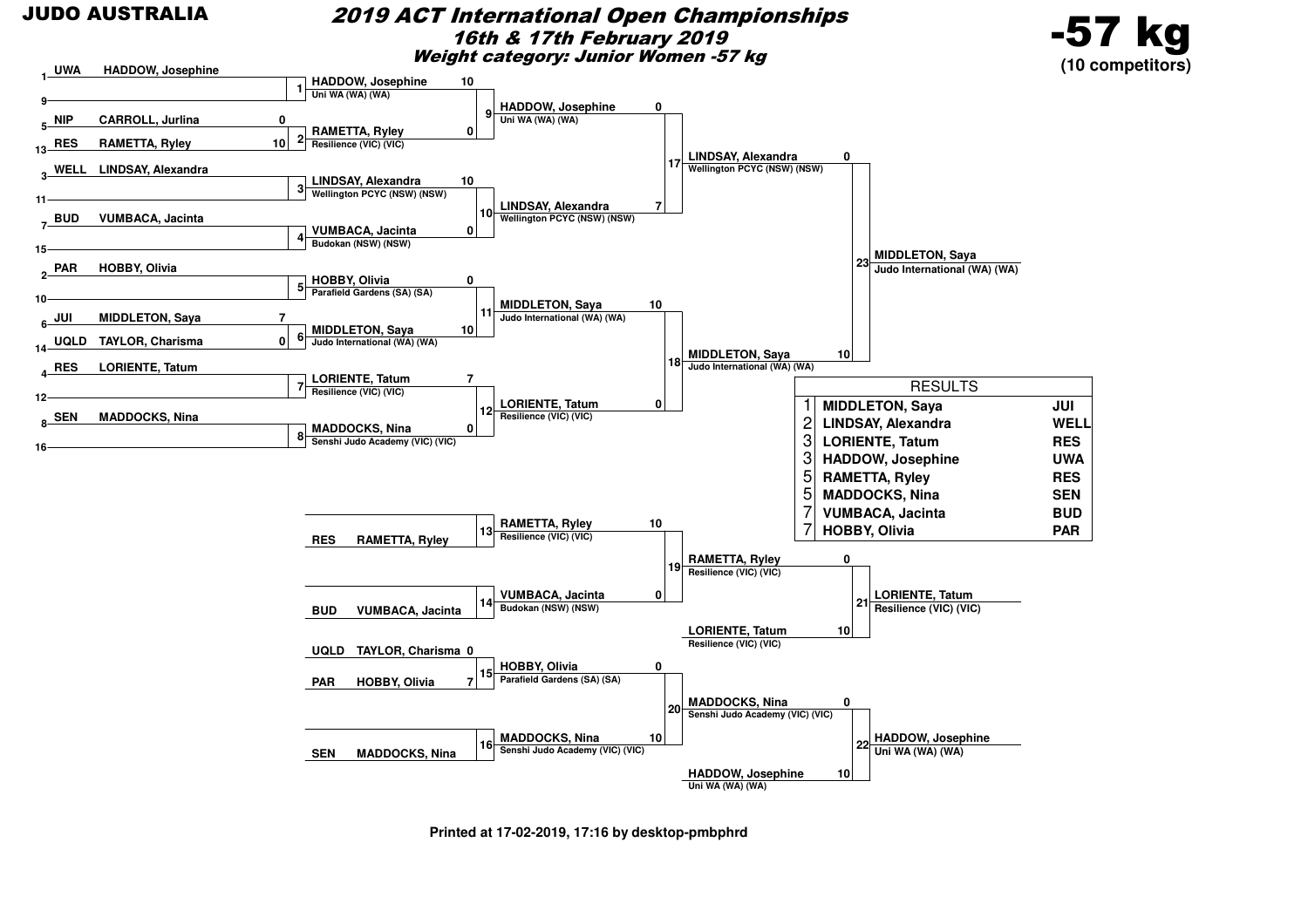JUDO AUSTRALIA

# 2019 ACT International Open Championships

## 16th & 17th February 2019

### Weight category: Junior Women -57 kg

**-57 kg**
**(10 competitors)**

## Main Bracket

### Round 1 (Seeding)

| Seed | Club | Name | Score |
|---|---|---|---|
| 1 | UWA | HADDOW, Josephine | |
| 9 | | | |
| 5 | NIP | CARROLL, Jurlina | 0 |
| 13 | RES | RAMETTA, Ryley | 10 |
| 3 | WELL | LINDSAY, Alexandra | |
| 11 | | | |
| 7 | BUD | VUMBACA, Jacinta | |
| 15 | | | |
| 2 | PAR | HOBBY, Olivia | |
| 10 | | | |
| 6 | JUI | MIDDLETON, Saya | 7 |
| 14 | UQLD | TAYLOR, Charisma | 0 |
| 4 | RES | LORIENTE, Tatum | |
| 12 | | | |
| 8 | SEN | MADDOCKS, Nina | |
| 16 | | | |

### Contests 1–8

| Contest | Name | Club | Score |
|---|---|---|---|
| 1 | HADDOW, Josephine | Uni WA (WA) (WA) | 10 |
| 2 | RAMETTA, Ryley | Resilience (VIC) (VIC) | 0 |
| 3 | LINDSAY, Alexandra | Wellington PCYC (NSW) (NSW) | 10 |
| 4 | VUMBACA, Jacinta | Budokan (NSW) (NSW) | 0 |
| 5 | HOBBY, Olivia | Parafield Gardens (SA) (SA) | 0 |
| 6 | MIDDLETON, Saya | Judo International (WA) (WA) | 10 |
| 7 | LORIENTE, Tatum | Resilience (VIC) (VIC) | 7 |
| 8 | MADDOCKS, Nina | Senshi Judo Academy (VIC) (VIC) | 0 |

### Contests 9–12

| Contest | Name | Club | Score |
|---|---|---|---|
| 9 | HADDOW, Josephine | Uni WA (WA) (WA) | 0 |
| 10 | LINDSAY, Alexandra | Wellington PCYC (NSW) (NSW) | 7 |
| 11 | MIDDLETON, Saya | Judo International (WA) (WA) | 10 |
| 12 | LORIENTE, Tatum | Resilience (VIC) (VIC) | 0 |

### Contests 17–18

| Contest | Name | Club | Score |
|---|---|---|---|
| 17 | LINDSAY, Alexandra | Wellington PCYC (NSW) (NSW) | 0 |
| 18 | MIDDLETON, Saya | Judo International (WA) (WA) | 10 |

### Final (Contest 23)

| Contest | Name | Club |
|---|---|---|
| 23 | MIDDLETON, Saya | Judo International (WA) (WA) |

## Repechage

### Contests 13–16

| Contest | Club | Name | Score |
|---|---|---|---|
| 13 | RES | RAMETTA, Ryley | |
| 14 | BUD | VUMBACA, Jacinta | |
| 15 | UQLD | TAYLOR, Charisma | 0 |
| 15 | PAR | HOBBY, Olivia | 7 |
| 16 | SEN | MADDOCKS, Nina | |

| Contest | Name | Club | Score |
|---|---|---|---|
| 13 | RAMETTA, Ryley | Resilience (VIC) (VIC) | 10 |
| 14 | VUMBACA, Jacinta | Budokan (NSW) (NSW) | 0 |
| 15 | HOBBY, Olivia | Parafield Gardens (SA) (SA) | 0 |
| 16 | MADDOCKS, Nina | Senshi Judo Academy (VIC) (VIC) | 10 |

### Contests 19–22

| Contest | Name | Club | Score |
|---|---|---|---|
| 19 | RAMETTA, Ryley | Resilience (VIC) (VIC) | 0 |
| 19 | LORIENTE, Tatum | Resilience (VIC) (VIC) | 10 |
| 20 | MADDOCKS, Nina | Senshi Judo Academy (VIC) (VIC) | 0 |
| 20 | HADDOW, Josephine | Uni WA (WA) (WA) | 10 |
| 21 | LORIENTE, Tatum | Resilience (VIC) (VIC) | |
| 22 | HADDOW, Josephine | Uni WA (WA) (WA) | |

## RESULTS

| Place | Name | Club |
|---|---|---|
| 1 | MIDDLETON, Saya | JUI |
| 2 | LINDSAY, Alexandra | WELL |
| 3 | LORIENTE, Tatum | RES |
| 3 | HADDOW, Josephine | UWA |
| 5 | RAMETTA, Ryley | RES |
| 5 | MADDOCKS, Nina | SEN |
| 7 | VUMBACA, Jacinta | BUD |
| 7 | HOBBY, Olivia | PAR |

Printed at 17-02-2019, 17:16 by desktop-pmbphrd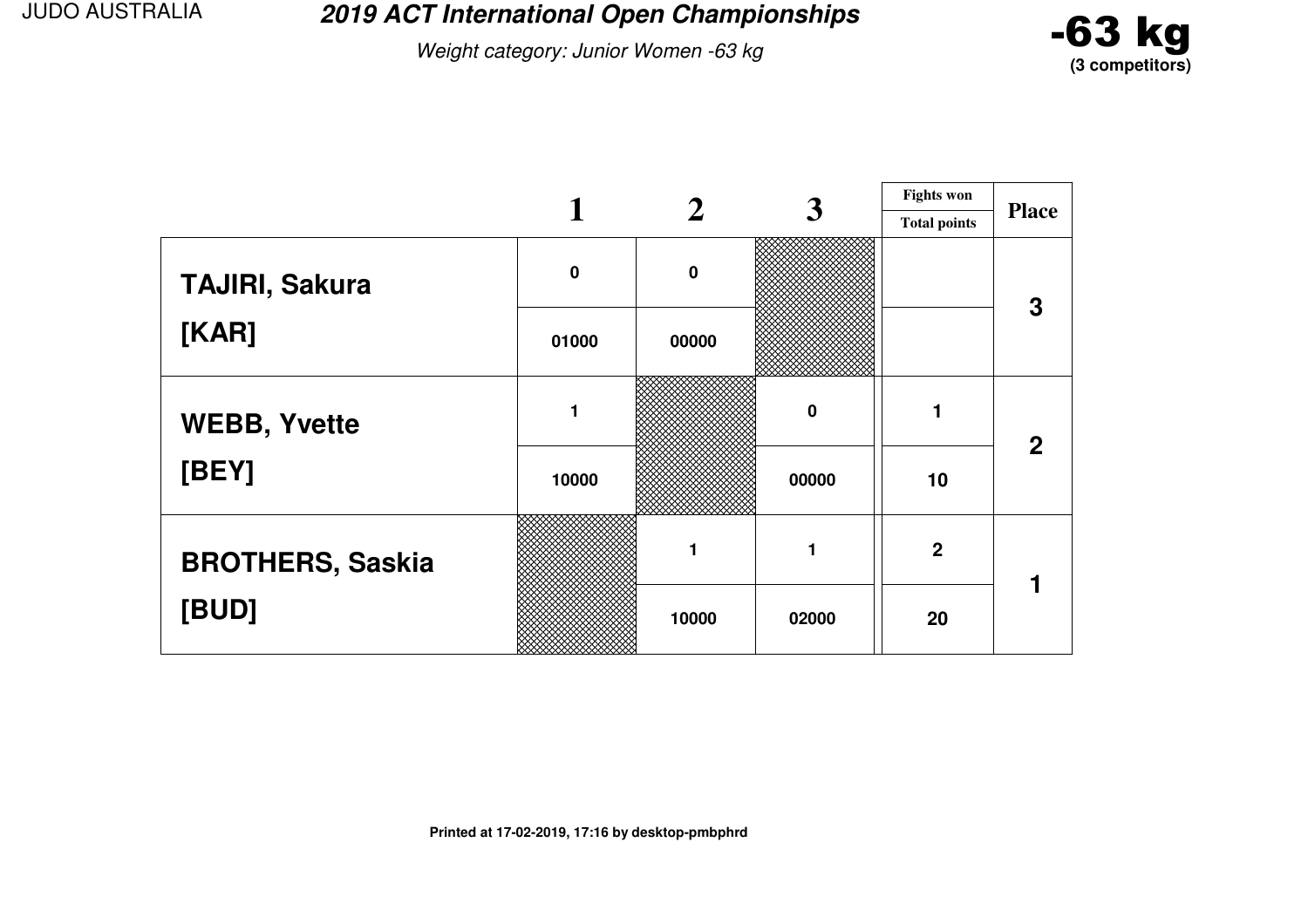JUDO AUSTRALIA

# 2019 ACT International Open Championships

*Weight category: Junior Women -63 kg*

**-63 kg**
**(3 competitors)**

| | 1 | 2 | 3 | Fights won / Total points | Place |
|---|---|---|---|---|---|
| **TAJIRI, Sakura** | 0 | 0 | | | 3 |
| **[KAR]** | 01000 | 00000 | | | |
| **WEBB, Yvette** | 1 | | 0 | 1 | 2 |
| **[BEY]** | 10000 | | 00000 | 10 | |
| **BROTHERS, Saskia** | | 1 | 1 | 2 | 1 |
| **[BUD]** | | 10000 | 02000 | 20 | |

**Printed at 17-02-2019, 17:16 by desktop-pmbphrd**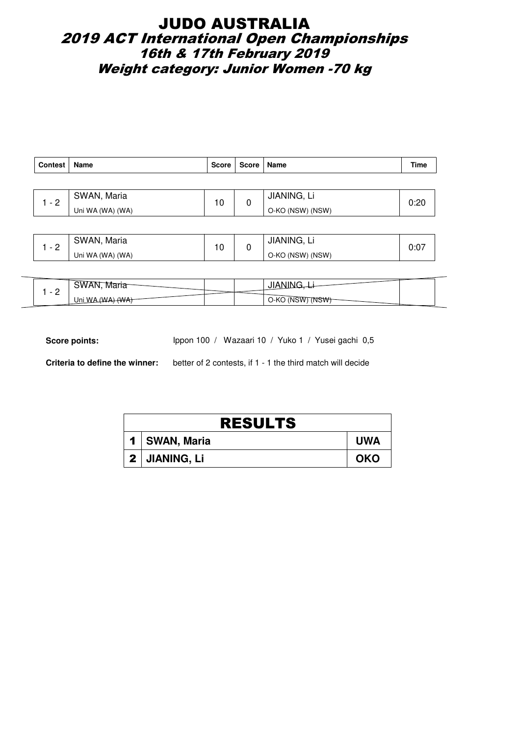# JUDO AUSTRALIA

## 2019 ACT International Open Championships

## 16th & 17th February 2019

## Weight category: Junior Women -70 kg

| Contest | Name | Score | Score | Name | Time |
|---|---|---|---|---|---|
| 1 - 2 | SWAN, Maria<br>Uni WA (WA) (WA) | 10 | 0 | JIANING, Li<br>O-KO (NSW) (NSW) | 0:20 |
| 1 - 2 | SWAN, Maria<br>Uni WA (WA) (WA) | 10 | 0 | JIANING, Li<br>O-KO (NSW) (NSW) | 0:07 |
| 1 - 2 | ~~SWAN, Maria~~<br>~~Uni WA (WA) (WA)~~ | | | ~~JIANING, Li~~<br>~~O-KO (NSW) (NSW)~~ | |

**Score points:** Ippon 100 / Wazaari 10 / Yuko 1 / Yusei gachi 0,5

**Criteria to define the winner:** better of 2 contests, if 1 - 1 the third match will decide

| RESULTS | | |
|---|---|---|
| 1 | SWAN, Maria | UWA |
| 2 | JIANING, Li | OKO |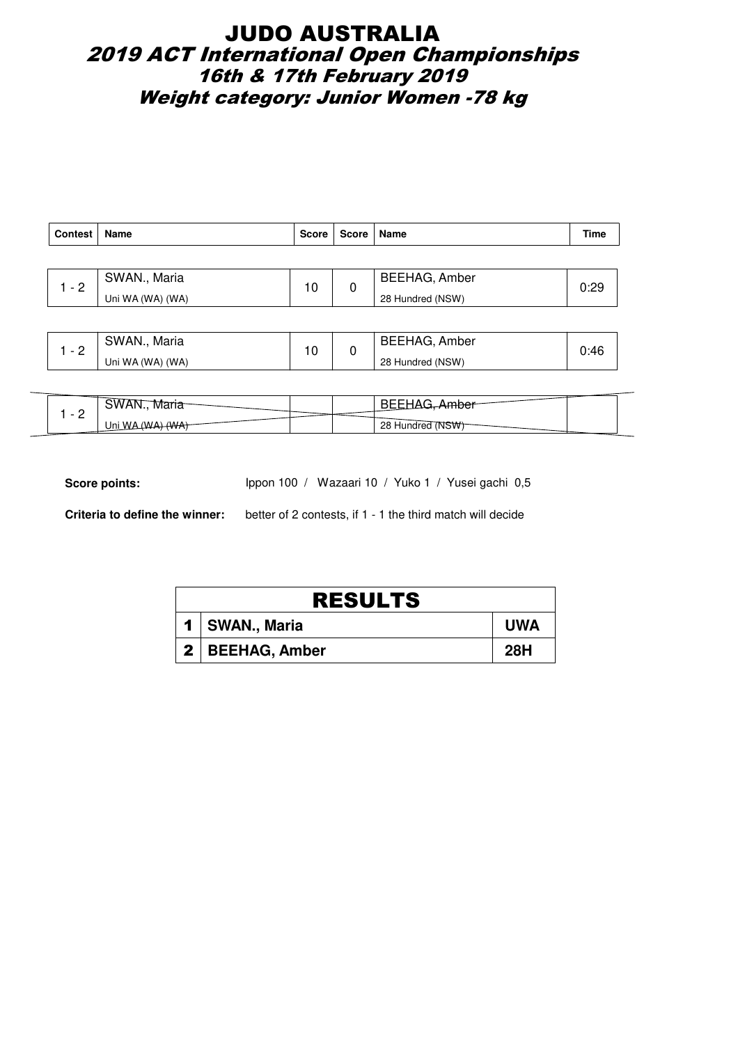# JUDO AUSTRALIA

## *2019 ACT International Open Championships*

### *16th & 17th February 2019*

### *Weight category: Junior Women -78 kg*

| Contest | Name | Score | Score | Name | Time |
|---|---|---|---|---|---|
| 1 - 2 | SWAN., Maria<br>Uni WA (WA) (WA) | 10 | 0 | BEEHAG, Amber<br>28 Hundred (NSW) | 0:29 |
| 1 - 2 | SWAN., Maria<br>Uni WA (WA) (WA) | 10 | 0 | BEEHAG, Amber<br>28 Hundred (NSW) | 0:46 |
| 1 - 2 | ~~SWAN., Maria~~<br>~~Uni WA (WA) (WA)~~ | | | ~~BEEHAG, Amber~~<br>~~28 Hundred (NSW)~~ | |

**Score points:** Ippon 100 / Wazaari 10 / Yuko 1 / Yusei gachi 0,5

**Criteria to define the winner:** better of 2 contests, if 1 - 1 the third match will decide

| RESULTS | | |
|---|---|---|
| 1 | SWAN., Maria | UWA |
| 2 | BEEHAG, Amber | 28H |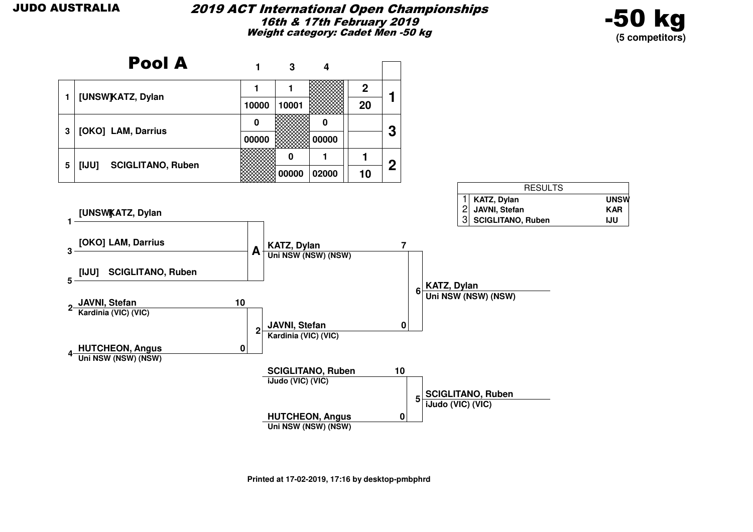JUDO AUSTRALIA

# 2019 ACT International Open Championships

***16th & 17th February 2019***

***Weight category: Cadet Men -50 kg***

**-50 kg**
**(5 competitors)**

## Pool A

| | | 1 | 3 | 4 | | |
|---|---|---|---|---|---|---|
| 1 | [UNSW] KATZ, Dylan | 1 | 1 | | 2 | 1 |
| | | 10000 | 10001 | | 20 | |
| 3 | [OKO] LAM, Darrius | 0 | | 0 | | 3 |
| | | 00000 | | 00000 | | |
| 5 | [IJU] SCIGLITANO, Ruben | | 0 | 1 | 1 | 2 |
| | | | 00000 | 02000 | 10 | |

| RESULTS | | |
|---|---|---|
| 1 | KATZ, Dylan | UNSW |
| 2 | JAVNI, Stefan | KAR |
| 3 | SCIGLITANO, Ruben | IJU |

**Pool A:**
- 1 [UNSW] KATZ, Dylan
- 3 [OKO] LAM, Darrius
- 5 [IJU] SCIGLITANO, Ruben

Pool A winner: **KATZ, Dylan** — Uni NSW (NSW) (NSW)

**Contest 2:**
- 2 JAVNI, Stefan — Kardinia (VIC) (VIC) — 10
- 4 HUTCHEON, Angus — Uni NSW (NSW) (NSW) — 0

Winner: **JAVNI, Stefan** — Kardinia (VIC) (VIC)

**Contest 6 (Final):**
- KATZ, Dylan — Uni NSW (NSW) (NSW) — 7
- JAVNI, Stefan — Kardinia (VIC) (VIC) — 0

Winner: **KATZ, Dylan** — Uni NSW (NSW) (NSW)

**Contest 5:**
- SCIGLITANO, Ruben — iJudo (VIC) (VIC) — 10
- HUTCHEON, Angus — Uni NSW (NSW) (NSW) — 0

Winner: **SCIGLITANO, Ruben** — iJudo (VIC) (VIC)

Printed at 17-02-2019, 17:16 by desktop-pmbphrd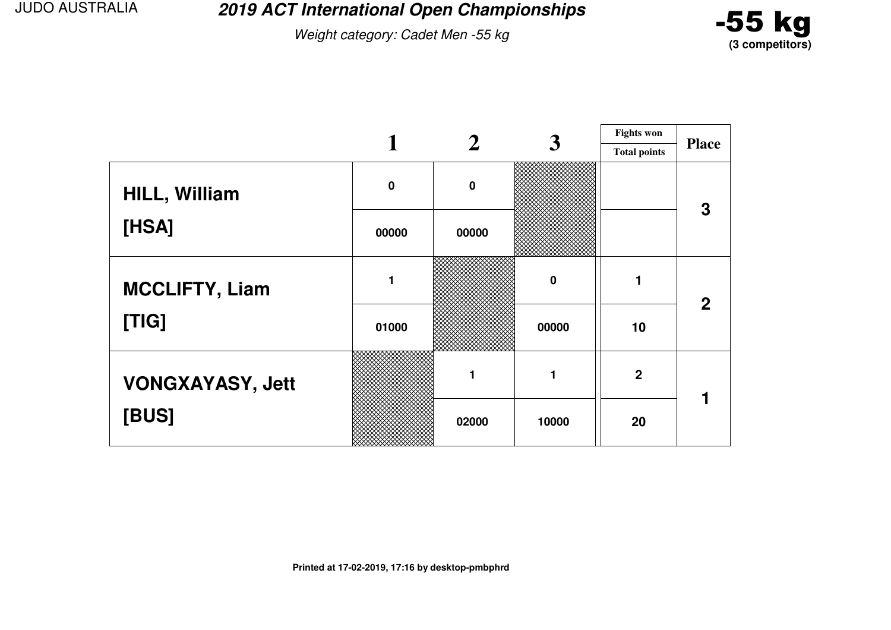JUDO AUSTRALIA

# 2019 ACT International Open Championships

*Weight category: Cadet Men -55 kg*

**-55 kg**
**(3 competitors)**

| | 1 | 2 | 3 | Fights won / Total points | Place |
|---|---|---|---|---|---|
| **HILL, William** | 0 | 0 | | | 3 |
| **[HSA]** | 00000 | 00000 | | | |
| **MCCLIFTY, Liam** | 1 | | 0 | 1 | 2 |
| **[TIG]** | 01000 | | 00000 | 10 | |
| **VONGXAYASY, Jett** | | 1 | 1 | 2 | 1 |
| **[BUS]** | | 02000 | 10000 | 20 | |

**Printed at 17-02-2019, 17:16 by desktop-pmbphrd**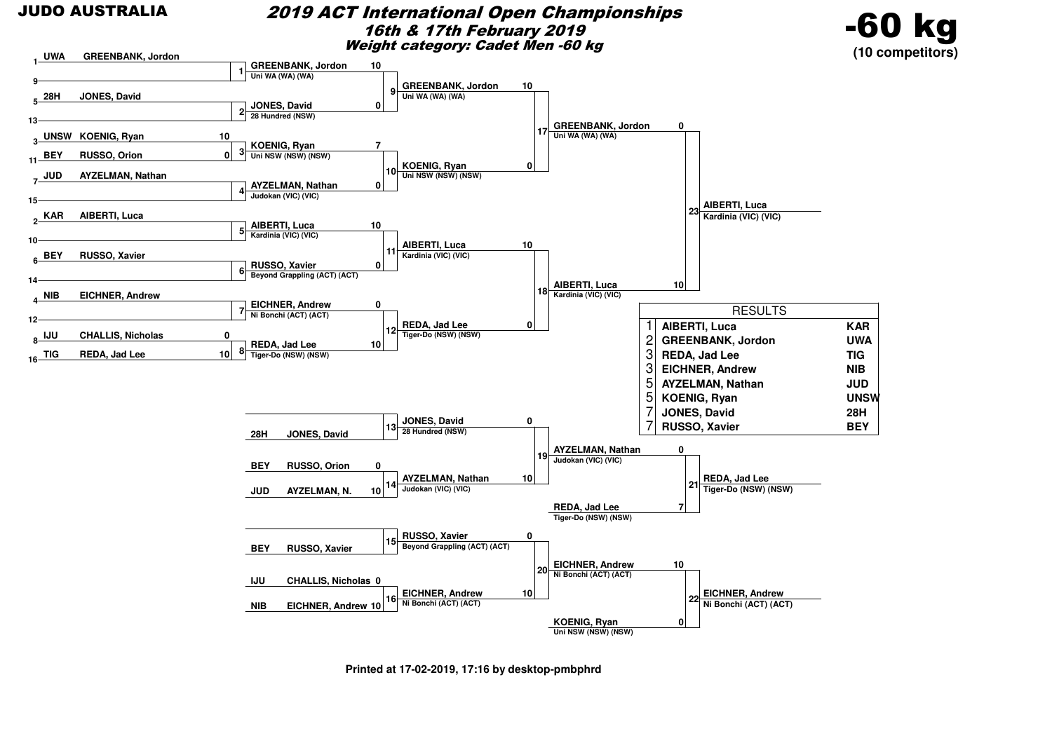# JUDO AUSTRALIA

## 2019 ACT International Open Championships

### 16th & 17th February 2019

### Weight category: Cadet Men -60 kg

**-60 kg**
**(10 competitors)**

## Main Draw

**First round**

| Seed | Club | Name | Score |
|---|---|---|---|
| 1 | UWA | GREENBANK, Jordon | |
| 9 | | | |
| 5 | 28H | JONES, David | |
| 13 | | | |
| 3 | UNSW | KOENIG, Ryan | 10 |
| 11 | BEY | RUSSO, Orion | 0 |
| 7 | JUD | AYZELMAN, Nathan | |
| 15 | | | |
| 2 | KAR | AIBERTI, Luca | |
| 10 | | | |
| 6 | BEY | RUSSO, Xavier | |
| 14 | | | |
| 4 | NIB | EICHNER, Andrew | |
| 12 | | | |
| 8 | IJU | CHALLIS, Nicholas | 0 |
| 16 | TIG | REDA, Jad Lee | 10 |

**Contests**

| Contest | Competitor | Club | Score |
|---|---|---|---|
| 1 | GREENBANK, Jordon | Uni WA (WA) (WA) | 10 |
| 2 | JONES, David | 28 Hundred (NSW) | 0 |
| 3 | KOENIG, Ryan | Uni NSW (NSW) (NSW) | 7 |
| 4 | AYZELMAN, Nathan | Judokan (VIC) (VIC) | 0 |
| 5 | AIBERTI, Luca | Kardinia (VIC) (VIC) | 10 |
| 6 | RUSSO, Xavier | Beyond Grappling (ACT) (ACT) | 0 |
| 7 | EICHNER, Andrew | Ni Bonchi (ACT) (ACT) | 0 |
| 8 | REDA, Jad Lee | Tiger-Do (NSW) (NSW) | 10 |
| 9 | GREENBANK, Jordon | Uni WA (WA) (WA) | 10 |
| 10 | KOENIG, Ryan | Uni NSW (NSW) (NSW) | 0 |
| 11 | AIBERTI, Luca | Kardinia (VIC) (VIC) | 10 |
| 12 | REDA, Jad Lee | Tiger-Do (NSW) (NSW) | 0 |
| 17 | GREENBANK, Jordon | Uni WA (WA) (WA) | 0 |
| 18 | AIBERTI, Luca | Kardinia (VIC) (VIC) | 10 |
| 23 | AIBERTI, Luca | Kardinia (VIC) (VIC) | |

## Repechage

| Contest | Competitor | Club | Score |
|---|---|---|---|
| 13 | JONES, David | 28 Hundred (NSW) | 0 |
| 14 | AYZELMAN, Nathan | Judokan (VIC) (VIC) | 10 |
| 19 | AYZELMAN, Nathan | Judokan (VIC) (VIC) | 0 |
| 21 | REDA, Jad Lee | Tiger-Do (NSW) (NSW) | |
| 15 | RUSSO, Xavier | Beyond Grappling (ACT) (ACT) | 0 |
| 16 | EICHNER, Andrew | Ni Bonchi (ACT) (ACT) | 10 |
| 20 | EICHNER, Andrew | Ni Bonchi (ACT) (ACT) | 10 |
| 22 | EICHNER, Andrew | Ni Bonchi (ACT) (ACT) | |

Repechage entries:
- 13: 28H JONES, David
- 14: BEY RUSSO, Orion 0; JUD AYZELMAN, N. 10
- 15: BEY RUSSO, Xavier
- 16: IJU CHALLIS, Nicholas 0; NIB EICHNER, Andrew 10
- 21: AYZELMAN, Nathan 0; REDA, Jad Lee (Tiger-Do (NSW) (NSW)) 7
- 22: EICHNER, Andrew 10; KOENIG, Ryan (Uni NSW (NSW) (NSW)) 0

## RESULTS

| Place | Name | Club |
|---|---|---|
| 1 | AIBERTI, Luca | KAR |
| 2 | GREENBANK, Jordon | UWA |
| 3 | REDA, Jad Lee | TIG |
| 3 | EICHNER, Andrew | NIB |
| 5 | AYZELMAN, Nathan | JUD |
| 5 | KOENIG, Ryan | UNSW |
| 7 | JONES, David | 28H |
| 7 | RUSSO, Xavier | BEY |

Printed at 17-02-2019, 17:16 by desktop-pmbphrd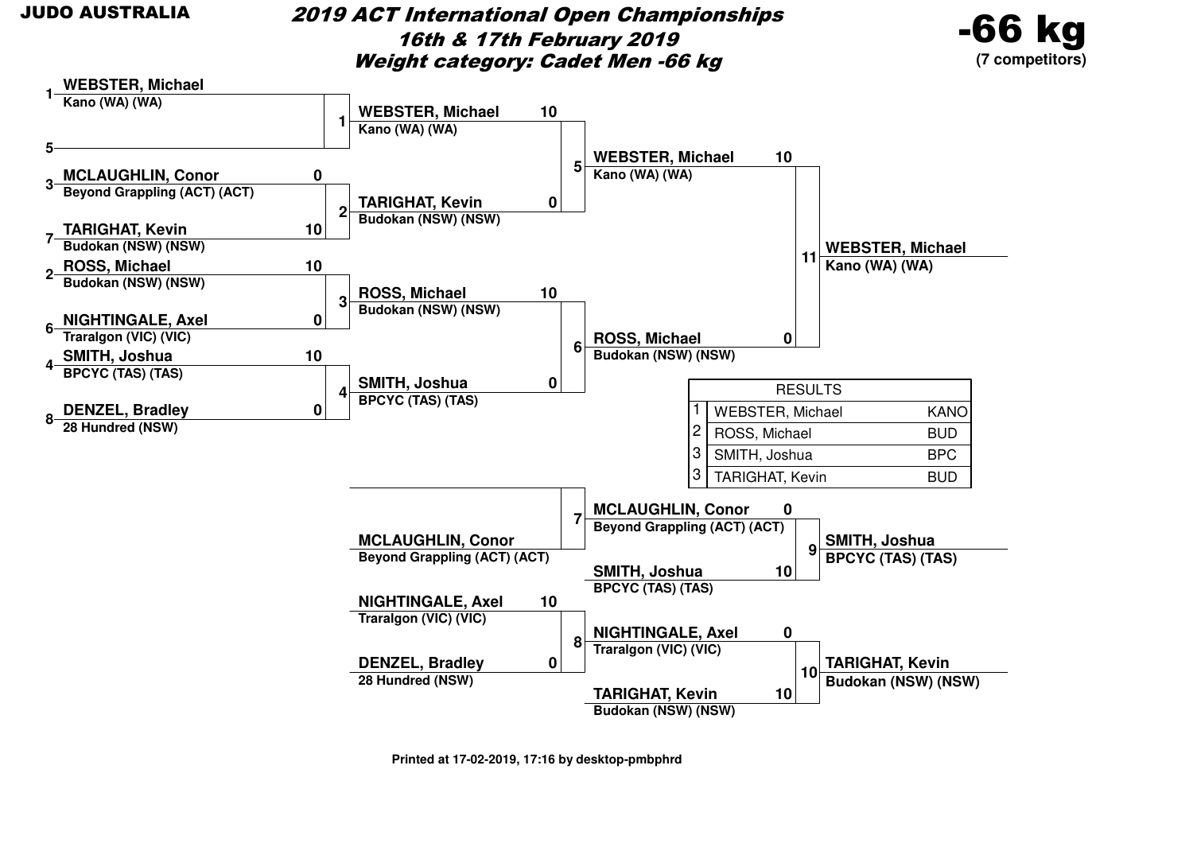**JUDO AUSTRALIA**

# 2019 ACT International Open Championships

## 16th & 17th February 2019

## Weight category: Cadet Men -66 kg

**-66 kg**
**(7 competitors)**

### Main bracket

| Contest | Competitor 1 | Score | Competitor 2 | Score | Winner |
|---|---|---|---|---|---|
| 1 | (1) WEBSTER, Michael – Kano (WA) (WA) | | (5) – | | WEBSTER, Michael |
| 2 | (3) MCLAUGHLIN, Conor – Beyond Grappling (ACT) (ACT) | 0 | (7) TARIGHAT, Kevin – Budokan (NSW) (NSW) | 10 | TARIGHAT, Kevin |
| 3 | (2) ROSS, Michael – Budokan (NSW) (NSW) | 10 | (6) NIGHTINGALE, Axel – Traralgon (VIC) (VIC) | 0 | ROSS, Michael |
| 4 | (4) SMITH, Joshua – BPCYC (TAS) (TAS) | 10 | (8) DENZEL, Bradley – 28 Hundred (NSW) | 0 | SMITH, Joshua |
| 5 | WEBSTER, Michael – Kano (WA) (WA) | 10 | TARIGHAT, Kevin – Budokan (NSW) (NSW) | 0 | WEBSTER, Michael |
| 6 | ROSS, Michael – Budokan (NSW) (NSW) | 10 | SMITH, Joshua – BPCYC (TAS) (TAS) | 0 | ROSS, Michael |
| 11 | WEBSTER, Michael – Kano (WA) (WA) | 10 | ROSS, Michael – Budokan (NSW) (NSW) | 0 | WEBSTER, Michael |

### Repechage

| Contest | Competitor 1 | Score | Competitor 2 | Score | Winner |
|---|---|---|---|---|---|
| 7 | – | | MCLAUGHLIN, Conor – Beyond Grappling (ACT) (ACT) | | MCLAUGHLIN, Conor |
| 8 | NIGHTINGALE, Axel – Traralgon (VIC) (VIC) | 10 | DENZEL, Bradley – 28 Hundred (NSW) | 0 | NIGHTINGALE, Axel |
| 9 | MCLAUGHLIN, Conor – Beyond Grappling (ACT) (ACT) | 0 | SMITH, Joshua – BPCYC (TAS) (TAS) | 10 | SMITH, Joshua |
| 10 | NIGHTINGALE, Axel – Traralgon (VIC) (VIC) | 0 | TARIGHAT, Kevin – Budokan (NSW) (NSW) | 10 | TARIGHAT, Kevin |

### RESULTS

| Place | Name | Club |
|---|---|---|
| 1 | WEBSTER, Michael | KANO |
| 2 | ROSS, Michael | BUD |
| 3 | SMITH, Joshua | BPC |
| 3 | TARIGHAT, Kevin | BUD |

Printed at 17-02-2019, 17:16 by desktop-pmbphrd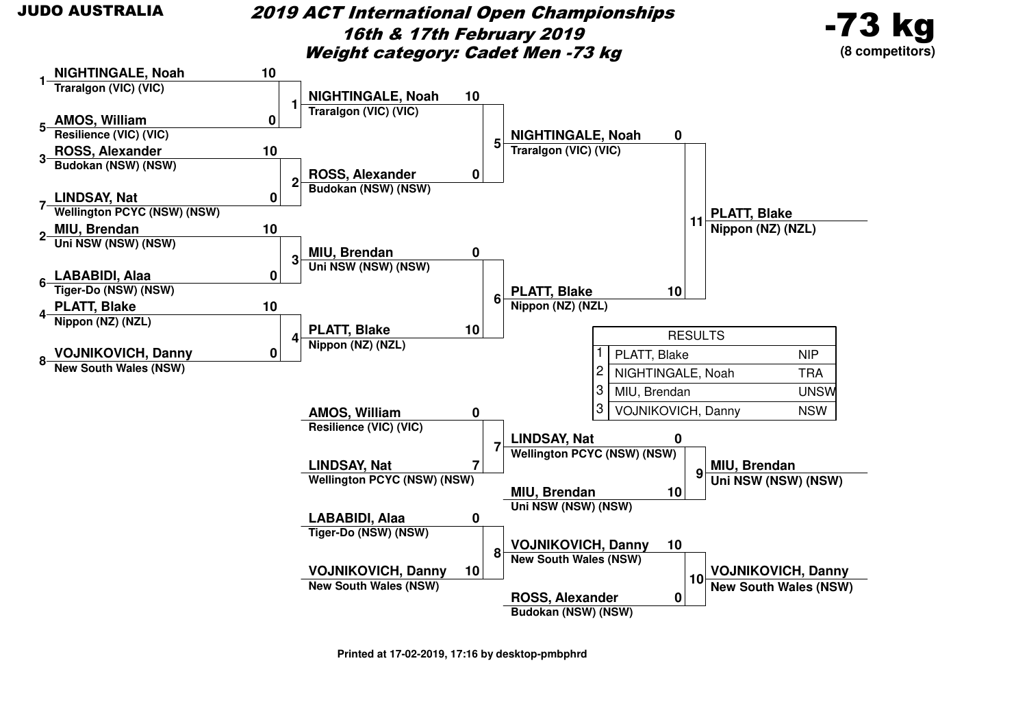**JUDO AUSTRALIA**

# 2019 ACT International Open Championships
## 16th & 17th February 2019
## Weight category: Cadet Men -73 kg

**-73 kg**
**(8 competitors)**

### Main bracket

| Contest | Competitor | Club | Score |
|---|---|---|---|
| 1 | 1 NIGHTINGALE, Noah | Traralgon (VIC) (VIC) | 10 |
| 1 | 5 AMOS, William | Resilience (VIC) (VIC) | 0 |
| 2 | 3 ROSS, Alexander | Budokan (NSW) (NSW) | 10 |
| 2 | 7 LINDSAY, Nat | Wellington PCYC (NSW) (NSW) | 0 |
| 3 | 2 MIU, Brendan | Uni NSW (NSW) (NSW) | 10 |
| 3 | 6 LABABIDI, Alaa | Tiger-Do (NSW) (NSW) | 0 |
| 4 | 4 PLATT, Blake | Nippon (NZ) (NZL) | 10 |
| 4 | 8 VOJNIKOVICH, Danny | New South Wales (NSW) | 0 |
| 5 | NIGHTINGALE, Noah | Traralgon (VIC) (VIC) | 10 |
| 5 | ROSS, Alexander | Budokan (NSW) (NSW) | 0 |
| 6 | MIU, Brendan | Uni NSW (NSW) (NSW) | 0 |
| 6 | PLATT, Blake | Nippon (NZ) (NZL) | 10 |
| 11 | NIGHTINGALE, Noah | Traralgon (VIC) (VIC) | 0 |
| 11 | PLATT, Blake | Nippon (NZ) (NZL) | 10 |

Winner contest 11: PLATT, Blake – Nippon (NZ) (NZL)

### Repechage

| Contest | Competitor | Club | Score |
|---|---|---|---|
| 7 | AMOS, William | Resilience (VIC) (VIC) | 0 |
| 7 | LINDSAY, Nat | Wellington PCYC (NSW) (NSW) | 7 |
| 8 | LABABIDI, Alaa | Tiger-Do (NSW) (NSW) | 0 |
| 8 | VOJNIKOVICH, Danny | New South Wales (NSW) | 10 |
| 9 | LINDSAY, Nat | Wellington PCYC (NSW) (NSW) | 0 |
| 9 | MIU, Brendan | Uni NSW (NSW) (NSW) | 10 |
| 10 | VOJNIKOVICH, Danny | New South Wales (NSW) | 10 |
| 10 | ROSS, Alexander | Budokan (NSW) (NSW) | 0 |

Winner contest 9: MIU, Brendan – Uni NSW (NSW) (NSW)

Winner contest 10: VOJNIKOVICH, Danny – New South Wales (NSW)

### RESULTS

| Place | Name | Club |
|---|---|---|
| 1 | PLATT, Blake | NIP |
| 2 | NIGHTINGALE, Noah | TRA |
| 3 | MIU, Brendan | UNSW |
| 3 | VOJNIKOVICH, Danny | NSW |

Printed at 17-02-2019, 17:16 by desktop-pmbphrd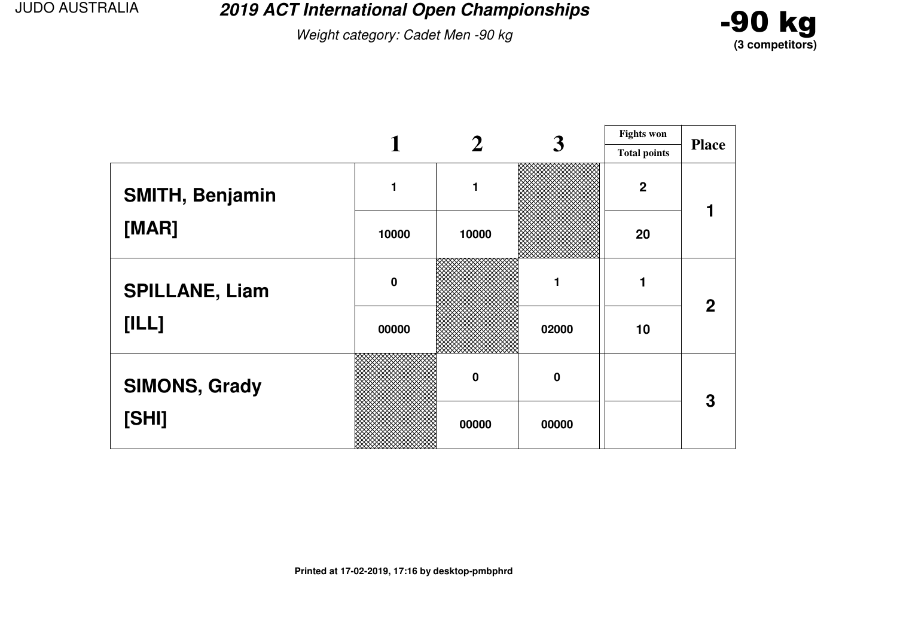JUDO AUSTRALIA

# 2019 ACT International Open Championships

*Weight category: Cadet Men -90 kg*

**-90 kg**
**(3 competitors)**

| | 1 | 2 | 3 | Fights won / Total points | Place |
|---|---|---|---|---|---|
| **SMITH, Benjamin** | 1 | 1 | | 2 | 1 |
| **[MAR]** | 10000 | 10000 | | 20 | |
| **SPILLANE, Liam** | 0 | | 1 | 1 | 2 |
| **[ILL]** | 00000 | | 02000 | 10 | |
| **SIMONS, Grady** | | 0 | 0 | | 3 |
| **[SHI]** | | 00000 | 00000 | | |

**Printed at 17-02-2019, 17:16 by desktop-pmbphrd**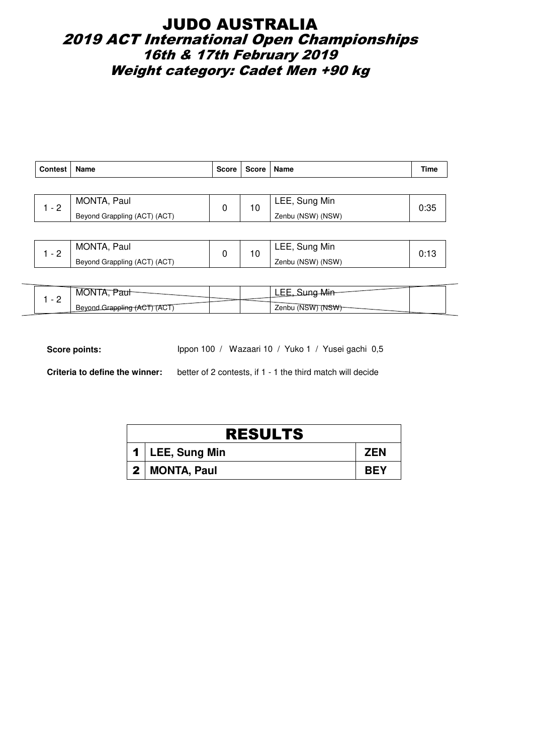# JUDO AUSTRALIA
## *2019 ACT International Open Championships*
### *16th & 17th February 2019*
### *Weight category: Cadet Men +90 kg*

| Contest | Name | Score | Score | Name | Time |
|---|---|---|---|---|---|
| 1 - 2 | MONTA, Paul<br>Beyond Grappling (ACT) (ACT) | 0 | 10 | LEE, Sung Min<br>Zenbu (NSW) (NSW) | 0:35 |
| 1 - 2 | MONTA, Paul<br>Beyond Grappling (ACT) (ACT) | 0 | 10 | LEE, Sung Min<br>Zenbu (NSW) (NSW) | 0:13 |
| 1 - 2 | ~~MONTA, Paul~~<br>~~Beyond Grappling (ACT) (ACT)~~ | | | ~~LEE, Sung Min~~<br>~~Zenbu (NSW) (NSW)~~ | |

**Score points:** Ippon 100 / Wazaari 10 / Yuko 1 / Yusei gachi 0,5

**Criteria to define the winner:** better of 2 contests, if 1 - 1 the third match will decide

| RESULTS | | |
|---|---|---|
| 1 | LEE, Sung Min | ZEN |
| 2 | MONTA, Paul | BEY |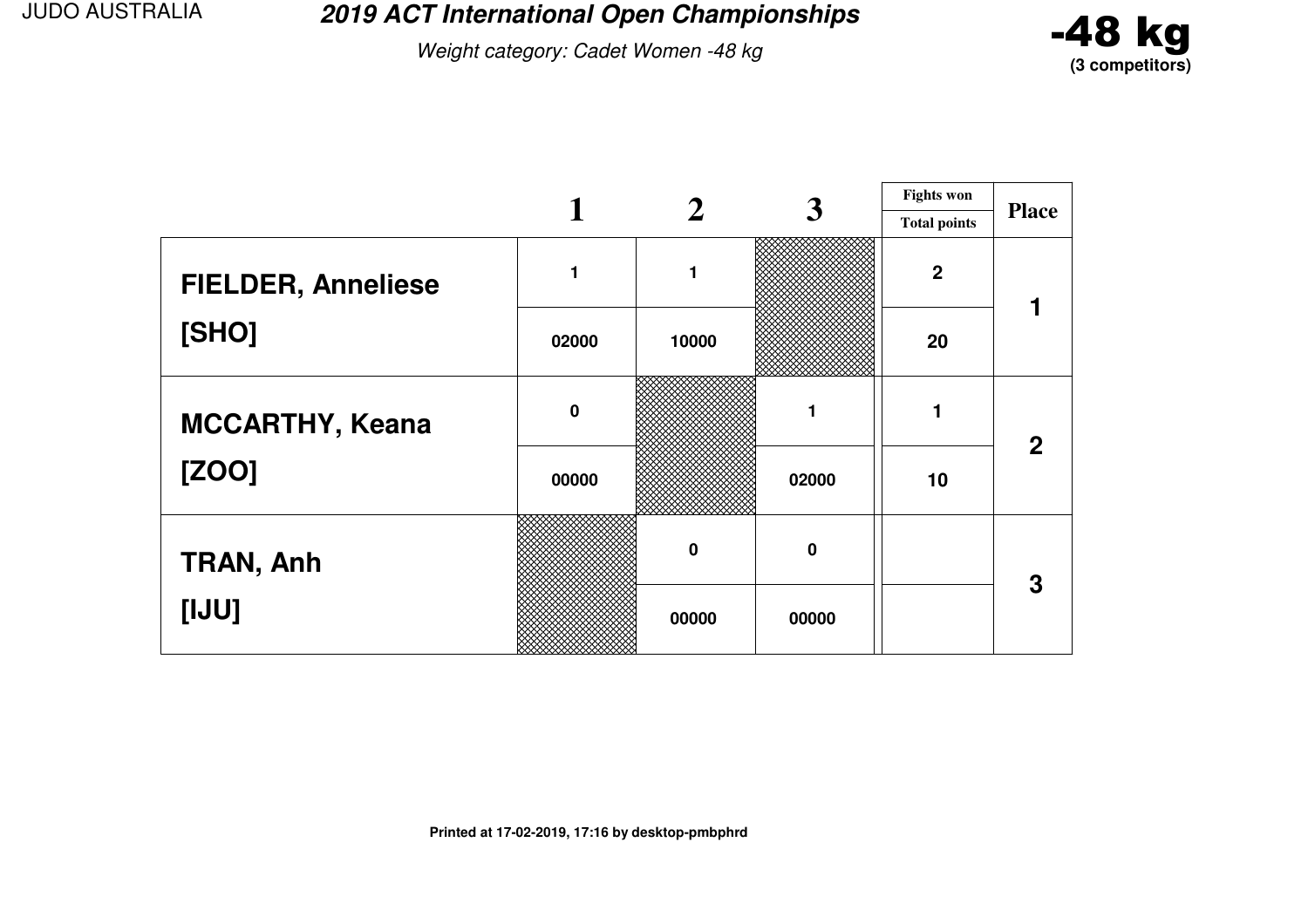JUDO AUSTRALIA

# 2019 ACT International Open Championships

*Weight category: Cadet Women -48 kg*

**-48 kg**
**(3 competitors)**

| | 1 | 2 | 3 | Fights won / Total points | Place |
|---|---|---|---|---|---|
| **FIELDER, Anneliese** | 1 | 1 | | 2 | 1 |
| **[SHO]** | 02000 | 10000 | | 20 | |
| **MCCARTHY, Keana** | 0 | | 1 | 1 | 2 |
| **[ZOO]** | 00000 | | 02000 | 10 | |
| **TRAN, Anh** | | 0 | 0 | | 3 |
| **[IJU]** | | 00000 | 00000 | | |

Printed at 17-02-2019, 17:16 by desktop-pmbphrd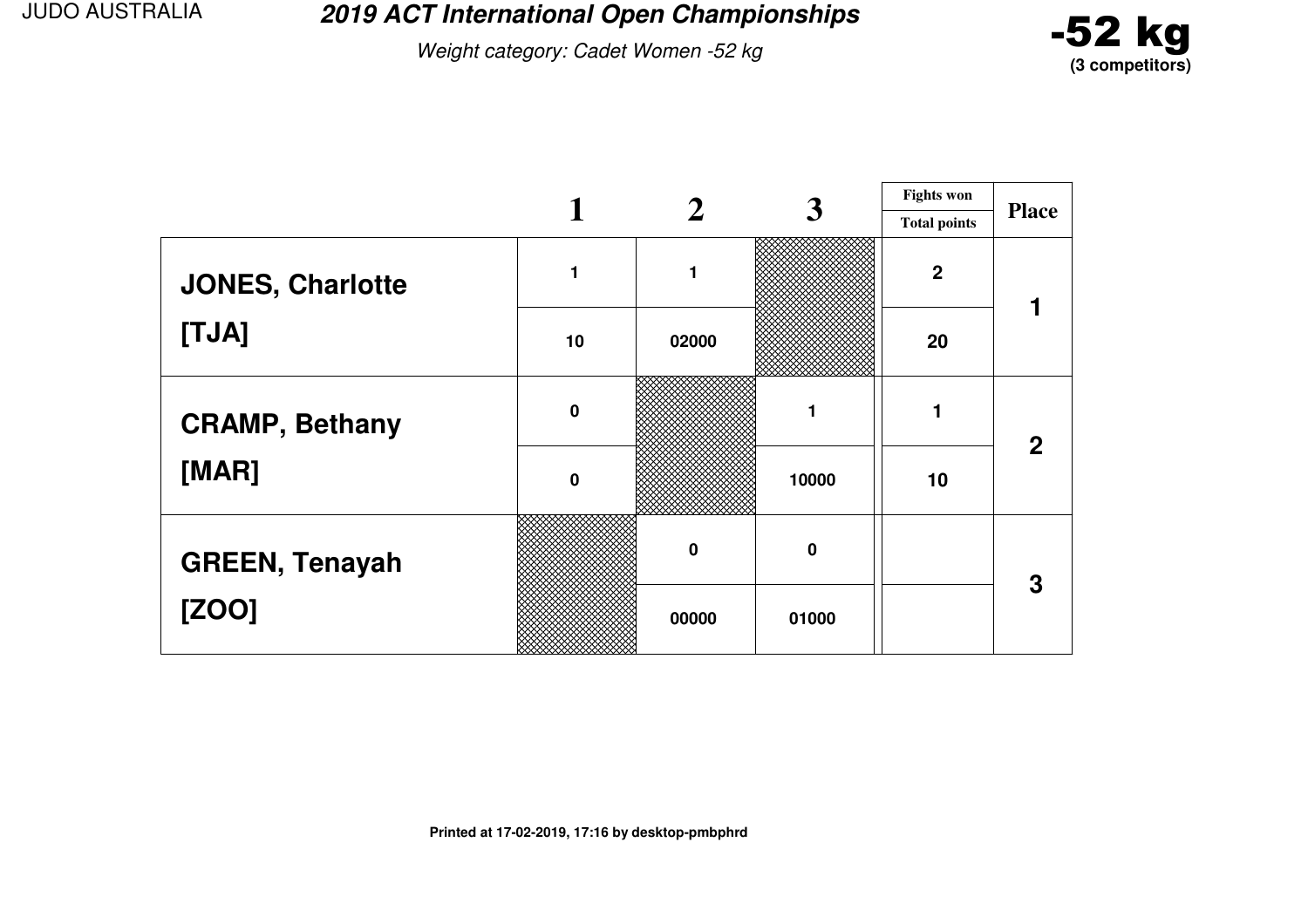# 2019 ACT International Open Championships

*Weight category: Cadet Women -52 kg*

**-52 kg**
**(3 competitors)**

| | 1 | 2 | 3 | Fights won / Total points | Place |
|---|---|---|---|---|---|
| **JONES, Charlotte** | 1 | 1 | | 2 | 1 |
| **[TJA]** | 10 | 02000 | | 20 | |
| **CRAMP, Bethany** | 0 | | 1 | 1 | 2 |
| **[MAR]** | 0 | | 10000 | 10 | |
| **GREEN, Tenayah** | | 0 | 0 | | 3 |
| **[ZOO]** | | 00000 | 01000 | | |

Printed at 17-02-2019, 17:16 by desktop-pmbphrd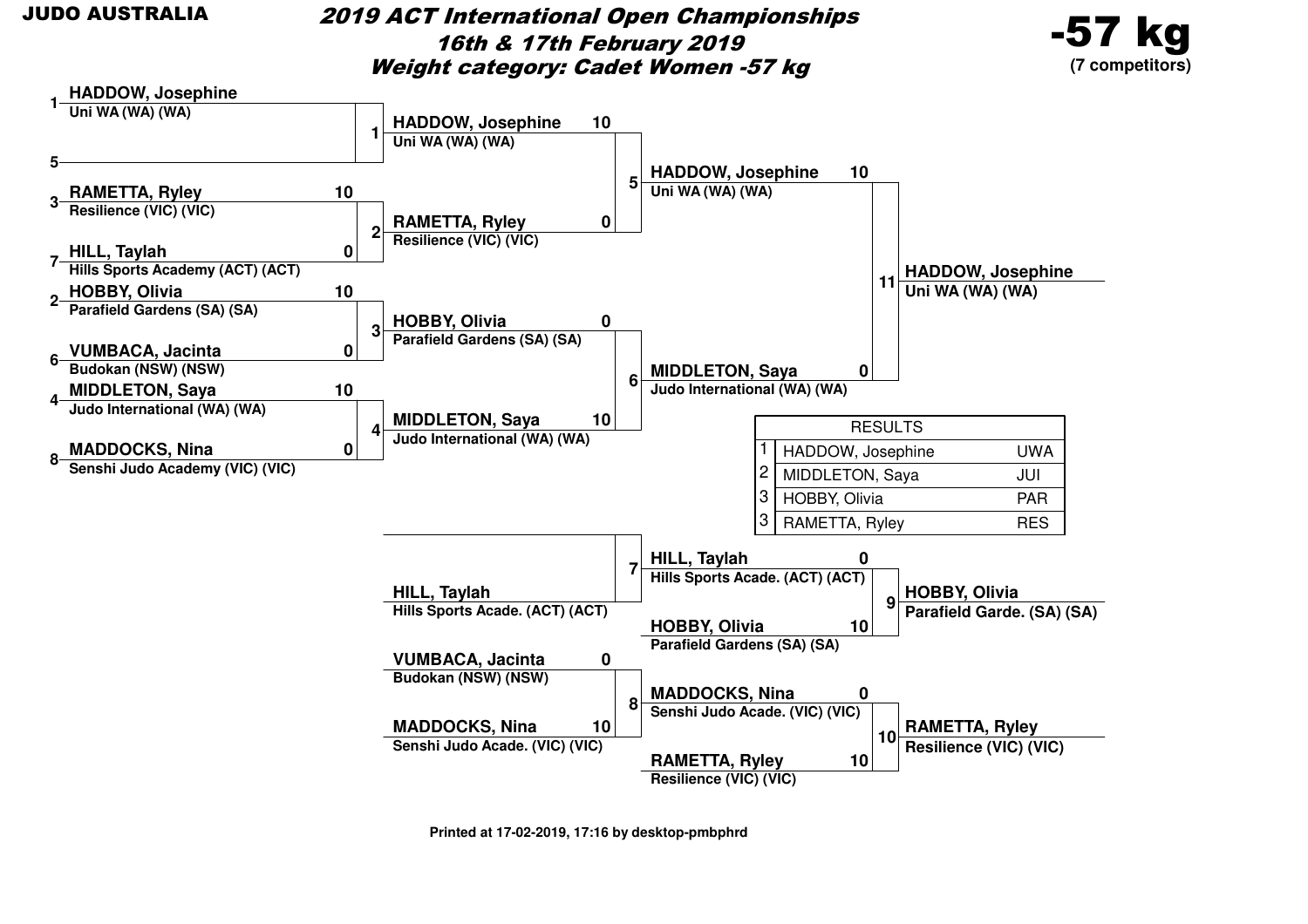**JUDO AUSTRALIA**

# 2019 ACT International Open Championships

## 16th & 17th February 2019

## Weight category: Cadet Women -57 kg

**-57 kg**
**(7 competitors)**

### Main bracket

**Round 1**

| Contest | Competitor | Club | Score |
|---|---|---|---|
| 1 | 1 HADDOW, Josephine | Uni WA (WA) (WA) | |
| 1 | 5 | | |
| 2 | 3 RAMETTA, Ryley | Resilience (VIC) (VIC) | 10 |
| 2 | 7 HILL, Taylah | Hills Sports Academy (ACT) (ACT) | 0 |
| 3 | 2 HOBBY, Olivia | Parafield Gardens (SA) (SA) | 10 |
| 3 | 6 VUMBACA, Jacinta | Budokan (NSW) (NSW) | 0 |
| 4 | 4 MIDDLETON, Saya | Judo International (WA) (WA) | 10 |
| 4 | 8 MADDOCKS, Nina | Senshi Judo Academy (VIC) (VIC) | 0 |

**Semi-finals**

| Contest | Competitor | Club | Score |
|---|---|---|---|
| 5 | HADDOW, Josephine | Uni WA (WA) (WA) | 10 |
| 5 | RAMETTA, Ryley | Resilience (VIC) (VIC) | 0 |
| 6 | HOBBY, Olivia | Parafield Gardens (SA) (SA) | 0 |
| 6 | MIDDLETON, Saya | Judo International (WA) (WA) | 10 |

**Final**

| Contest | Competitor | Club | Score |
|---|---|---|---|
| 11 | HADDOW, Josephine | Uni WA (WA) (WA) | 10 |
| 11 | MIDDLETON, Saya | Judo International (WA) (WA) | 0 |

Winner: **HADDOW, Josephine** – Uni WA (WA) (WA)

### Repechage

| Contest | Competitor | Club | Score |
|---|---|---|---|
| 7 | | | |
| 7 | HILL, Taylah | Hills Sports Acade. (ACT) (ACT) | |
| 8 | VUMBACA, Jacinta | Budokan (NSW) (NSW) | 0 |
| 8 | MADDOCKS, Nina | Senshi Judo Acade. (VIC) (VIC) | 10 |

### Bronze medal contests

| Contest | Competitor | Club | Score |
|---|---|---|---|
| 9 | HILL, Taylah | Hills Sports Acade. (ACT) (ACT) | 0 |
| 9 | HOBBY, Olivia | Parafield Gardens (SA) (SA) | 10 |
| 10 | MADDOCKS, Nina | Senshi Judo Acade. (VIC) (VIC) | 0 |
| 10 | RAMETTA, Ryley | Resilience (VIC) (VIC) | 10 |

Contest 9 winner: **HOBBY, Olivia** – Parafield Garde. (SA) (SA)

Contest 10 winner: **RAMETTA, Ryley** – Resilience (VIC) (VIC)

### RESULTS

| Place | Name | Club |
|---|---|---|
| 1 | HADDOW, Josephine | UWA |
| 2 | MIDDLETON, Saya | JUI |
| 3 | HOBBY, Olivia | PAR |
| 3 | RAMETTA, Ryley | RES |

Printed at 17-02-2019, 17:16 by desktop-pmbphrd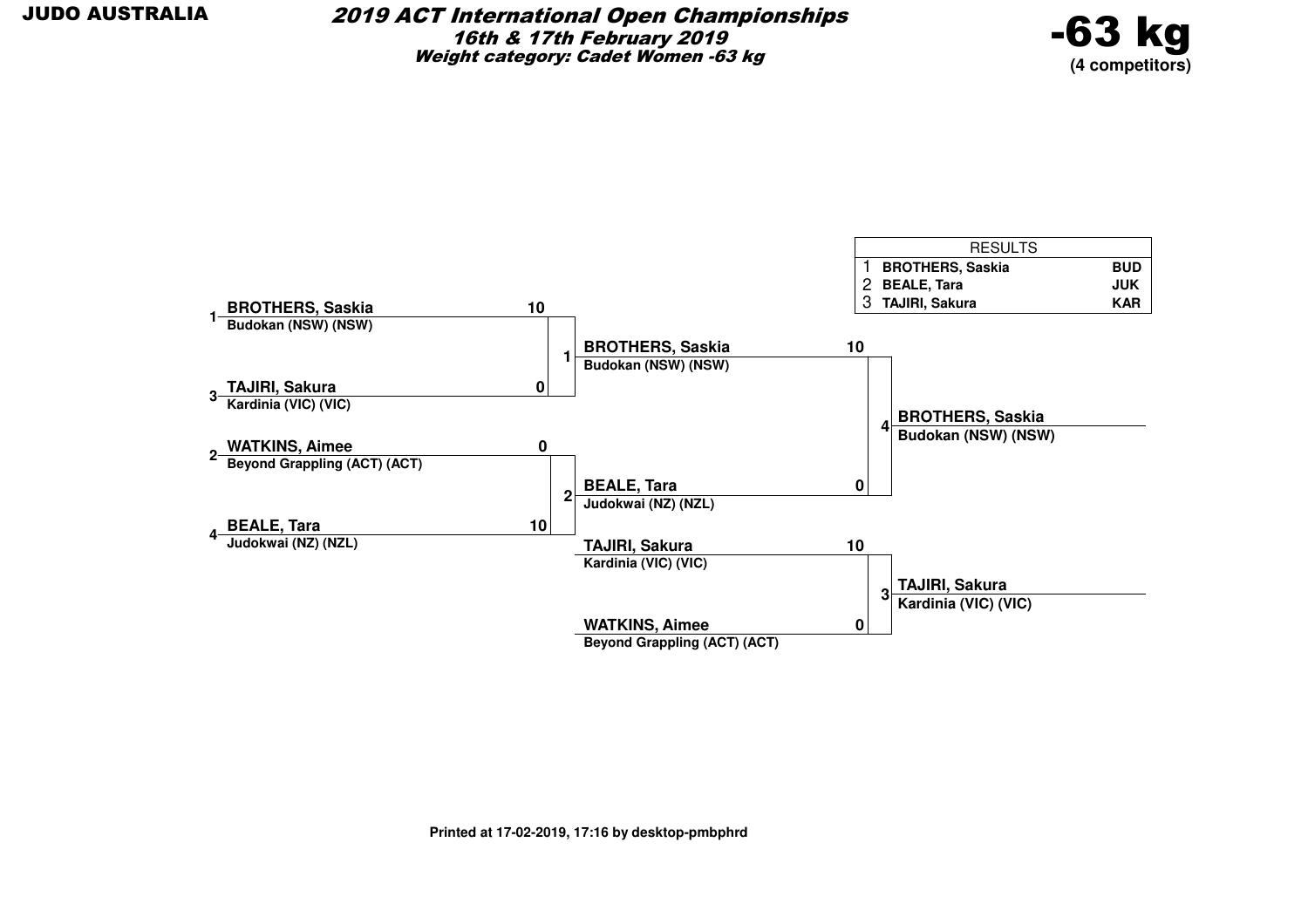**JUDO AUSTRALIA**

# 2019 ACT International Open Championships

## 16th & 17th February 2019

### Weight category: Cadet Women -63 kg

**-63 kg**
**(4 competitors)**

| RESULTS | | |
|---|---|---|
| 1 | BROTHERS, Saskia | BUD |
| 2 | BEALE, Tara | JUK |
| 3 | TAJIRI, Sakura | KAR |

**Round 1**

| Seed | Competitor | Club | Score |
|---|---|---|---|
| 1 | BROTHERS, Saskia | Budokan (NSW) (NSW) | 10 |
| 3 | TAJIRI, Sakura | Kardinia (VIC) (VIC) | 0 |
| 2 | WATKINS, Aimee | Beyond Grappling (ACT) (ACT) | 0 |
| 4 | BEALE, Tara | Judokwai (NZ) (NZL) | 10 |

**Contest 1:** BROTHERS, Saskia – Budokan (NSW) (NSW)

**Contest 2:** BEALE, Tara – Judokwai (NZ) (NZL)

**Final**

| Competitor | Club | Score |
|---|---|---|
| BROTHERS, Saskia | Budokan (NSW) (NSW) | 10 |
| BEALE, Tara | Judokwai (NZ) (NZL) | 0 |

**Contest 4:** BROTHERS, Saskia – Budokan (NSW) (NSW)

**Bronze**

| Competitor | Club | Score |
|---|---|---|
| TAJIRI, Sakura | Kardinia (VIC) (VIC) | 10 |
| WATKINS, Aimee | Beyond Grappling (ACT) (ACT) | 0 |

**Contest 3:** TAJIRI, Sakura – Kardinia (VIC) (VIC)

Printed at 17-02-2019, 17:16 by desktop-pmbphrd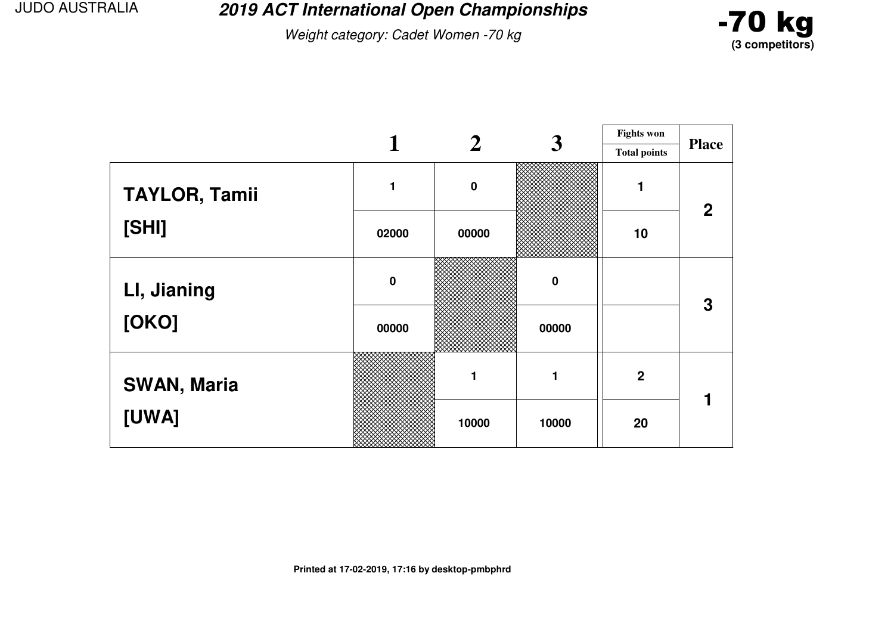# 2019 ACT International Open Championships

*Weight category: Cadet Women -70 kg*

**-70 kg**
**(3 competitors)**

| | 1 | 2 | 3 | Fights won / Total points | Place |
|---|---|---|---|---|---|
| **TAYLOR, Tamii** | 1 | 0 | | 1 | 2 |
| **[SHI]** | 02000 | 00000 | | 10 | |
| **LI, Jianing** | 0 | | 0 | | 3 |
| **[OKO]** | 00000 | | 00000 | | |
| **SWAN, Maria** | | 1 | 1 | 2 | 1 |
| **[UWA]** | | 10000 | 10000 | 20 | |

**Printed at 17-02-2019, 17:16 by desktop-pmbphrd**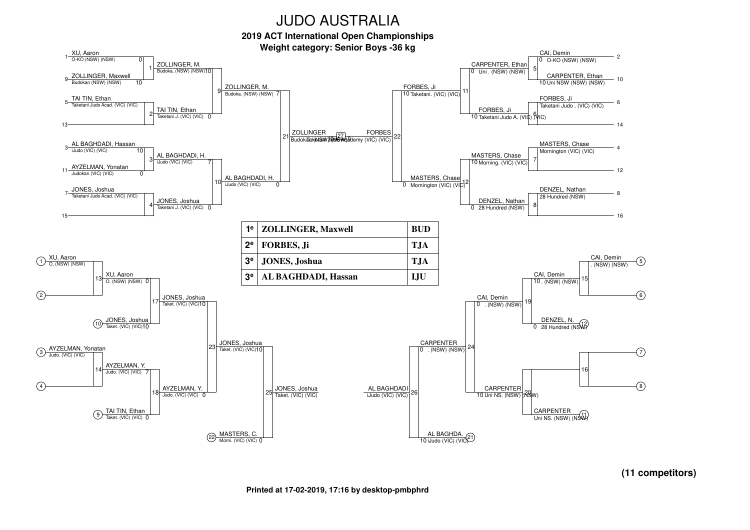# JUDO AUSTRALIA

## 2019 ACT International Open Championships

### Weight category: Senior Boys -36 kg

**Main bracket**

| Match | Competitor 1 | Score | Competitor 2 | Score | Winner |
|---|---|---|---|---|---|
| 1 | XU, Aaron – O-KO (NSW) (NSW) | 0 | ZOLLINGER, Maxwell – Budokan (NSW) (NSW) | 10 | ZOLLINGER, M. – Budoka. (NSW) (NSW) |
| 2 | TAI TIN, Ethan – Taketani Judo Acad. (VIC) (VIC) | | 13 – (bye) | | TAI TIN, Ethan – Taketani J. (VIC) (VIC) |
| 3 | AL BAGHDADI, Hassan – iJudo (VIC) (VIC) | 10 | AYZELMAN, Yonatan – Judokan (VIC) (VIC) | 0 | AL BAGHDADI, H. – iJudo (VIC) (VIC) |
| 4 | JONES, Joshua – Taketani Judo Acad. (VIC) (VIC) | | 15 – (bye) | | JONES, Joshua – Taketani J. (VIC) (VIC) |
| 5 | CAI, Demin – O-KO (NSW) (NSW) | 0 | CARPENTER, Ethan – Uni NSW (NSW) (NSW) | 10 | CARPENTER, Ethan – Uni . (NSW) (NSW) |
| 6 | FORBES, Ji – Taketani Judo . (VIC) (VIC) | | 14 – (bye) | | FORBES, Ji – Taketani Judo A. (VIC) (VIC) |
| 7 | MASTERS, Chase – Mornington (VIC) (VIC) | | 12 – (bye) | | MASTERS, Chase – Morning. (VIC) (VIC) |
| 8 | DENZEL, Nathan – 28 Hundred (NSW) | | 16 – (bye) | | DENZEL, Nathan – 28 Hundred (NSW) |
| 9 | ZOLLINGER, M. | 10 | TAI TIN, Ethan | 0 | ZOLLINGER, M. – Budoka. (NSW) (NSW) |
| 10 | AL BAGHDADI, H. | 7 | JONES, Joshua | 0 | AL BAGHDADI, H. – iJudo (VIC) (VIC) |
| 11 | CARPENTER, Ethan | 0 | FORBES, Ji | 10 | FORBES, Ji – Taketani. (VIC) (VIC) |
| 12 | MASTERS, Chase | 10 | DENZEL, Nathan | 0 | MASTERS, Chase – Mornington (VIC) (VIC) |
| 21 | ZOLLINGER, M. | 7 | AL BAGHDADI, H. | 0 | ZOLLINGER – Budokan (NSW) (NSW) |
| 22 | FORBES, Ji | 10 | MASTERS, Chase | 0 | FORBES – Taketani Judo Academy (VIC) (VIC) |
| 27 | ZOLLINGER | 10 | FORBES | 0 | |

**Repechage**

| Match | Competitor 1 | Score | Competitor 2 | Score | Winner |
|---|---|---|---|---|---|
| 13 | (1) XU, Aaron – O. (NSW) (NSW) | | (2) | | XU, Aaron – O. (NSW) (NSW) |
| 14 | (3) AYZELMAN, Yonatan – Judo. (VIC) (VIC) | | (4) | | AYZELMAN, Y. – Judo. (VIC) (VIC) |
| 15 | (5) CAI, Demin – . (NSW) (NSW) | | (6) | | CAI, Demin – . (NSW) (NSW) |
| 16 | (7) | | (8) | | |
| 17 | XU, Aaron | 0 | (10) JONES, Joshua – Taket. (VIC) (VIC) | 10 | JONES, Joshua – Taket. (VIC) (VIC) |
| 18 | AYZELMAN, Y. | 7 | (9) TAI TIN, Ethan – Taket. (VIC) (VIC) | 0 | AYZELMAN, Y. – Judo. (VIC) (VIC) |
| 19 | CAI, Demin | 10 | (12) DENZEL, N. – 28 Hundred (NSW) | 0 | CAI, Demin – . (NSW) (NSW) |
| 20 | | | (11) CARPENTER – Uni NS. (NSW) (NSW) | | CARPENTER – Uni NS. (NSW) (NSW) |
| 23 | JONES, Joshua | 10 | AYZELMAN, Y. | 0 | JONES, Joshua – Taket. (VIC) (VIC) |
| 24 | CAI, Demin | 0 | CARPENTER | 10 | CARPENTER – . (NSW) (NSW) |
| 25 | JONES, Joshua | 10 | (22) MASTERS, C. – Morni. (VIC) (VIC) | 0 | JONES, Joshua – Taket. (VIC) (VIC) |
| 26 | CARPENTER | 0 | (21) AL BAGHDA. – iJudo (VIC) (VIC) | 10 | AL BAGHDADI – iJudo (VIC) (VIC) |

**Final results**

| Place | Name | Club |
|---|---|---|
| 1e | ZOLLINGER, Maxwell | BUD |
| 2e | FORBES, Ji | TJA |
| 3e | JONES, Joshua | TJA |
| 3e | AL BAGHDADI, Hassan | IJU |

**(11 competitors)**

**Printed at 17-02-2019, 17:16 by desktop-pmbphrd**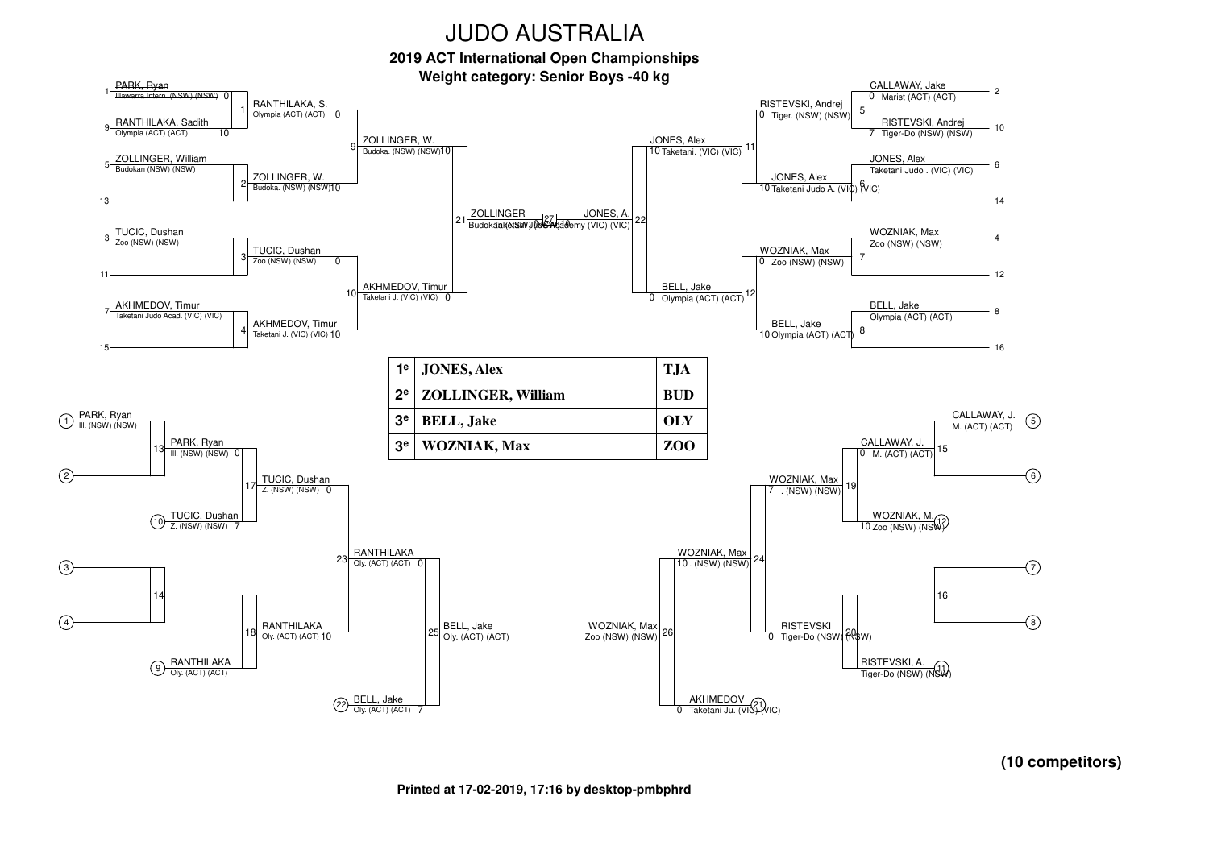# JUDO AUSTRALIA

**2019 ACT International Open Championships**

**Weight category: Senior Boys -40 kg**

## Main bracket

### Pool A (top left)

| Seed | Competitor | Club | Score |
|---|---|---|---|
| 1 | ~~PARK, Ryan~~ | Illawarra Intern. (NSW) (NSW) | 0 |
| 9 | RANTHILAKA, Sadith | Olympia (ACT) (ACT) | 10 |
| 5 | ZOLLINGER, William | Budokan (NSW) (NSW) | |
| 13 | | | |
| 3 | TUCIC, Dushan | Zoo (NSW) (NSW) | |
| 11 | | | |
| 7 | AKHMEDOV, Timur | Taketani Judo Acad. (VIC) (VIC) | |
| 15 | | | |

| Match | Winner | Club | Score |
|---|---|---|---|
| 1 | RANTHILAKA, S. | Olympia (ACT) (ACT) | 0 |
| 2 | ZOLLINGER, W. | Budoka. (NSW) (NSW) | 10 |
| 3 | TUCIC, Dushan | Zoo (NSW) (NSW) | 0 |
| 4 | AKHMEDOV, Timur | Taketani J. (VIC) (VIC) | 10 |
| 9 | ZOLLINGER, W. | Budoka. (NSW) (NSW) | 10 |
| 10 | AKHMEDOV, Timur | Taketani J. (VIC) (VIC) | 0 |
| 21 | ZOLLINGER | Budokan (NSW) (NSW) | 0 |

### Pool B (top right)

| Seed | Competitor | Club | Score |
|---|---|---|---|
| 2 | CALLAWAY, Jake | Marist (ACT) (ACT) | 0 |
| 10 | RISTEVSKI, Andrej | Tiger-Do (NSW) (NSW) | 7 |
| 6 | JONES, Alex | Taketani Judo . (VIC) (VIC) | |
| 14 | | | |
| 4 | WOZNIAK, Max | Zoo (NSW) (NSW) | |
| 12 | | | |
| 8 | BELL, Jake | Olympia (ACT) (ACT) | |
| 16 | | | |

| Match | Winner | Club | Score |
|---|---|---|---|
| 5 | RISTEVSKI, Andrej | Tiger. (NSW) (NSW) | 0 |
| 6 | JONES, Alex | Taketani Judo A. (VIC) (VIC) | 10 |
| 7 | WOZNIAK, Max | Zoo (NSW) (NSW) | 0 |
| 8 | BELL, Jake | Olympia (ACT) (ACT) | 10 |
| 11 | JONES, Alex | Taketani. (VIC) (VIC) | 10 |
| 12 | BELL, Jake | Olympia (ACT) (ACT) | 0 |
| 22 | JONES, A. | Taketani Judo Academy (VIC) (VIC) | 10 |

### Final (27)

ZOLLINGER (Budokan (NSW) (NSW)) 0 – JONES, A. (Taketani Judo Academy (VIC) (VIC)) 10

## Results

| | | |
|---|---|---|
| 1e | **JONES, Alex** | **TJA** |
| 2e | **ZOLLINGER, William** | **BUD** |
| 3e | **BELL, Jake** | **OLY** |
| 3e | **WOZNIAK, Max** | **ZOO** |

## Repechage

### Left side

| Match | Competitor | Club | Score |
|---|---|---|---|
| 13 | PARK, Ryan (1) | Ill. (NSW) (NSW) | 0 |
| 13 | (2) | | |
| 17 | PARK, Ryan | Ill. (NSW) (NSW) | 0 |
| 17 | TUCIC, Dushan (10) | Z. (NSW) (NSW) | 7 |
| 14 | (3) | | |
| 14 | (4) | | |
| 18 | RANTHILAKA (9) | Oly. (ACT) (ACT) | |
| 23 | TUCIC, Dushan | Z. (NSW) (NSW) | 0 |
| 23 | RANTHILAKA | Oly. (ACT) (ACT) | 10 |
| 25 | RANTHILAKA | Oly. (ACT) (ACT) | 0 |
| 25 | BELL, Jake (22) | Oly. (ACT) (ACT) | 7 |

Winner match 25: BELL, Jake – Oly. (ACT) (ACT)

### Right side

| Match | Competitor | Club | Score |
|---|---|---|---|
| 15 | CALLAWAY, J. (5) | M. (ACT) (ACT) | |
| 15 | (6) | | |
| 19 | CALLAWAY, J. | M. (ACT) (ACT) | 0 |
| 19 | WOZNIAK, M. (12) | Zoo (NSW) (NSW) | 10 |
| 16 | (7) | | |
| 16 | (8) | | |
| 20 | RISTEVSKI, A. (11) | Tiger-Do (NSW) (NSW) | |
| 24 | WOZNIAK, Max | . (NSW) (NSW) | 7 |
| 24 | RISTEVSKI | Tiger-Do (NSW) (NSW) | 0 |
| 26 | WOZNIAK, Max | . (NSW) (NSW) | 10 |
| 26 | AKHMEDOV (21) | Taketani Ju. (VIC) (VIC) | 0 |

Winner match 26: WOZNIAK, Max – Zoo (NSW) (NSW)

**(10 competitors)**

**Printed at 17-02-2019, 17:16 by desktop-pmbphrd**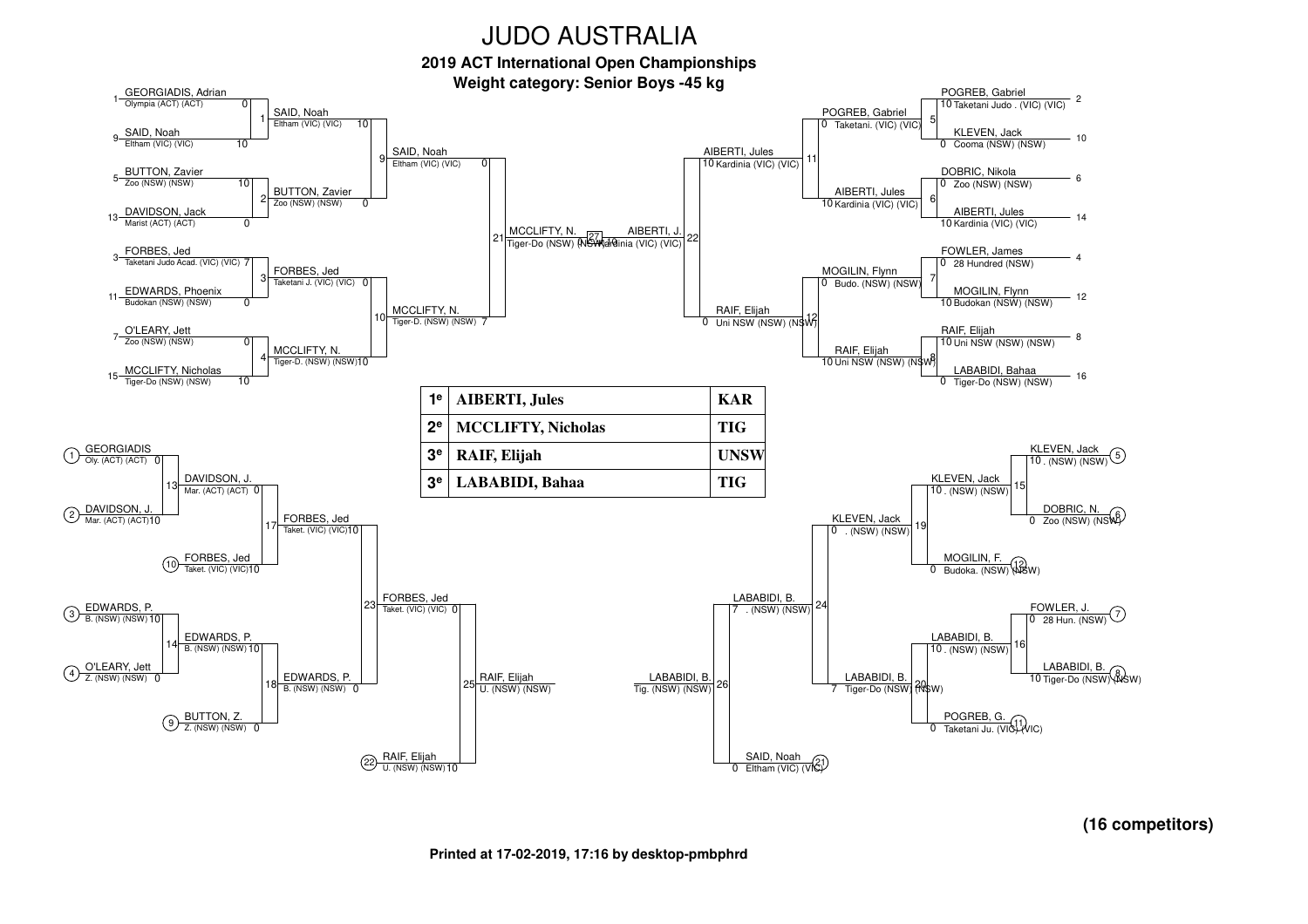# JUDO AUSTRALIA

**2019 ACT International Open Championships**

**Weight category: Senior Boys -45 kg**

## Main draw

### Pool A / B (left side)

| Seed | Competitor | Club | Score | Match | Winner | Score | Match | Winner | Score |
|---|---|---|---|---|---|---|---|---|---|
| 1 | GEORGIADIS, Adrian | Olympia (ACT) (ACT) | 0 | 1 | SAID, Noah — Eltham (VIC) (VIC) | 10 | 9 | SAID, Noah — Eltham (VIC) (VIC) | 0 |
| 9 | SAID, Noah | Eltham (VIC) (VIC) | 10 | | | | | | |
| 5 | BUTTON, Zavier | Zoo (NSW) (NSW) | 10 | 2 | BUTTON, Zavier — Zoo (NSW) (NSW) | 0 | | | |
| 13 | DAVIDSON, Jack | Marist (ACT) (ACT) | 0 | | | | | | |
| 3 | FORBES, Jed | Taketani Judo Acad. (VIC) (VIC) | 7 | 3 | FORBES, Jed — Taketani J. (VIC) (VIC) | 0 | 10 | MCCLIFTY, N. — Tiger-D. (NSW) (NSW) | 7 |
| 11 | EDWARDS, Phoenix | Budokan (NSW) (NSW) | 0 | | | | | | |
| 7 | O'LEARY, Jett | Zoo (NSW) (NSW) | 0 | 4 | MCCLIFTY, N. — Tiger-D. (NSW) (NSW) | 10 | | | |
| 15 | MCCLIFTY, Nicholas | Tiger-Do (NSW) (NSW) | 10 | | | | | | |

Semi-final 21: MCCLIFTY, N. — Tiger-Do (NSW) (NSW)

### Pool C / D (right side)

| Seed | Competitor | Club | Score | Match | Winner | Score | Match | Winner | Score |
|---|---|---|---|---|---|---|---|---|---|
| 2 | POGREB, Gabriel | Taketani Judo . (VIC) (VIC) | 10 | 5 | POGREB, Gabriel — Taketani. (VIC) (VIC) | 0 | 11 | AIBERTI, Jules — Kardinia (VIC) (VIC) | 10 |
| 10 | KLEVEN, Jack | Cooma (NSW) (NSW) | 0 | | | | | | |
| 6 | DOBRIC, Nikola | Zoo (NSW) (NSW) | 0 | 6 | AIBERTI, Jules — Kardinia (VIC) (VIC) | 10 | | | |
| 14 | AIBERTI, Jules | Kardinia (VIC) (VIC) | 10 | | | | | | |
| 4 | FOWLER, James | 28 Hundred (NSW) | 0 | 7 | MOGILIN, Flynn — Budo. (NSW) (NSW) | 0 | 12 | RAIF, Elijah — Uni NSW (NSW) (NSW) | 0 |
| 12 | MOGILIN, Flynn | Budokan (NSW) (NSW) | 10 | | | | | | |
| 8 | RAIF, Elijah | Uni NSW (NSW) (NSW) | 10 | 8 | RAIF, Elijah — Uni NSW (NSW) (NSW) | 10 | | | |
| 16 | LABABIDI, Bahaa | Tiger-Do (NSW) (NSW) | 0 | | | | | | |

Semi-final 22: AIBERTI, J. — Kardinia (VIC) (VIC)

Final 27: MCCLIFTY, N. (0) — AIBERTI, J. (10)

## Results

| Place | Name | Club |
|---|---|---|
| 1e | **AIBERTI, Jules** | **KAR** |
| 2e | **MCCLIFTY, Nicholas** | **TIG** |
| 3e | **RAIF, Elijah** | **UNSW** |
| 3e | **LABABIDI, Bahaa** | **TIG** |

## Repechage

### Left side

| Ref | Competitor | Club | Score | Match | Winner | Score | Match | Winner | Score |
|---|---|---|---|---|---|---|---|---|---|
| 1 | GEORGIADIS | Oly. (ACT) (ACT) | 0 | 13 | DAVIDSON, J. — Mar. (ACT) (ACT) | 0 | 17 | FORBES, Jed — Taket. (VIC) (VIC) | 10 |
| 2 | DAVIDSON, J. | Mar. (ACT) (ACT) | 10 | | | | | | |
| 10 | FORBES, Jed | Taket. (VIC) (VIC) | 10 | | | | | | |
| 3 | EDWARDS, P. | B. (NSW) (NSW) | 10 | 14 | EDWARDS, P. — B. (NSW) (NSW) | 10 | 18 | EDWARDS, P. — B. (NSW) (NSW) | 0 |
| 4 | O'LEARY, Jett | Z. (NSW) (NSW) | 0 | | | | | | |
| 9 | BUTTON, Z. | Z. (NSW) (NSW) | 0 | | | | | | |

Match 23: FORBES, Jed — Taket. (VIC) (VIC) — 0

Match 25: RAIF, Elijah — U. (NSW) (NSW) (22: RAIF, Elijah — U. (NSW) (NSW) — 10)

### Right side

| Ref | Competitor | Club | Score | Match | Winner | Score | Match | Winner | Score |
|---|---|---|---|---|---|---|---|---|---|
| 5 | KLEVEN, Jack | . (NSW) (NSW) | 10 | 15 | KLEVEN, Jack — . (NSW) (NSW) | 10 | 19 | KLEVEN, Jack — . (NSW) (NSW) | 0 |
| 6 | DOBRIC, N. | Zoo (NSW) (NSW) | 0 | | | | | | |
| 12 | MOGILIN, F. | Budoka. (NSW) (NSW) | 0 | | | | | | |
| 7 | FOWLER, J. | 28 Hun. (NSW) | 0 | 16 | LABABIDI, B. — . (NSW) (NSW) | 10 | 20 | LABABIDI, B. — Tiger-Do (NSW) (NSW) | 7 |
| 8 | LABABIDI, B. | Tiger-Do (NSW) (NSW) | 10 | | | | | | |
| 11 | POGREB, G. | Taketani Ju. (VIC) (VIC) | 0 | | | | | | |

Match 24: LABABIDI, B. — . (NSW) (NSW) — 7

Match 26: LABABIDI, B. — Tig. (NSW) (NSW) (21: SAID, Noah — Eltham (VIC) (VIC) — 0)

**(16 competitors)**

**Printed at 17-02-2019, 17:16 by desktop-pmbphrd**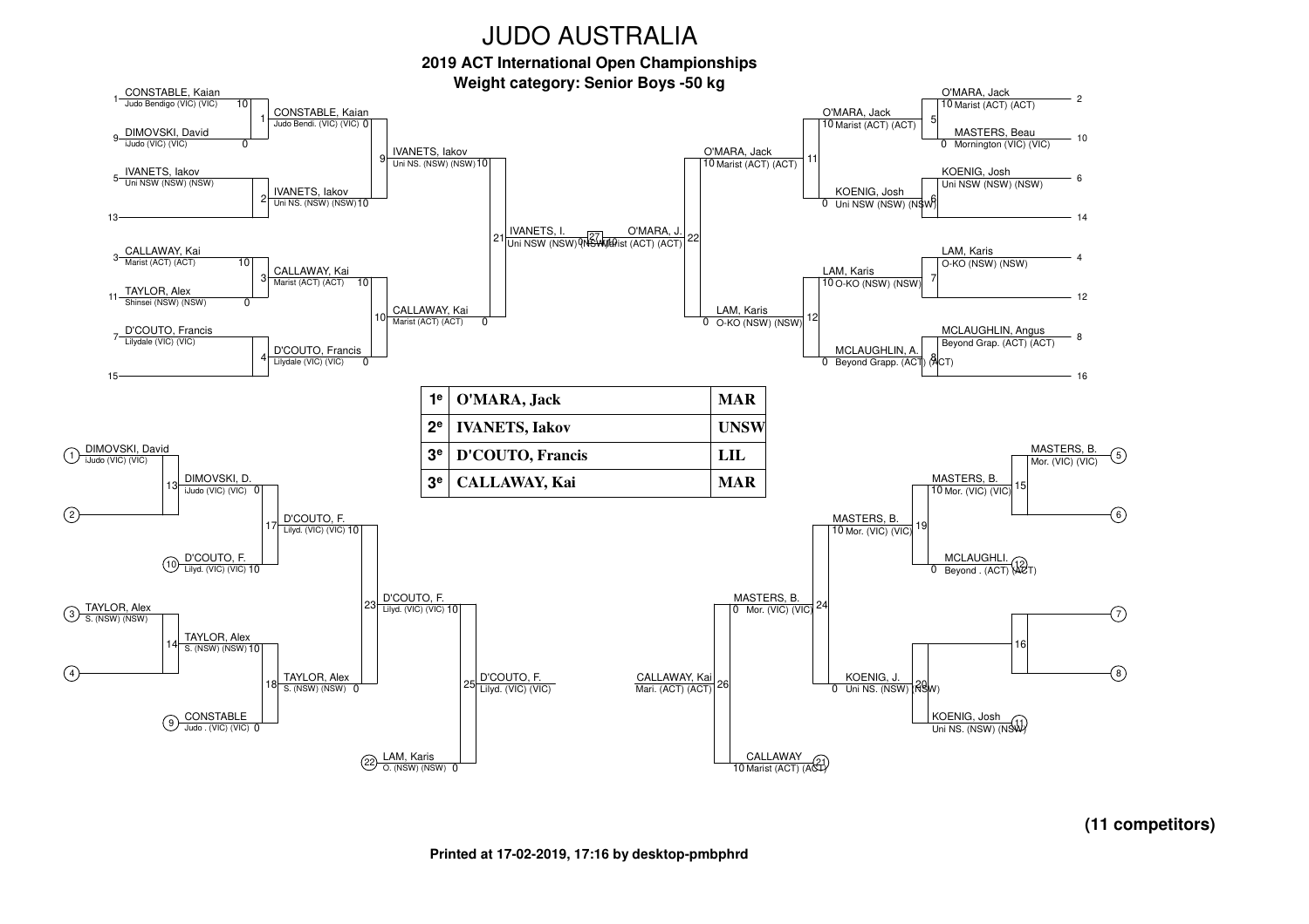# JUDO AUSTRALIA

## 2019 ACT International Open Championships

### Weight category: Senior Boys -50 kg

**Main draw**

| Contest | Competitor | Club | Score |
|---|---|---|---|
| 1 | CONSTABLE, Kaian | Judo Bendigo (VIC) (VIC) | 10 |
| 1 | DIMOVSKI, David | iJudo (VIC) (VIC) | 0 |
| 2 | IVANETS, Iakov | Uni NSW (NSW) (NSW) | 10 |
| 3 | CALLAWAY, Kai | Marist (ACT) (ACT) | 10 |
| 3 | TAYLOR, Alex | Shinsei (NSW) (NSW) | 0 |
| 4 | D'COUTO, Francis | Lilydale (VIC) (VIC) | 0 |
| 9 | CONSTABLE, Kaian | Judo Bendi. (VIC) (VIC) | 0 |
| 9 | IVANETS, Iakov | Uni NS. (NSW) (NSW) | 10 |
| 10 | CALLAWAY, Kai | Marist (ACT) (ACT) | 10 |
| 10 | D'COUTO, Francis | Lilydale (VIC) (VIC) | 0 |
| 21 | IVANETS, Iakov | Uni NS. (NSW) (NSW) | 10 |
| 21 | CALLAWAY, Kai | Marist (ACT) (ACT) | 0 |
| 5 | O'MARA, Jack | Marist (ACT) (ACT) | 10 |
| 5 | MASTERS, Beau | Mornington (VIC) (VIC) | 0 |
| 6 | KOENIG, Josh | Uni NSW (NSW) (NSW) | |
| 7 | LAM, Karis | O-KO (NSW) (NSW) | |
| 8 | MCLAUGHLIN, Angus | Beyond Grap. (ACT) (ACT) | |
| 11 | O'MARA, Jack | Marist (ACT) (ACT) | 10 |
| 11 | KOENIG, Josh | Uni NSW (NSW) (NSW) | 0 |
| 12 | LAM, Karis | O-KO (NSW) (NSW) | 10 |
| 12 | MCLAUGHLIN, A. | Beyond Grapp. (ACT) (ACT) | 0 |
| 22 | O'MARA, Jack | Marist (ACT) (ACT) | 10 |
| 22 | LAM, Karis | O-KO (NSW) (NSW) | 0 |
| 27 | IVANETS, I. | Uni NSW (NSW) (NSW) | 0 |
| 27 | O'MARA, J. | Marist (ACT) (ACT) | 10 |

**Results**

| | | |
|---|---|---|
| 1e | O'MARA, Jack | MAR |
| 2e | IVANETS, Iakov | UNSW |
| 3e | D'COUTO, Francis | LIL |
| 3e | CALLAWAY, Kai | MAR |

**Repechage**

| Contest | Competitor | Club | Score |
|---|---|---|---|
| 13 | DIMOVSKI, David | iJudo (VIC) (VIC) | |
| 17 | DIMOVSKI, D. | iJudo (VIC) (VIC) | 0 |
| 17 | D'COUTO, F. | Lilyd. (VIC) (VIC) | 10 |
| 14 | TAYLOR, Alex | S. (NSW) (NSW) | |
| 18 | TAYLOR, Alex | S. (NSW) (NSW) | 10 |
| 18 | CONSTABLE | Judo . (VIC) (VIC) | 0 |
| 23 | D'COUTO, F. | Lilyd. (VIC) (VIC) | 10 |
| 23 | TAYLOR, Alex | S. (NSW) (NSW) | 0 |
| 25 | D'COUTO, F. | Lilyd. (VIC) (VIC) | 10 |
| 25 | LAM, Karis | O. (NSW) (NSW) | 0 |
| 15 | MASTERS, B. | Mor. (VIC) (VIC) | |
| 19 | MASTERS, B. | Mor. (VIC) (VIC) | 10 |
| 19 | MCLAUGHLI. | Beyond . (ACT) (ACT) | 0 |
| 20 | KOENIG, J. | Uni NS. (NSW) (NSW) | 0 |
| 20 | KOENIG, Josh | Uni NS. (NSW) (NSW) | |
| 24 | MASTERS, B. | Mor. (VIC) (VIC) | 10 |
| 24 | KOENIG, J. | Uni NS. (NSW) (NSW) | 0 |
| 26 | MASTERS, B. | Mor. (VIC) (VIC) | 0 |
| 26 | CALLAWAY | Marist (ACT) (ACT) | 10 |
| 26 | CALLAWAY, Kai | Mari. (ACT) (ACT) | |

**(11 competitors)**

Printed at 17-02-2019, 17:16 by desktop-pmbphrd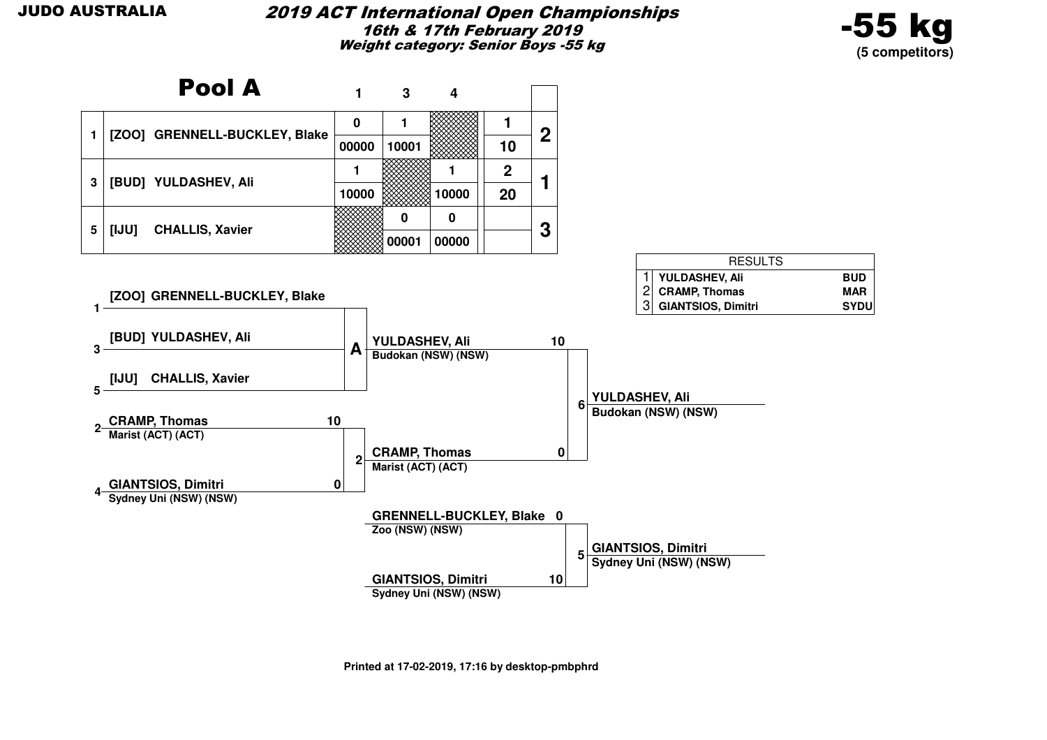JUDO AUSTRALIA

# 2019 ACT International Open Championships

**16th & 17th February 2019**

**Weight category: Senior Boys -55 kg**

**-55 kg**
**(5 competitors)**

## Pool A

| | | 1 | 3 | 4 | | |
|---|---|---|---|---|---|---|
| 1 | [ZOO] GRENNELL-BUCKLEY, Blake | 0 | 1 | | 1 | 2 |
| | | 00000 | 10001 | | 10 | |
| 3 | [BUD] YULDASHEV, Ali | 1 | | 1 | 2 | 1 |
| | | 10000 | | 10000 | 20 | |
| 5 | [IJU] CHALLIS, Xavier | | 0 | 0 | | 3 |
| | | | 00001 | 00000 | | |

| RESULTS | | |
|---|---|---|
| 1 | YULDASHEV, Ali | BUD |
| 2 | CRAMP, Thomas | MAR |
| 3 | GIANTSIOS, Dimitri | SYDU |

**Bracket**

Pool A:
1. [ZOO] GRENNELL-BUCKLEY, Blake
3. [BUD] YULDASHEV, Ali
5. [IJU] CHALLIS, Xavier

Pool A winner: YULDASHEV, Ali — Budokan (NSW) (NSW)

Contest 2:
- 2 CRAMP, Thomas — Marist (ACT) (ACT) — 10
- 4 GIANTSIOS, Dimitri — Sydney Uni (NSW) (NSW) — 0

Winner: CRAMP, Thomas — Marist (ACT) (ACT)

Contest 6:
- YULDASHEV, Ali — Budokan (NSW) (NSW) — 10
- CRAMP, Thomas — Marist (ACT) (ACT) — 0

Winner: YULDASHEV, Ali — Budokan (NSW) (NSW)

Contest 5:
- GRENNELL-BUCKLEY, Blake — Zoo (NSW) (NSW) — 0
- GIANTSIOS, Dimitri — Sydney Uni (NSW) (NSW) — 10

Winner: GIANTSIOS, Dimitri — Sydney Uni (NSW) (NSW)

Printed at 17-02-2019, 17:16 by desktop-pmbphrd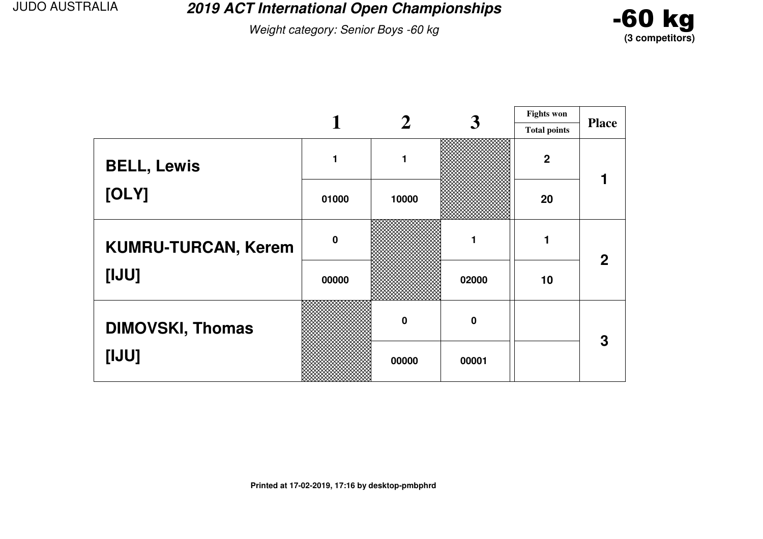JUDO AUSTRALIA

# 2019 ACT International Open Championships

*Weight category: Senior Boys -60 kg*

**-60 kg**
**(3 competitors)**

| | 1 | 2 | 3 | Fights won / Total points | Place |
|---|---|---|---|---|---|
| **BELL, Lewis** | 1 | 1 | | 2 | 1 |
| **[OLY]** | 01000 | 10000 | | 20 | |
| **KUMRU-TURCAN, Kerem** | 0 | | 1 | 1 | 2 |
| **[IJU]** | 00000 | | 02000 | 10 | |
| **DIMOVSKI, Thomas** | | 0 | 0 | | 3 |
| **[IJU]** | | 00000 | 00001 | | |

**Printed at 17-02-2019, 17:16 by desktop-pmbphrd**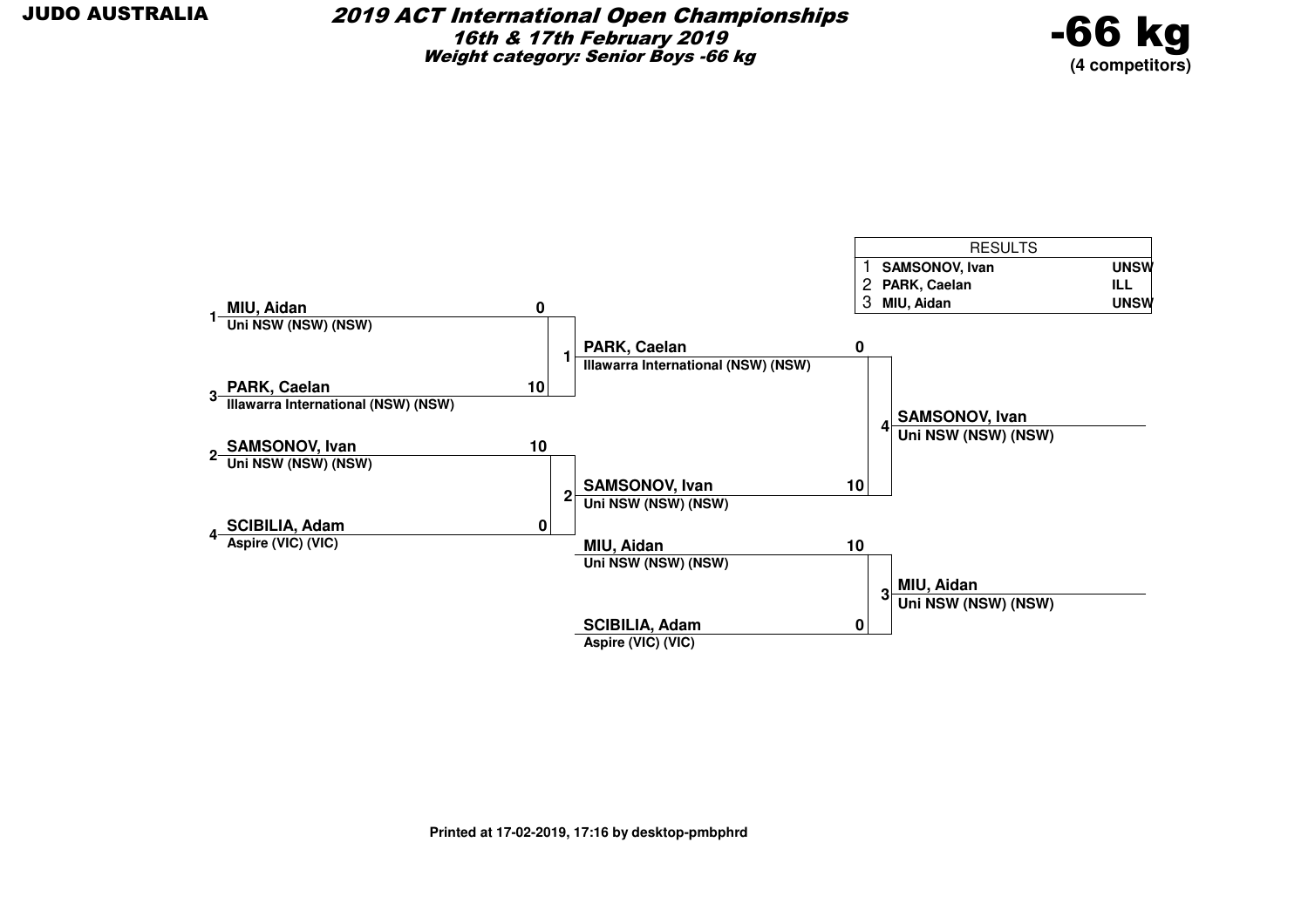**JUDO AUSTRALIA**

# 2019 ACT International Open Championships

## 16th & 17th February 2019

### Weight category: Senior Boys -66 kg

**-66 kg**
**(4 competitors)**

| RESULTS | | |
|---|---|---|
| 1 | SAMSONOV, Ivan | UNSW |
| 2 | PARK, Caelan | ILL |
| 3 | MIU, Aidan | UNSW |

**Round 1**

| Contest | Competitor | Club | Score |
|---|---|---|---|
| 1 | 1 MIU, Aidan | Uni NSW (NSW) (NSW) | 0 |
| | 3 PARK, Caelan | Illawarra International (NSW) (NSW) | 10 |
| 2 | 2 SAMSONOV, Ivan | Uni NSW (NSW) (NSW) | 10 |
| | 4 SCIBILIA, Adam | Aspire (VIC) (VIC) | 0 |

**Final**

| Contest | Competitor | Club | Score |
|---|---|---|---|
| 4 | PARK, Caelan | Illawarra International (NSW) (NSW) | 0 |
| | SAMSONOV, Ivan | Uni NSW (NSW) (NSW) | 10 |

Winner: **SAMSONOV, Ivan** – Uni NSW (NSW) (NSW)

**Bronze**

| Contest | Competitor | Club | Score |
|---|---|---|---|
| 3 | MIU, Aidan | Uni NSW (NSW) (NSW) | 10 |
| | SCIBILIA, Adam | Aspire (VIC) (VIC) | 0 |

Winner: **MIU, Aidan** – Uni NSW (NSW) (NSW)

Printed at 17-02-2019, 17:16 by desktop-pmbphrd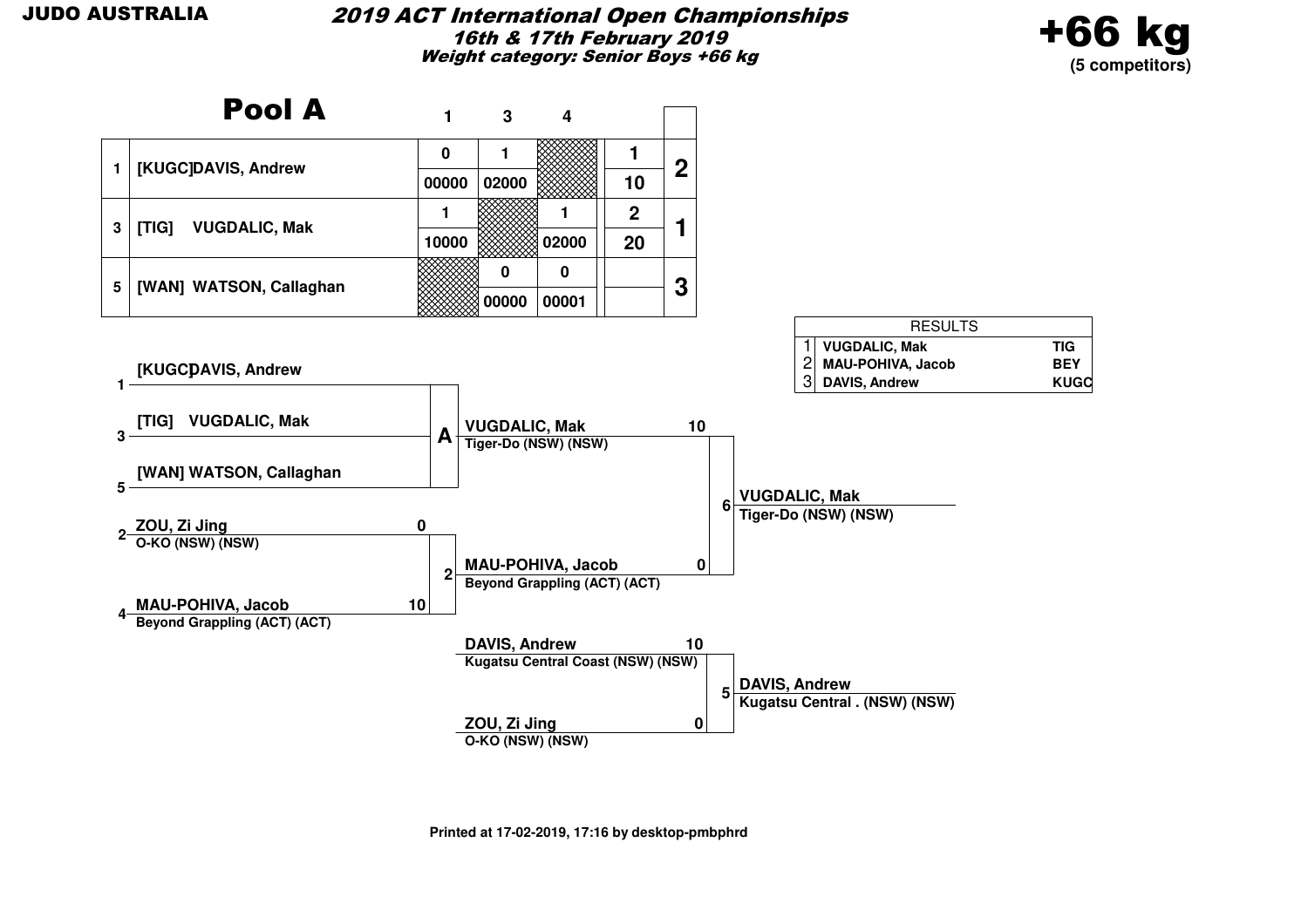JUDO AUSTRALIA

# 2019 ACT International Open Championships

*16th & 17th February 2019*

*Weight category: Senior Boys +66 kg*

**+66 kg**
**(5 competitors)**

## Pool A

| # | Competitor | 1 | 3 | 4 | | Rank |
|---|---|---|---|---|---|---|
| 1 | [KUGC]DAVIS, Andrew | 0 | 1 | | 1 | 2 |
| | | 00000 | 02000 | | 10 | |
| 3 | [TIG] VUGDALIC, Mak | 1 | | 1 | 2 | 1 |
| | | 10000 | | 02000 | 20 | |
| 5 | [WAN] WATSON, Callaghan | | 0 | 0 | | 3 |
| | | | 00000 | 00001 | | |

### RESULTS

| Place | Name | Club |
|---|---|---|
| 1 | VUGDALIC, Mak | TIG |
| 2 | MAU-POHIVA, Jacob | BEY |
| 3 | DAVIS, Andrew | KUGC |

### Bracket

**Pool A:**
- 1 [KUGC]DAVIS, Andrew
- 3 [TIG] VUGDALIC, Mak
- 5 [WAN] WATSON, Callaghan

Pool A winner: VUGDALIC, Mak — Tiger-Do (NSW) (NSW) — 10

**Contest 2:**
- 2 ZOU, Zi Jing — O-KO (NSW) (NSW) — 0
- 4 MAU-POHIVA, Jacob — Beyond Grappling (ACT) (ACT) — 10

Winner: MAU-POHIVA, Jacob — Beyond Grappling (ACT) (ACT) — 0

**Contest 6 (Final):**
- VUGDALIC, Mak — Tiger-Do (NSW) (NSW) — 10
- MAU-POHIVA, Jacob — Beyond Grappling (ACT) (ACT) — 0

Winner: VUGDALIC, Mak — Tiger-Do (NSW) (NSW)

**Contest 5:**
- DAVIS, Andrew — Kugatsu Central Coast (NSW) (NSW) — 10
- ZOU, Zi Jing — O-KO (NSW) (NSW) — 0

Winner: DAVIS, Andrew — Kugatsu Central . (NSW) (NSW)

Printed at 17-02-2019, 17:16 by desktop-pmbphrd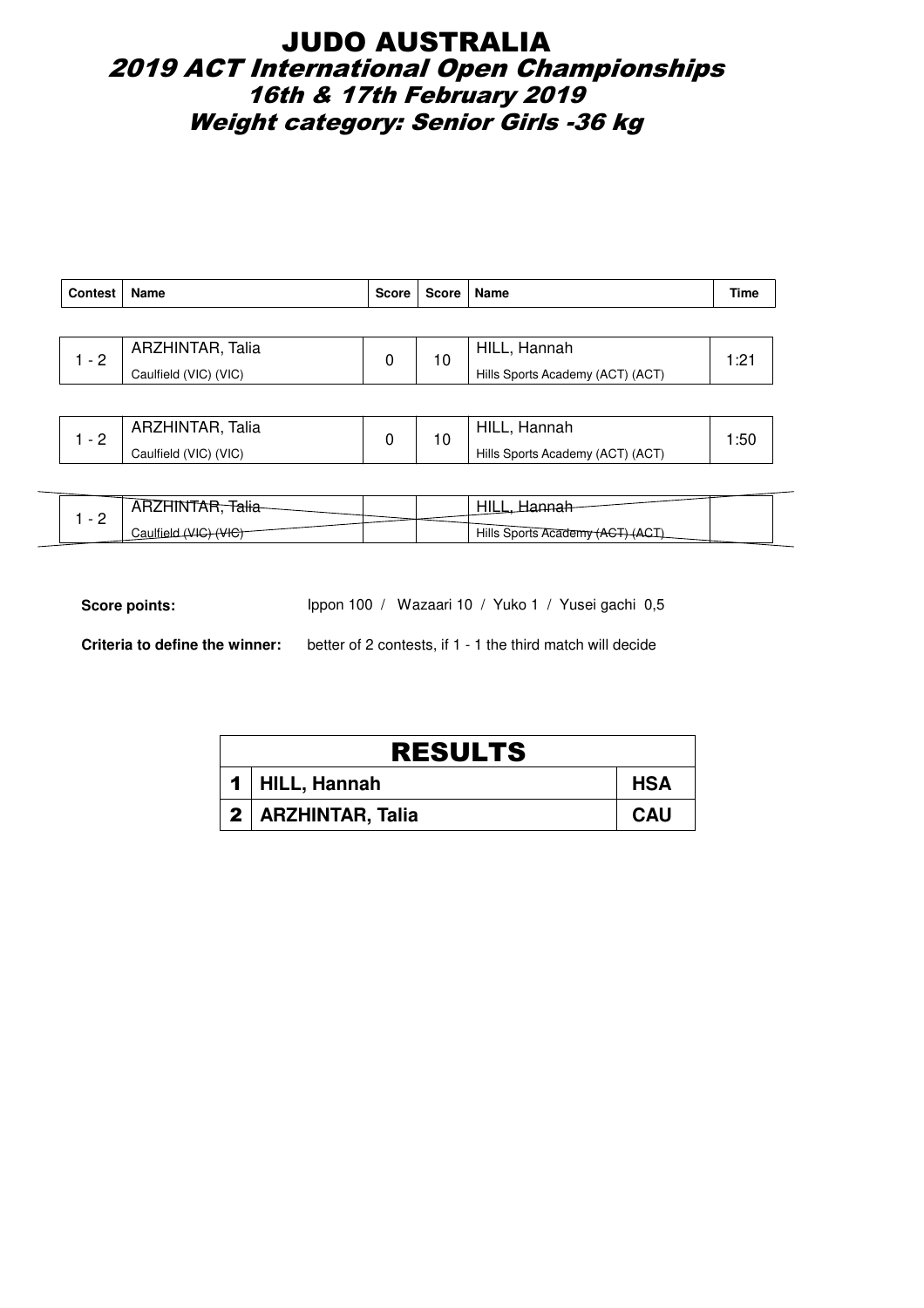# JUDO AUSTRALIA

## *2019 ACT International Open Championships*

### *16th & 17th February 2019*

### *Weight category: Senior Girls -36 kg*

| Contest | Name | Score | Score | Name | Time |
|---|---|---|---|---|---|
| 1 - 2 | ARZHINTAR, Talia<br>Caulfield (VIC) (VIC) | 0 | 10 | HILL, Hannah<br>Hills Sports Academy (ACT) (ACT) | 1:21 |
| 1 - 2 | ARZHINTAR, Talia<br>Caulfield (VIC) (VIC) | 0 | 10 | HILL, Hannah<br>Hills Sports Academy (ACT) (ACT) | 1:50 |
| 1 - 2 | ~~ARZHINTAR, Talia~~<br>~~Caulfield (VIC) (VIC)~~ | | | ~~HILL, Hannah~~<br>~~Hills Sports Academy (ACT) (ACT)~~ | |

**Score points:** Ippon 100 / Wazaari 10 / Yuko 1 / Yusei gachi 0,5

**Criteria to define the winner:** better of 2 contests, if 1 - 1 the third match will decide

| RESULTS | | |
|---|---|---|
| 1 | HILL, Hannah | HSA |
| 2 | ARZHINTAR, Talia | CAU |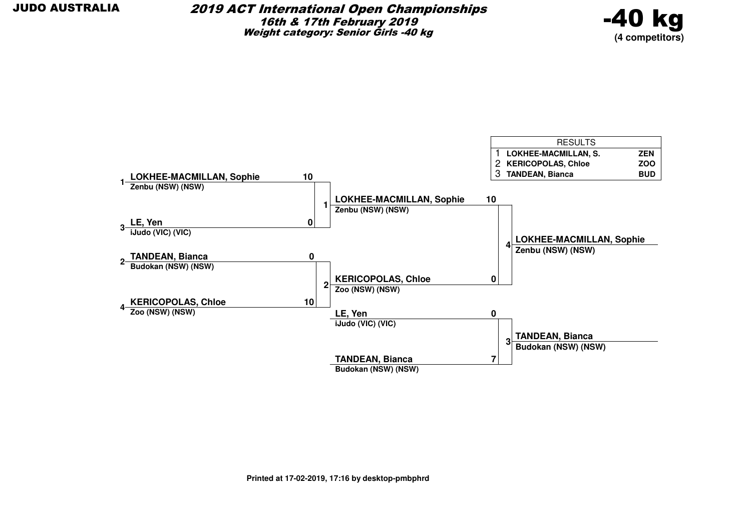JUDO AUSTRALIA

# 2019 ACT International Open Championships

***16th & 17th February 2019***

***Weight category: Senior Girls -40 kg***

**-40 kg**
**(4 competitors)**

| RESULTS | | |
|---|---|---|
| 1 | LOKHEE-MACMILLAN, S. | ZEN |
| 2 | KERICOPOLAS, Chloe | ZOO |
| 3 | TANDEAN, Bianca | BUD |

**Round 1**

| Match | Competitor | Club | Score |
|---|---|---|---|
| 1 | 1 LOKHEE-MACMILLAN, Sophie | Zenbu (NSW) (NSW) | 10 |
| | 3 LE, Yen | iJudo (VIC) (VIC) | 0 |
| 2 | 2 TANDEAN, Bianca | Budokan (NSW) (NSW) | 0 |
| | 4 KERICOPOLAS, Chloe | Zoo (NSW) (NSW) | 10 |

**Final**

| Match | Competitor | Club | Score |
|---|---|---|---|
| 4 | LOKHEE-MACMILLAN, Sophie | Zenbu (NSW) (NSW) | 10 |
| | KERICOPOLAS, Chloe | Zoo (NSW) (NSW) | 0 |

Winner: **LOKHEE-MACMILLAN, Sophie** – Zenbu (NSW) (NSW)

**Repechage**

| Match | Competitor | Club | Score |
|---|---|---|---|
| 3 | LE, Yen | iJudo (VIC) (VIC) | 0 |
| | TANDEAN, Bianca | Budokan (NSW) (NSW) | 7 |

Winner: **TANDEAN, Bianca** – Budokan (NSW) (NSW)

**Printed at 17-02-2019, 17:16 by desktop-pmbphrd**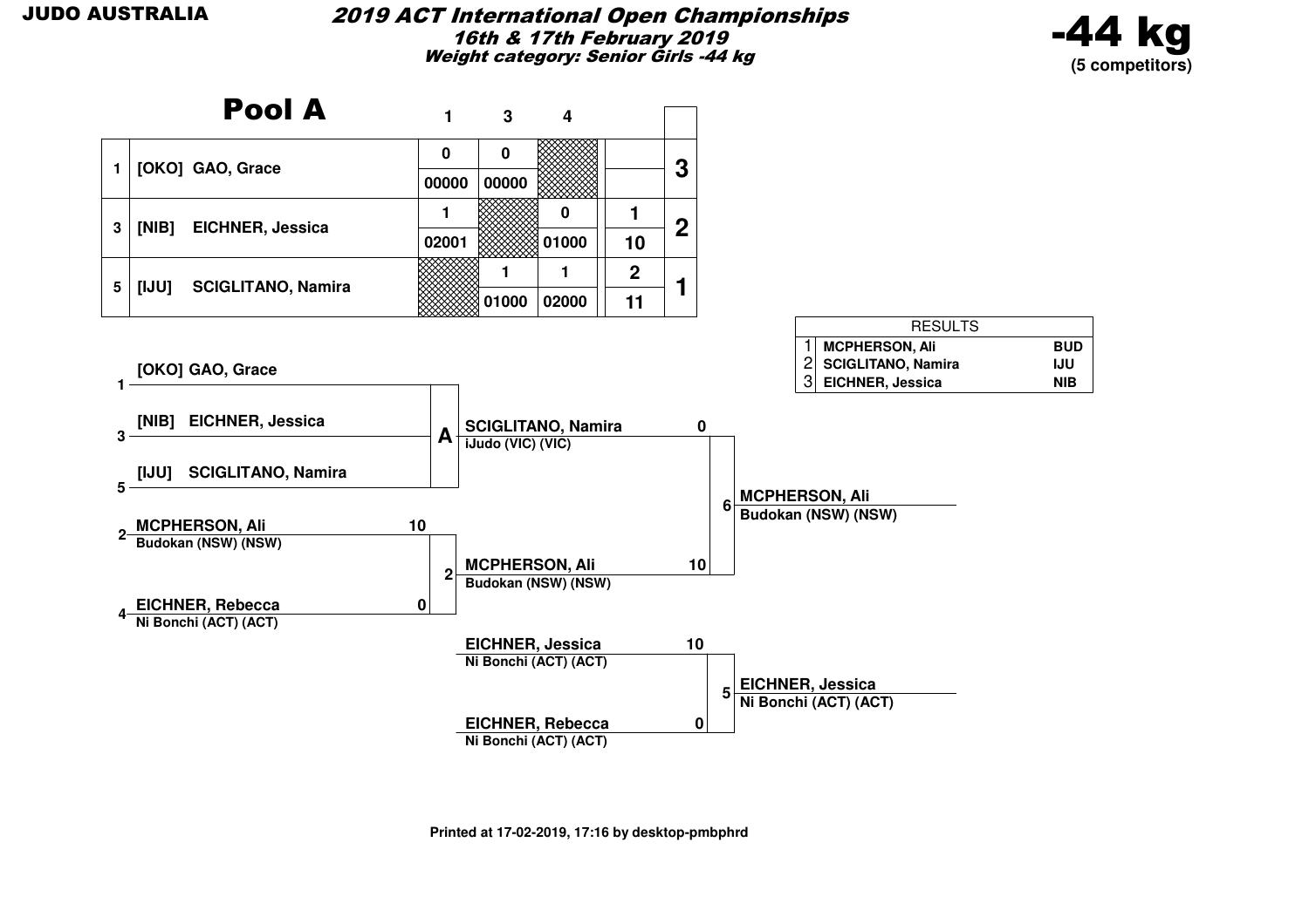JUDO AUSTRALIA

# 2019 ACT International Open Championships

**16th & 17th February 2019**

**Weight category: Senior Girls -44 kg**

**-44 kg**
**(5 competitors)**

## Pool A

| # | Competitor | 1 | 3 | 4 | | Place |
|---|---|---|---|---|---|---|
| 1 | [OKO] GAO, Grace | 0 / 00000 | 0 / 00000 | | | 3 |
| 3 | [NIB] EICHNER, Jessica | 1 / 02001 | | 0 / 01000 | 1 / 10 | 2 |
| 5 | [IJU] SCIGLITANO, Namira | | 1 / 01000 | 1 / 02000 | 2 / 11 | 1 |

| RESULTS | | |
|---|---|---|
| 1 | MCPHERSON, Ali | BUD |
| 2 | SCIGLITANO, Namira | IJU |
| 3 | EICHNER, Jessica | NIB |

### Bracket

**Pool A:** 1 [OKO] GAO, Grace; 3 [NIB] EICHNER, Jessica; 5 [IJU] SCIGLITANO, Namira → A: SCIGLITANO, Namira – iJudo (VIC) (VIC)

**Contest 2:**
- 2 MCPHERSON, Ali – Budokan (NSW) (NSW) – 10
- 4 EICHNER, Rebecca – Ni Bonchi (ACT) (ACT) – 0
- Winner: MCPHERSON, Ali – Budokan (NSW) (NSW)

**Contest 6:**
- SCIGLITANO, Namira – iJudo (VIC) (VIC) – 0
- MCPHERSON, Ali – Budokan (NSW) (NSW) – 10
- Winner: MCPHERSON, Ali – Budokan (NSW) (NSW)

**Contest 5:**
- EICHNER, Jessica – Ni Bonchi (ACT) (ACT) – 10
- EICHNER, Rebecca – Ni Bonchi (ACT) (ACT) – 0
- Winner: EICHNER, Jessica – Ni Bonchi (ACT) (ACT)

Printed at 17-02-2019, 17:16 by desktop-pmbphrd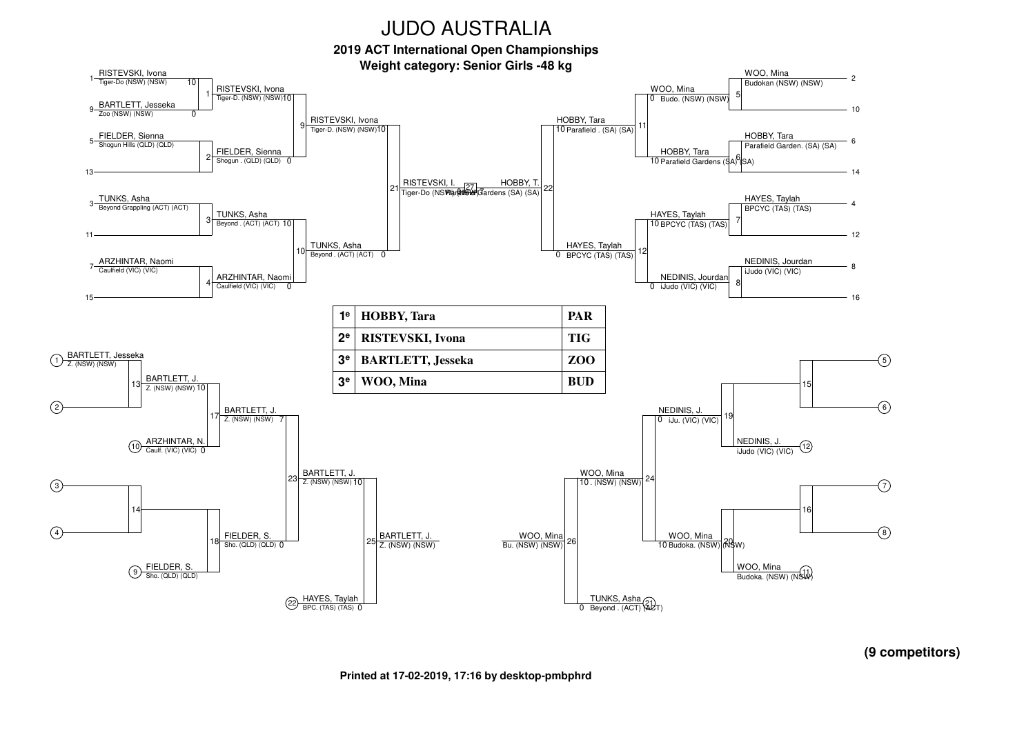# JUDO AUSTRALIA

**2019 ACT International Open Championships**

**Weight category: Senior Girls -48 kg**

## Main draw

**Pool A**

- 1 RISTEVSKI, Ivona – Tiger-Do (NSW) (NSW) 10
- 9 BARTLETT, Jesseka – Zoo (NSW) (NSW) 0
- Match 1: RISTEVSKI, Ivona – Tiger-D. (NSW) (NSW) 10
- 5 FIELDER, Sienna – Shogun Hills (QLD) (QLD)
- 13 —
- Match 2: FIELDER, Sienna – Shogun . (QLD) (QLD) 0
- Match 9: RISTEVSKI, Ivona – Tiger-D. (NSW) (NSW) 10
- 3 TUNKS, Asha – Beyond Grappling (ACT) (ACT)
- 11 —
- Match 3: TUNKS, Asha – Beyond . (ACT) (ACT) 10
- 7 ARZHINTAR, Naomi – Caulfield (VIC) (VIC)
- 15 —
- Match 4: ARZHINTAR, Naomi – Caulfield (VIC) (VIC) 0
- Match 10: TUNKS, Asha – Beyond . (ACT) (ACT) 0
- Match 21: RISTEVSKI, I. – Tiger-Do (NSW) (NSW)

**Pool B**

- 2 WOO, Mina – Budokan (NSW) (NSW)
- 10 —
- Match 5: WOO, Mina – Budo. (NSW) (NSW) 0
- 6 HOBBY, Tara – Parafield Garden. (SA) (SA)
- 14 —
- Match 6: HOBBY, Tara – Parafield Gardens (SA) (SA) 10
- Match 11: HOBBY, Tara – Parafield . (SA) (SA) 10
- 4 HAYES, Taylah – BPCYC (TAS) (TAS)
- 12 —
- Match 7: HAYES, Taylah – BPCYC (TAS) (TAS) 10
- 8 NEDINIS, Jourdan – iJudo (VIC) (VIC)
- 16 —
- Match 8: NEDINIS, Jourdan – iJudo (VIC) (VIC) 0
- Match 12: HAYES, Taylah – BPCYC (TAS) (TAS) 0
- Match 22: HOBBY, T. – Parafield Gardens (SA) (SA)

**Final (Match 27):** RISTEVSKI, I. vs HOBBY, T.

| | | |
|---|---|---|
| 1e | **HOBBY, Tara** | **PAR** |
| 2e | **RISTEVSKI, Ivona** | **TIG** |
| 3e | **BARTLETT, Jesseka** | **ZOO** |
| 3e | **WOO, Mina** | **BUD** |

## Repechage

**Side A**

- (1) BARTLETT, Jesseka – Z. (NSW) (NSW)
- (2) —
- Match 13: BARTLETT, J. – Z. (NSW) (NSW) 10
- (10) ARZHINTAR, N. – Caulf. (VIC) (VIC) 0
- Match 17: BARTLETT, J. – Z. (NSW) (NSW) 7
- (3) —
- (4) —
- Match 14
- (9) FIELDER, S. – Sho. (QLD) (QLD)
- Match 18: FIELDER, S. – Sho. (QLD) (QLD) 0
- Match 23: BARTLETT, J. – Z. (NSW) (NSW) 10
- (22) HAYES, Taylah – BPC. (TAS) (TAS) 0
- Match 25: BARTLETT, J. – Z. (NSW) (NSW)

**Side B**

- (5) —
- (6) —
- Match 15
- (12) NEDINIS, J. – iJudo (VIC) (VIC)
- Match 19: NEDINIS, J. – iJu. (VIC) (VIC) 0
- (7) —
- (8) —
- Match 16
- (11) WOO, Mina – Budoka. (NSW) (NSW)
- Match 20: WOO, Mina – Budoka. (NSW) (NSW) 10
- Match 24: WOO, Mina – . (NSW) (NSW) 10
- (21) TUNKS, Asha – Beyond . (ACT) (ACT) 0
- Match 26: WOO, Mina – Bu. (NSW) (NSW)

**(9 competitors)**

**Printed at 17-02-2019, 17:16 by desktop-pmbphrd**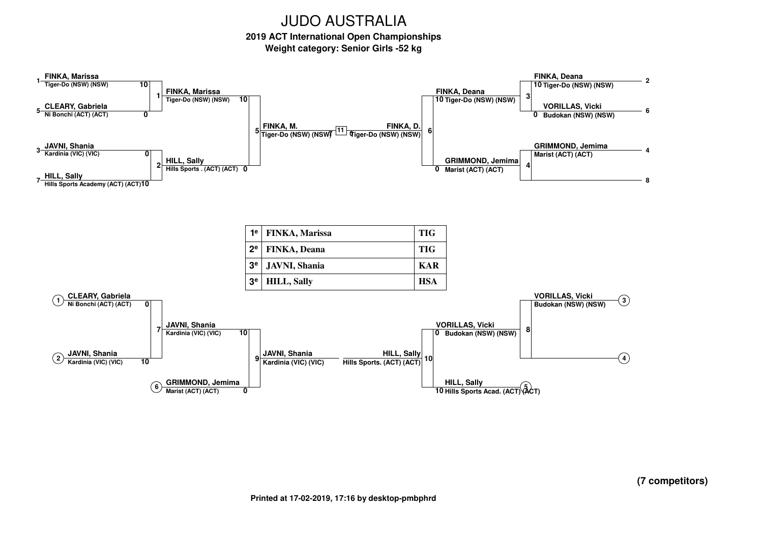# JUDO AUSTRALIA

**2019 ACT International Open Championships**

**Weight category: Senior Girls -52 kg**

## Main Bracket

**Pool A**

| Seed | Competitor | Club | Score |
| --- | --- | --- | --- |
| 1 | FINKA, Marissa | Tiger-Do (NSW) (NSW) | 10 |
| 5 | CLEARY, Gabriela | Ni Bonchi (ACT) (ACT) | 0 |
| 3 | JAVNI, Shania | Kardinia (VIC) (VIC) | 0 |
| 7 | HILL, Sally | Hills Sports Academy (ACT) (ACT) | 10 |

Contest 1: FINKA, Marissa – Tiger-Do (NSW) (NSW) – 10

Contest 2: HILL, Sally – Hills Sports . (ACT) (ACT) – 0

Contest 5: FINKA, M. – Tiger-Do (NSW) (NSW)

**Pool B**

| Seed | Competitor | Club | Score |
| --- | --- | --- | --- |
| 2 | FINKA, Deana | Tiger-Do (NSW) (NSW) | 10 |
| 6 | VORILLAS, Vicki | Budokan (NSW) (NSW) | 0 |
| 4 | GRIMMOND, Jemima | Marist (ACT) (ACT) | |
| 8 | | | |

Contest 3: FINKA, Deana – Tiger-Do (NSW) (NSW) – 10

Contest 4: GRIMMOND, Jemima – Marist (ACT) (ACT) – 0

Contest 6: FINKA, D. – Tiger-Do (NSW) (NSW)

**Final (Contest 11):** FINKA, M. – Tiger-Do (NSW) (NSW) 1 vs FINKA, D. – Tiger-Do (NSW) (NSW) 0

## Results

| Place | Name | Club |
| --- | --- | --- |
| 1e | FINKA, Marissa | TIG |
| 2e | FINKA, Deana | TIG |
| 3e | JAVNI, Shania | KAR |
| 3e | HILL, Sally | HSA |

## Repechage

| Position | Competitor | Club | Score |
| --- | --- | --- | --- |
| 1 | CLEARY, Gabriela | Ni Bonchi (ACT) (ACT) | 0 |
| 2 | JAVNI, Shania | Kardinia (VIC) (VIC) | 10 |
| 6 | GRIMMOND, Jemima | Marist (ACT) (ACT) | 0 |
| 3 | VORILLAS, Vicki | Budokan (NSW) (NSW) | |
| 4 | | | |
| 5 | HILL, Sally | Hills Sports Acad. (ACT) (ACT) | 10 |

Contest 7: JAVNI, Shania – Kardinia (VIC) (VIC) – 10

Contest 8: VORILLAS, Vicki – Budokan (NSW) (NSW) – 0

Contest 9: JAVNI, Shania – Kardinia (VIC) (VIC)

Contest 10: HILL, Sally – Hills Sports. (ACT) (ACT)

**(7 competitors)**

Printed at 17-02-2019, 17:16 by desktop-pmbphrd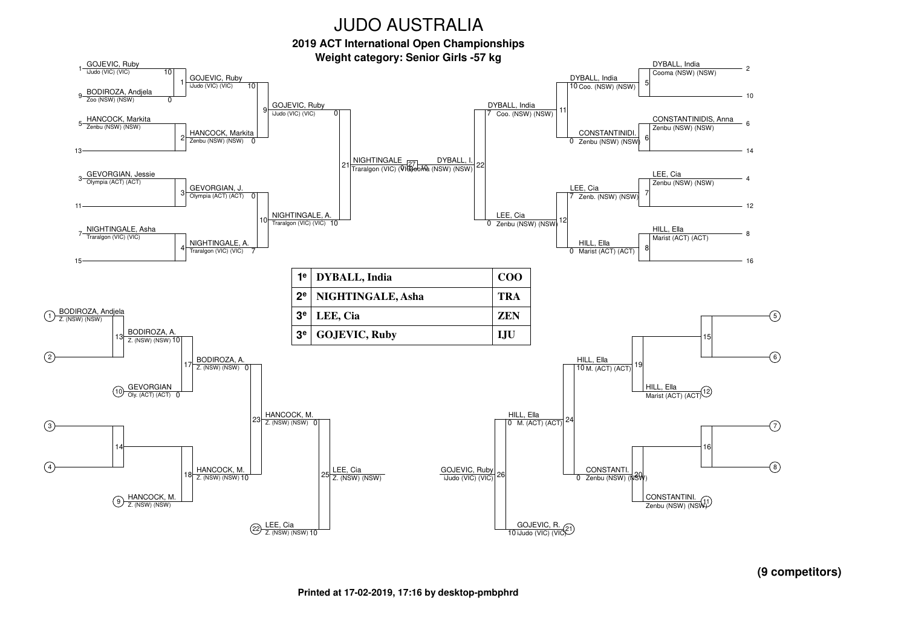# JUDO AUSTRALIA

**2019 ACT International Open Championships**

**Weight category: Senior Girls -57 kg**

## Main bracket

**Pool A (left)**

- Contest 1: GOJEVIC, Ruby (iJudo (VIC) (VIC)) [1] 10 vs BODIROZA, Andjela (Zoo (NSW) (NSW)) [9] 0 → GOJEVIC, Ruby
- Contest 2: HANCOCK, Markita (Zenbu (NSW) (NSW)) [5] vs [13] → HANCOCK, Markita
- Contest 9: GOJEVIC, Ruby (iJudo (VIC) (VIC)) 10 vs HANCOCK, Markita (Zenbu (NSW) (NSW)) 0 → GOJEVIC, Ruby
- Contest 3: GEVORGIAN, Jessie (Olympia (ACT) (ACT)) [3] vs [11] → GEVORGIAN, J.
- Contest 4: NIGHTINGALE, Asha (Traralgon (VIC) (VIC)) [7] vs [15] → NIGHTINGALE, A.
- Contest 10: GEVORGIAN, J. (Olympia (ACT) (ACT)) 0 vs NIGHTINGALE, A. (Traralgon (VIC) (VIC)) 7 → NIGHTINGALE, A.
- Contest 21: GOJEVIC, Ruby (iJudo (VIC) (VIC)) 0 vs NIGHTINGALE, A. (Traralgon (VIC) (VIC)) 10 → NIGHTINGALE

**Pool B (right)**

- Contest 5: DYBALL, India (Cooma (NSW) (NSW)) [2] vs [10] → DYBALL, India
- Contest 6: CONSTANTINIDIS, Anna (Zenbu (NSW) (NSW)) [6] vs [14] → CONSTANTINIDI.
- Contest 11: DYBALL, India (Coo. (NSW) (NSW)) 10 vs CONSTANTINIDI. (Zenbu (NSW) (NSW)) 0 → DYBALL, India
- Contest 7: LEE, Cia (Zenbu (NSW) (NSW)) [4] vs [12] → LEE, Cia
- Contest 8: HILL, Ella (Marist (ACT) (ACT)) [8] vs [16] → HILL, Ella
- Contest 12: LEE, Cia (Zenb. (NSW) (NSW)) 7 vs HILL, Ella (Marist (ACT) (ACT)) 0 → LEE, Cia
- Contest 22: DYBALL, India (Coo. (NSW) (NSW)) 7 vs LEE, Cia (Zenbu (NSW) (NSW)) 0 → DYBALL, I.

**Final (Contest 27):** NIGHTINGALE (Traralgon (VIC) (VIC)) 0 vs DYBALL, I. (Cooma (NSW) (NSW)) 10

## Results

| | Name | Club |
|---|---|---|
| 1e | DYBALL, India | COO |
| 2e | NIGHTINGALE, Asha | TRA |
| 3e | LEE, Cia | ZEN |
| 3e | GOJEVIC, Ruby | IJU |

## Repechage

**Left**

- Contest 13: BODIROZA, Andjela (Z. (NSW) (NSW)) (1) vs (2) → BODIROZA, A. (Z. (NSW) (NSW)) 10
- Contest 17: BODIROZA, A. (Z. (NSW) (NSW)) 0 vs GEVORGIAN (Oly. (ACT) (ACT)) (10) 0 → BODIROZA, A.
- Contest 14: (3) vs (4)
- Contest 18: HANCOCK, M. (Z. (NSW) (NSW)) 10 vs HANCOCK, M. (Z. (NSW) (NSW)) (9)
- Contest 23: BODIROZA, A. 0 vs HANCOCK, M. (Z. (NSW) (NSW)) 10 → HANCOCK, M. (Z. (NSW) (NSW)) 0
- Contest 25: HANCOCK, M. 0 vs LEE, Cia (Z. (NSW) (NSW)) (22) 10 → LEE, Cia (Z. (NSW) (NSW))

**Right**

- Contest 15: (5) vs (6)
- Contest 19: HILL, Ella (M. (ACT) (ACT)) 10 vs HILL, Ella (Marist (ACT) (ACT)) (12)
- Contest 16: (7) vs (8)
- Contest 20: CONSTANTI. (Zenbu (NSW) (NSW)) 0 vs CONSTANTINI. (Zenbu (NSW) (NSW)) (11)
- Contest 24: HILL, Ella (M. (ACT) (ACT)) 10 vs CONSTANTI. (Zenbu (NSW) (NSW)) 0 → HILL, Ella (M. (ACT) (ACT)) 0
- Contest 26: HILL, Ella 0 vs GOJEVIC, R. (iJudo (VIC) (VIC)) (21) 10 → GOJEVIC, Ruby (iJudo (VIC) (VIC))

**(9 competitors)**

Printed at 17-02-2019, 17:16 by desktop-pmbphrd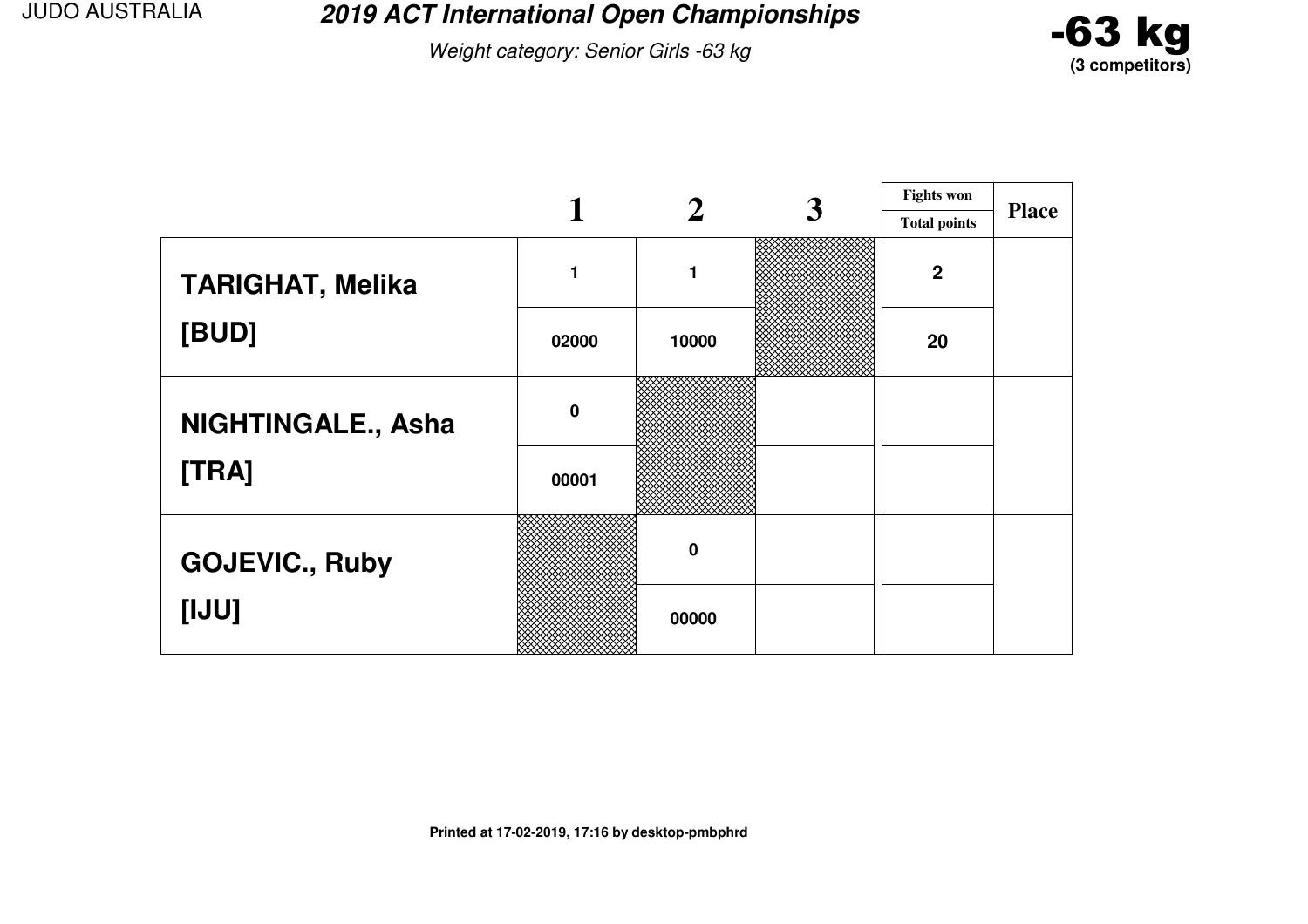# 2019 ACT International Open Championships

*Weight category: Senior Girls -63 kg*

**-63 kg**
**(3 competitors)**

| | 1 | 2 | 3 | Fights won / Total points | Place |
|---|---|---|---|---|---|
| **TARIGHAT, Melika** | 1 | 1 | | 2 | |
| **[BUD]** | 02000 | 10000 | | 20 | |
| **NIGHTINGALE., Asha** | 0 | | | | |
| **[TRA]** | 00001 | | | | |
| **GOJEVIC., Ruby** | | 0 | | | |
| **[IJU]** | | 00000 | | | |

**Printed at 17-02-2019, 17:16 by desktop-pmbphrd**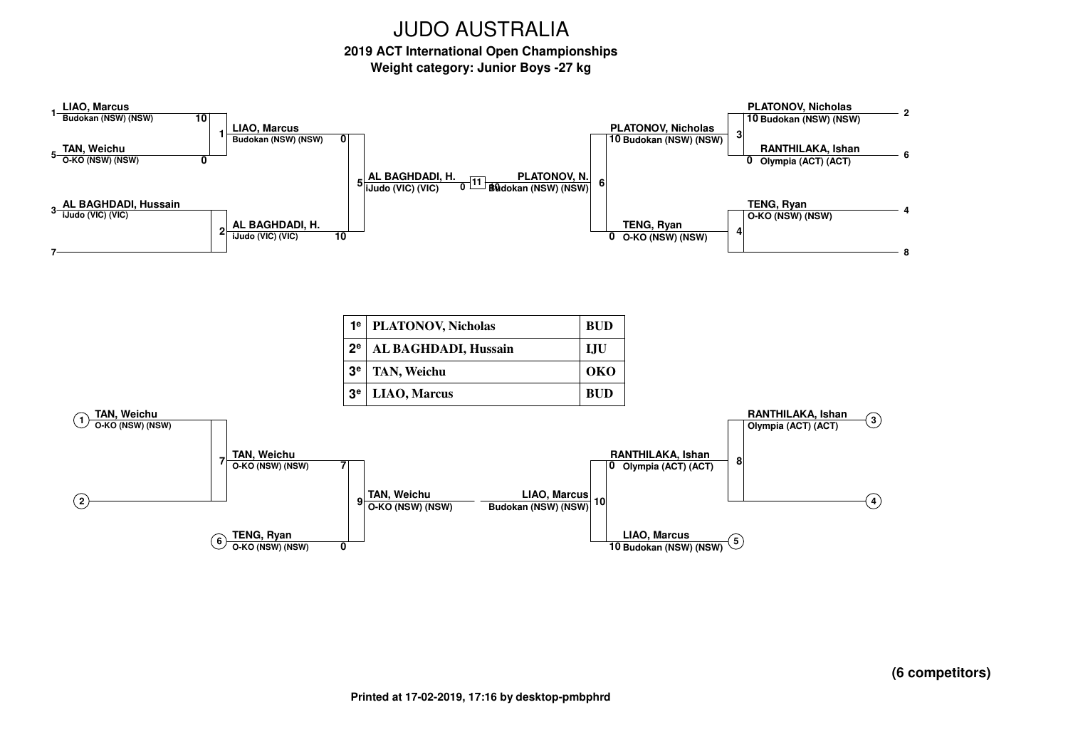# JUDO AUSTRALIA

**2019 ACT International Open Championships**

**Weight category: Junior Boys -27 kg**

## Main bracket

**Left side**

- Match 1: (1) LIAO, Marcus – Budokan (NSW) (NSW) **10** vs (5) TAN, Weichu – O-KO (NSW) (NSW) **0** → LIAO, Marcus
- Match 2: (3) AL BAGHDADI, Hussain – iJudo (VIC) (VIC) vs (7) — → AL BAGHDADI, H.
- Match 5: LIAO, Marcus – Budokan (NSW) (NSW) **0** vs AL BAGHDADI, H. – iJudo (VIC) (VIC) **10** → AL BAGHDADI, H.

**Right side**

- Match 3: (2) PLATONOV, Nicholas – Budokan (NSW) (NSW) **10** vs (6) RANTHILAKA, Ishan – Olympia (ACT) (ACT) **0** → PLATONOV, Nicholas
- Match 4: (4) TENG, Ryan – O-KO (NSW) (NSW) vs (8) — → TENG, Ryan
- Match 6: PLATONOV, Nicholas – Budokan (NSW) (NSW) **10** vs TENG, Ryan – O-KO (NSW) (NSW) **0** → PLATONOV, N.

**Final**

- Match 11: AL BAGHDADI, H. – iJudo (VIC) (VIC) **0** vs PLATONOV, N. – Budokan (NSW) (NSW) **10**

## Results

| | | |
|---|---|---|
| 1e | PLATONOV, Nicholas | BUD |
| 2e | AL BAGHDADI, Hussain | IJU |
| 3e | TAN, Weichu | OKO |
| 3e | LIAO, Marcus | BUD |

## Repechage

**Left side**

- Match 7: (1) TAN, Weichu – O-KO (NSW) (NSW) vs (2) — → TAN, Weichu
- Match 9: TAN, Weichu – O-KO (NSW) (NSW) **7** vs (6) TENG, Ryan – O-KO (NSW) (NSW) **0** → TAN, Weichu

**Right side**

- Match 8: (3) RANTHILAKA, Ishan – Olympia (ACT) (ACT) vs (4) — → RANTHILAKA, Ishan
- Match 10: RANTHILAKA, Ishan – Olympia (ACT) (ACT) **0** vs (5) LIAO, Marcus – Budokan (NSW) (NSW) **10** → LIAO, Marcus

**(6 competitors)**

Printed at 17-02-2019, 17:16 by desktop-pmbphrd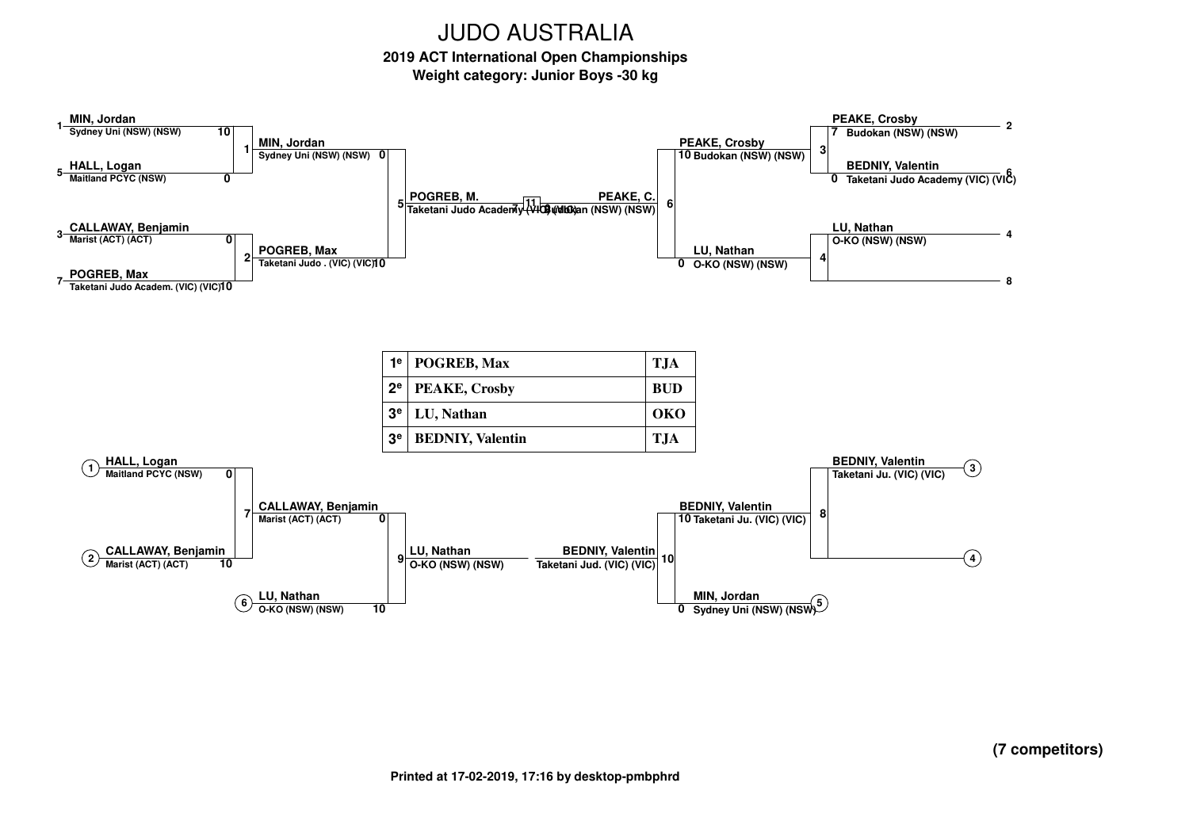# JUDO AUSTRALIA

### 2019 ACT International Open Championships

### Weight category: Junior Boys -30 kg

**Main bracket**

1 **MIN, Jordan** — Sydney Uni (NSW) (NSW) 10
5 **HALL, Logan** — Maitland PCYC (NSW) 0

3 **CALLAWAY, Benjamin** — Marist (ACT) (ACT) 0
7 **POGREB, Max** — Taketani Judo Academ. (VIC) (VIC) 10

Match 1: **MIN, Jordan** — Sydney Uni (NSW) (NSW) 0
Match 2: **POGREB, Max** — Taketani Judo . (VIC) (VIC) 10

Match 5: **POGREB, M.** — Taketani Judo Academy (VIC) (VIC) 7

Match 11

**PEAKE, C.** — Budokan (NSW) (NSW) 0

Match 6: **PEAKE, Crosby** — 10 Budokan (NSW) (NSW)
**LU, Nathan** — 0 O-KO (NSW) (NSW)

Match 3: **PEAKE, Crosby** — 7 Budokan (NSW) (NSW) — 2
**BEDNIY, Valentin** — 0 Taketani Judo Academy (VIC) (VIC) — 6

Match 4: **LU, Nathan** — O-KO (NSW) (NSW) — 4
— 8

| | | |
|---|---|---|
| 1e | POGREB, Max | TJA |
| 2e | PEAKE, Crosby | BUD |
| 3e | LU, Nathan | OKO |
| 3e | BEDNIY, Valentin | TJA |

**Repechage**

(1) **HALL, Logan** — Maitland PCYC (NSW) 0
(2) **CALLAWAY, Benjamin** — Marist (ACT) (ACT) 10

Match 7: **CALLAWAY, Benjamin** — Marist (ACT) (ACT) 0
(6) **LU, Nathan** — O-KO (NSW) (NSW) 10

Match 9: **LU, Nathan** — O-KO (NSW) (NSW)

(3) **BEDNIY, Valentin** — Taketani Ju. (VIC) (VIC)
(4)

Match 8: **BEDNIY, Valentin** — 10 Taketani Ju. (VIC) (VIC)
(5) **MIN, Jordan** — 0 Sydney Uni (NSW) (NSW)

Match 10: **BEDNIY, Valentin** — Taketani Jud. (VIC) (VIC)

**(7 competitors)**

Printed at 17-02-2019, 17:16 by desktop-pmbphrd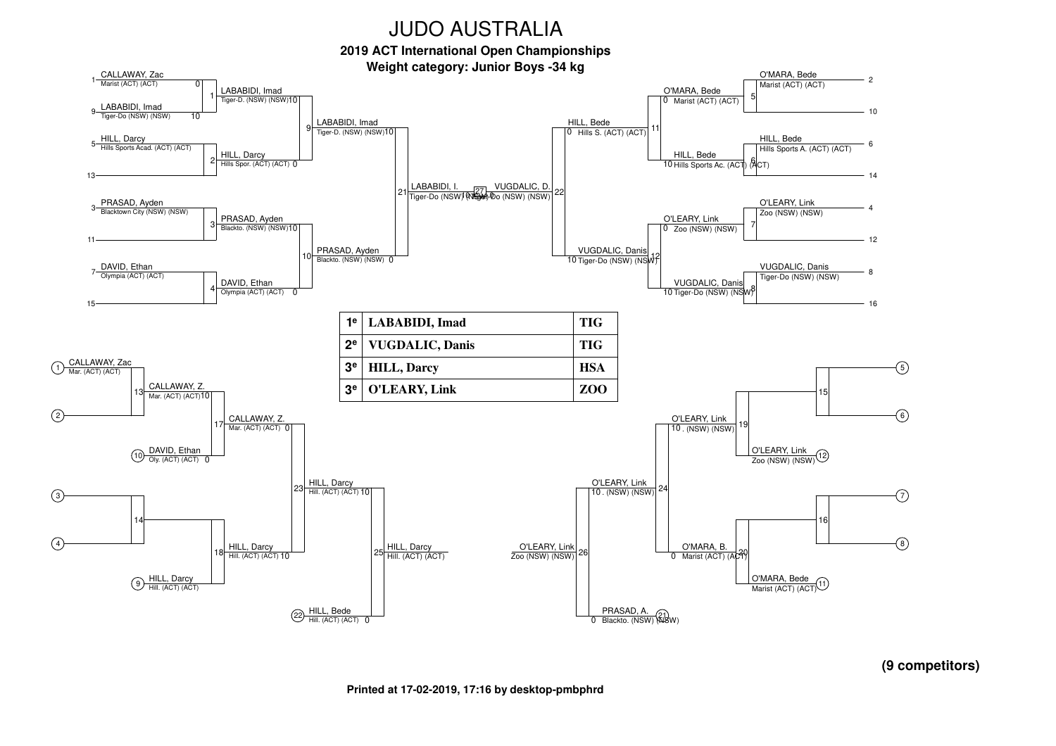# JUDO AUSTRALIA

**2019 ACT International Open Championships**

**Weight category: Junior Boys -34 kg**

## Main bracket

| Match | Competitor 1 | Score | Competitor 2 | Score | Winner |
|---|---|---|---|---|---|
| 1 | CALLAWAY, Zac – Marist (ACT) (ACT) | 0 | LABABIDI, Imad – Tiger-Do (NSW) (NSW) | 10 | LABABIDI, Imad |
| 2 | HILL, Darcy – Hills Sports Acad. (ACT) (ACT) | | (13) | | HILL, Darcy |
| 3 | PRASAD, Ayden – Blacktown City (NSW) (NSW) | | (11) | | PRASAD, Ayden |
| 4 | DAVID, Ethan – Olympia (ACT) (ACT) | | (15) | | DAVID, Ethan |
| 5 | O'MARA, Bede – Marist (ACT) (ACT) | | (10) | | O'MARA, Bede |
| 6 | HILL, Bede – Hills Sports A. (ACT) (ACT) | | (14) | | HILL, Bede |
| 7 | O'LEARY, Link – Zoo (NSW) (NSW) | | (12) | | O'LEARY, Link |
| 8 | VUGDALIC, Danis – Tiger-Do (NSW) (NSW) | | (16) | | VUGDALIC, Danis |
| 9 | LABABIDI, Imad – Tiger-D. (NSW) (NSW) | 10 | HILL, Darcy – Hills Spor. (ACT) (ACT) | 0 | LABABIDI, Imad |
| 10 | PRASAD, Ayden – Blackto. (NSW) (NSW) | 10 | DAVID, Ethan – Olympia (ACT) (ACT) | 0 | PRASAD, Ayden |
| 11 | O'MARA, Bede – Marist (ACT) (ACT) | 0 | HILL, Bede – Hills Sports Ac. (ACT) (ACT) | 10 | HILL, Bede |
| 12 | O'LEARY, Link – Zoo (NSW) (NSW) | 0 | VUGDALIC, Danis – Tiger-Do (NSW) (NSW) | 10 | VUGDALIC, Danis |
| 21 | LABABIDI, Imad – Tiger-D. (NSW) (NSW) | 10 | PRASAD, Ayden – Blackto. (NSW) (NSW) | 0 | LABABIDI, I. |
| 22 | HILL, Bede – Hills S. (ACT) (ACT) | 0 | VUGDALIC, Danis – Tiger-Do (NSW) (NSW) | 10 | VUGDALIC, D. |
| 27 | LABABIDI, I. – Tiger-Do (NSW) (NSW) | 10 | VUGDALIC, D. – Tiger-Do (NSW) (NSW) | 0 | LABABIDI, I. |

## Repechage

| Match | Competitor 1 | Score | Competitor 2 | Score | Winner |
|---|---|---|---|---|---|
| 13 | CALLAWAY, Zac – Mar. (ACT) (ACT) (1) | | (2) | | CALLAWAY, Z. |
| 14 | (3) | | (4) | | |
| 15 | (5) | | (6) | | |
| 16 | (7) | | (8) | | |
| 17 | CALLAWAY, Z. – Mar. (ACT) (ACT) | 10 | DAVID, Ethan – Oly. (ACT) (ACT) (10) | 0 | CALLAWAY, Z. |
| 18 | | | HILL, Darcy – Hill. (ACT) (ACT) (9) | | HILL, Darcy |
| 19 | | | O'LEARY, Link – Zoo (NSW) (NSW) (12) | | O'LEARY, Link |
| 20 | | | O'MARA, Bede – Marist (ACT) (ACT) (11) | | O'MARA, B. |
| 23 | CALLAWAY, Z. – Mar. (ACT) (ACT) | 0 | HILL, Darcy – Hill. (ACT) (ACT) | 10 | HILL, Darcy |
| 24 | O'LEARY, Link – . (NSW) (NSW) | 10 | O'MARA, B. – Marist (ACT) (ACT) | 0 | O'LEARY, Link |
| 25 | HILL, Darcy – Hill. (ACT) (ACT) | 10 | HILL, Bede – Hill. (ACT) (ACT) (22) | 0 | HILL, Darcy |
| 26 | O'LEARY, Link – . (NSW) (NSW) | 10 | PRASAD, A. – Blackto. (NSW) (NSW) (21) | 0 | O'LEARY, Link |

## Results

| Place | Name | Club |
|---|---|---|
| 1e | **LABABIDI, Imad** | **TIG** |
| 2e | **VUGDALIC, Danis** | **TIG** |
| 3e | **HILL, Darcy** | **HSA** |
| 3e | **O'LEARY, Link** | **ZOO** |

**(9 competitors)**

**Printed at 17-02-2019, 17:16 by desktop-pmbphrd**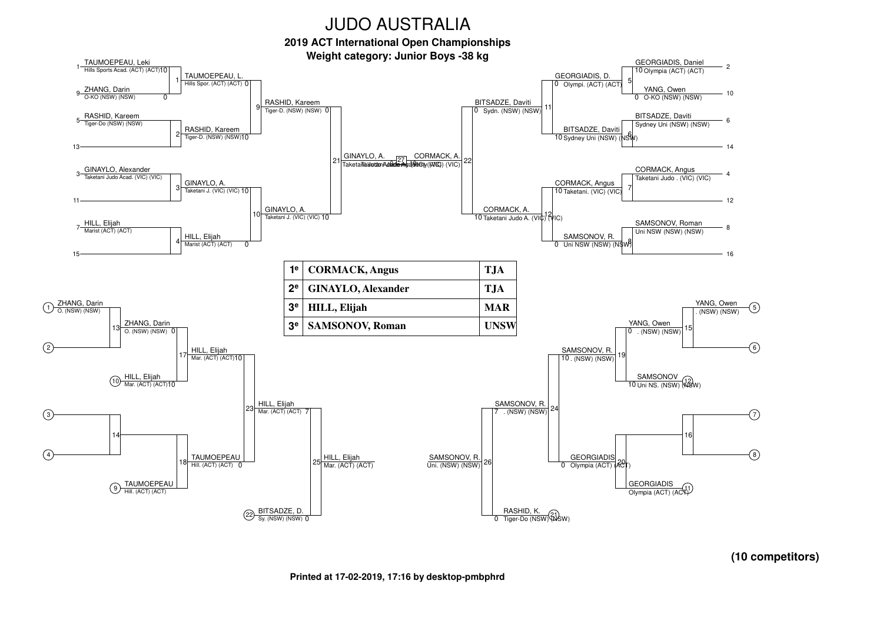# JUDO AUSTRALIA

**2019 ACT International Open Championships**

**Weight category: Junior Boys -38 kg**

## Main Draw

### Pool A (top left)

- 1 TAUMOEPEAU, Leki — Hills Sports Acad. (ACT) (ACT) 10
- 9 ZHANG, Darin — O-KO (NSW) (NSW) 0
- 5 RASHID, Kareem — Tiger-Do (NSW) (NSW)
- 13 —
- 3 GINAYLO, Alexander — Taketani Judo Acad. (VIC) (VIC)
- 11 —
- 7 HILL, Elijah — Marist (ACT) (ACT)
- 15 —

Contest 1: TAUMOEPEAU, L. — Hills Spor. (ACT) (ACT) 0

Contest 2: RASHID, Kareem — Tiger-D. (NSW) (NSW) 10

Contest 3: GINAYLO, A. — Taketani J. (VIC) (VIC) 10

Contest 4: HILL, Elijah — Marist (ACT) (ACT) 0

Contest 9: RASHID, Kareem — Tiger-D. (NSW) (NSW) 0

Contest 10: GINAYLO, A. — Taketani J. (VIC) (VIC) 10

Contest 21: GINAYLO, A. — Taketani Judo Academy (VIC) (VIC)

### Final

Contest 27: GINAYLO, A. 0 — CORMACK, A. 10

### Pool B (top right)

- 2 GEORGIADIS, Daniel — 10 Olympia (ACT) (ACT)
- 10 YANG, Owen — 0 O-KO (NSW) (NSW)
- 6 BITSADZE, Daviti — Sydney Uni (NSW) (NSW)
- 14 —
- 4 CORMACK, Angus — Taketani Judo . (VIC) (VIC)
- 12 —
- 8 SAMSONOV, Roman — Uni NSW (NSW) (NSW)
- 16 —

Contest 5: GEORGIADIS, D. — 0 Olympi. (ACT) (ACT)

Contest 6: BITSADZE, Daviti — 10 Sydney Uni (NSW) (NSW)

Contest 7: CORMACK, Angus — 10 Taketani. (VIC) (VIC)

Contest 8: SAMSONOV, R. — 0 Uni NSW (NSW) (NSW)

Contest 11: BITSADZE, Daviti — 0 Sydn. (NSW) (NSW)

Contest 12: CORMACK, A. — 10 Taketani Judo A. (VIC) (VIC)

Contest 22: CORMACK, A. — (VIC) (VIC)

## Results

| | | |
|---|---|---|
| 1e | **CORMACK, Angus** | **TJA** |
| 2e | **GINAYLO, Alexander** | **TJA** |
| 3e | **HILL, Elijah** | **MAR** |
| 3e | **SAMSONOV, Roman** | **UNSW** |

## Repechage

### Left

- (1) ZHANG, Darin — O. (NSW) (NSW)
- (2) —
- (10) HILL, Elijah — Mar. (ACT) (ACT) 10
- (3) —
- (4) —
- (9) TAUMOEPEAU — Hill. (ACT) (ACT)
- (22) BITSADZE, D. — Sy. (NSW) (NSW) 0

Contest 13: ZHANG, Darin — O. (NSW) (NSW) 0

Contest 14: —

Contest 17: HILL, Elijah — Mar. (ACT) (ACT) 10

Contest 18: TAUMOEPEAU — Hill. (ACT) (ACT) 0

Contest 23: HILL, Elijah — Mar. (ACT) (ACT) 7

Contest 25: HILL, Elijah — Mar. (ACT) (ACT)

### Right

- (5) YANG, Owen — . (NSW) (NSW)
- (6) —
- (12) SAMSONOV — 10 Uni NS. (NSW) (NSW)
- (7) —
- (8) —
- (11) GEORGIADIS — Olympia (ACT) (ACT)
- (21) RASHID, K. — 0 Tiger-Do (NSW) (NSW)

Contest 15: YANG, Owen — 0 . (NSW) (NSW)

Contest 16: —

Contest 19: SAMSONOV, R. — 10 . (NSW) (NSW)

Contest 20: GEORGIADIS — 0 Olympia (ACT) (ACT)

Contest 24: SAMSONOV, R. — 7 . (NSW) (NSW)

Contest 26: SAMSONOV, R. — Uni. (NSW) (NSW)

**(10 competitors)**

**Printed at 17-02-2019, 17:16 by desktop-pmbphrd**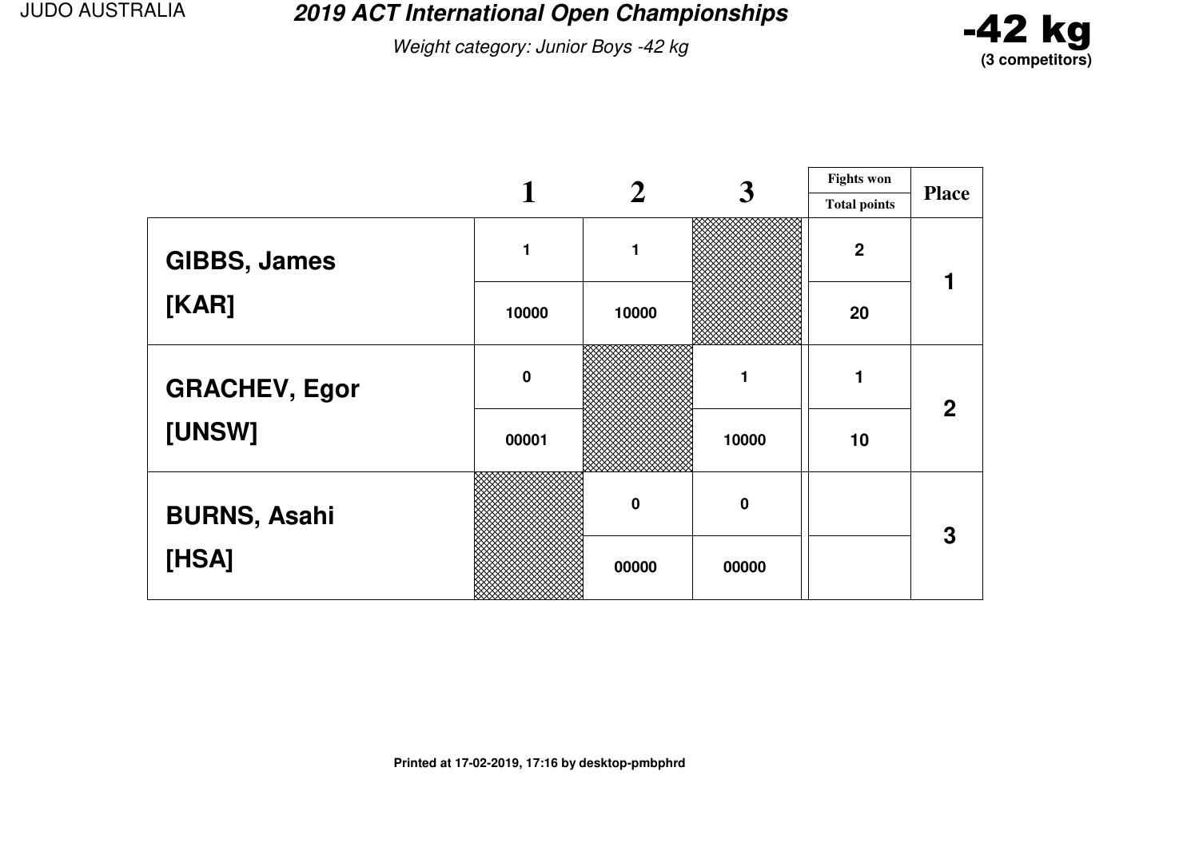JUDO AUSTRALIA

# 2019 ACT International Open Championships

*Weight category: Junior Boys -42 kg*

**-42 kg**
**(3 competitors)**

| | 1 | 2 | 3 | Fights won / Total points | Place |
|---|---|---|---|---|---|
| **GIBBS, James** [KAR] | 1 | 1 | | 2 | 1 |
| | 10000 | 10000 | | 20 | |
| **GRACHEV, Egor** [UNSW] | 0 | | 1 | 1 | 2 |
| | 00001 | | 10000 | 10 | |
| **BURNS, Asahi** [HSA] | | 0 | 0 | | 3 |
| | | 00000 | 00000 | | |

Printed at 17-02-2019, 17:16 by desktop-pmbphrd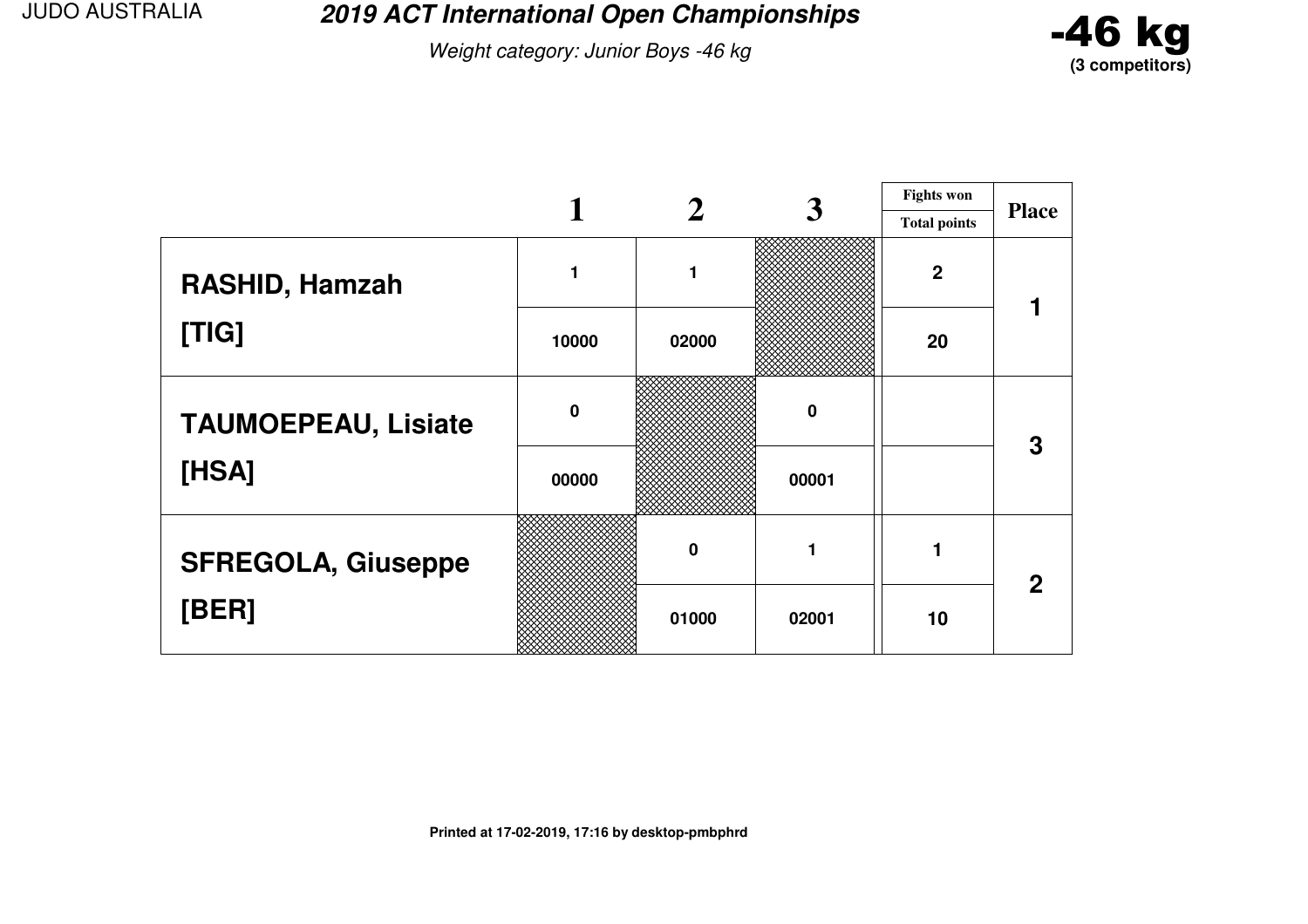# 2019 ACT International Open Championships

*Weight category: Junior Boys -46 kg*

**-46 kg**
**(3 competitors)**

| | 1 | 2 | 3 | Fights won / Total points | Place |
|---|---|---|---|---|---|
| RASHID, Hamzah [TIG] | 1 | 1 | | 2 | 1 |
| | 10000 | 02000 | | 20 | |
| TAUMOEPEAU, Lisiate [HSA] | 0 | | 0 | | 3 |
| | 00000 | | 00001 | | |
| SFREGOLA, Giuseppe [BER] | | 0 | 1 | 1 | 2 |
| | | 01000 | 02001 | 10 | |

**Printed at 17-02-2019, 17:16 by desktop-pmbphrd**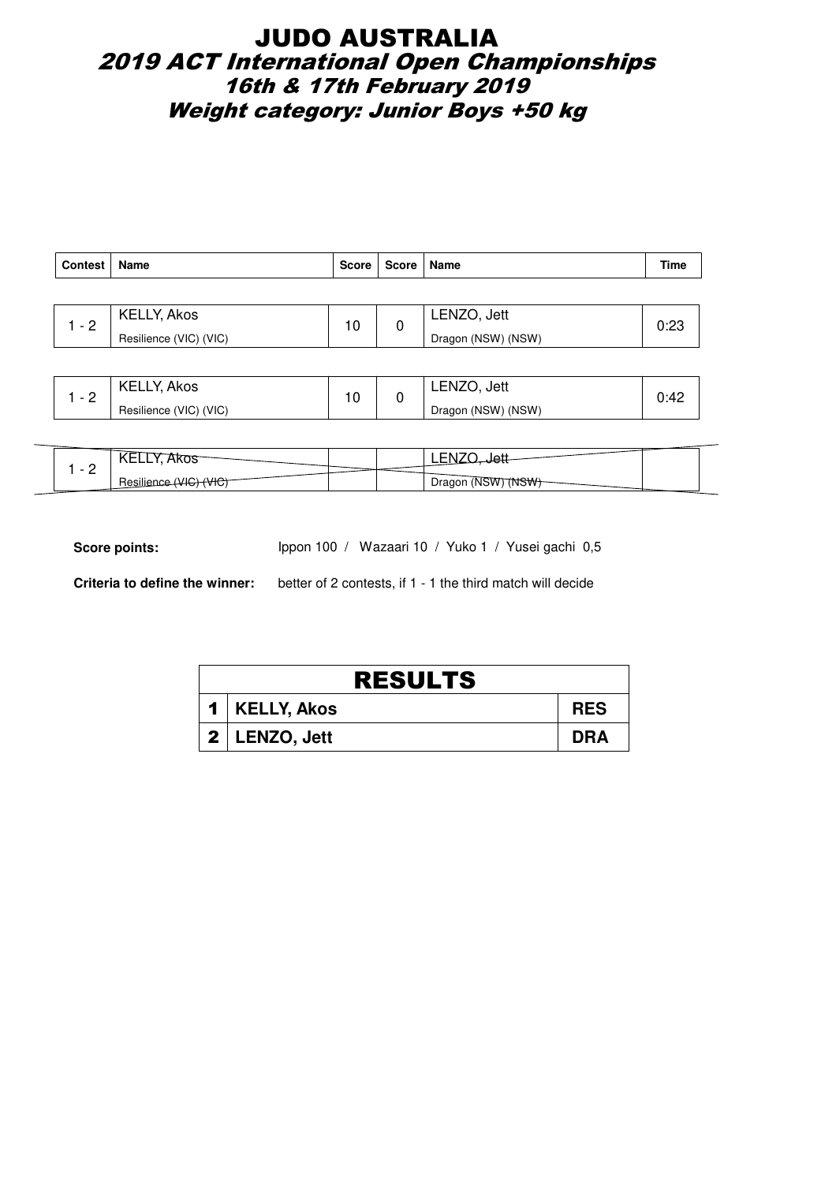# JUDO AUSTRALIA

## *2019 ACT International Open Championships*

## *16th & 17th February 2019*

## *Weight category: Junior Boys +50 kg*

| Contest | Name | Score | Score | Name | Time |
|---|---|---|---|---|---|
| 1 - 2 | KELLY, Akos<br>Resilience (VIC) (VIC) | 10 | 0 | LENZO, Jett<br>Dragon (NSW) (NSW) | 0:23 |
| 1 - 2 | KELLY, Akos<br>Resilience (VIC) (VIC) | 10 | 0 | LENZO, Jett<br>Dragon (NSW) (NSW) | 0:42 |
| 1 - 2 | ~~KELLY, Akos~~<br>~~Resilience (VIC) (VIC)~~ | | | ~~LENZO, Jett~~<br>~~Dragon (NSW) (NSW)~~ | |

**Score points:** Ippon 100 / Wazaari 10 / Yuko 1 / Yusei gachi 0,5

**Criteria to define the winner:** better of 2 contests, if 1 - 1 the third match will decide

| RESULTS | | |
|---|---|---|
| 1 | KELLY, Akos | RES |
| 2 | LENZO, Jett | DRA |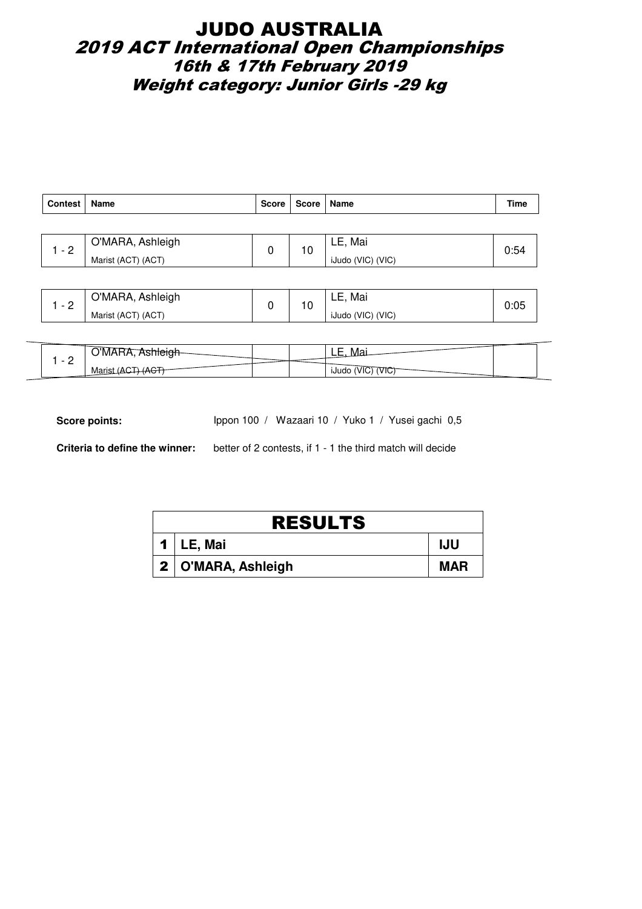# JUDO AUSTRALIA
## *2019 ACT International Open Championships*
## *16th & 17th February 2019*
## *Weight category: Junior Girls -29 kg*

| Contest | Name | Score | Score | Name | Time |
|---|---|---|---|---|---|
| 1 - 2 | O'MARA, Ashleigh<br>Marist (ACT) (ACT) | 0 | 10 | LE, Mai<br>iJudo (VIC) (VIC) | 0:54 |
| 1 - 2 | O'MARA, Ashleigh<br>Marist (ACT) (ACT) | 0 | 10 | LE, Mai<br>iJudo (VIC) (VIC) | 0:05 |
| 1 - 2 | ~~O'MARA, Ashleigh~~<br>~~Marist (ACT) (ACT)~~ | | | ~~LE, Mai~~<br>~~iJudo (VIC) (VIC)~~ | |

**Score points:** Ippon 100 / Wazaari 10 / Yuko 1 / Yusei gachi 0,5

**Criteria to define the winner:** better of 2 contests, if 1 - 1 the third match will decide

| RESULTS | | |
|---|---|---|
| 1 | LE, Mai | IJU |
| 2 | O'MARA, Ashleigh | MAR |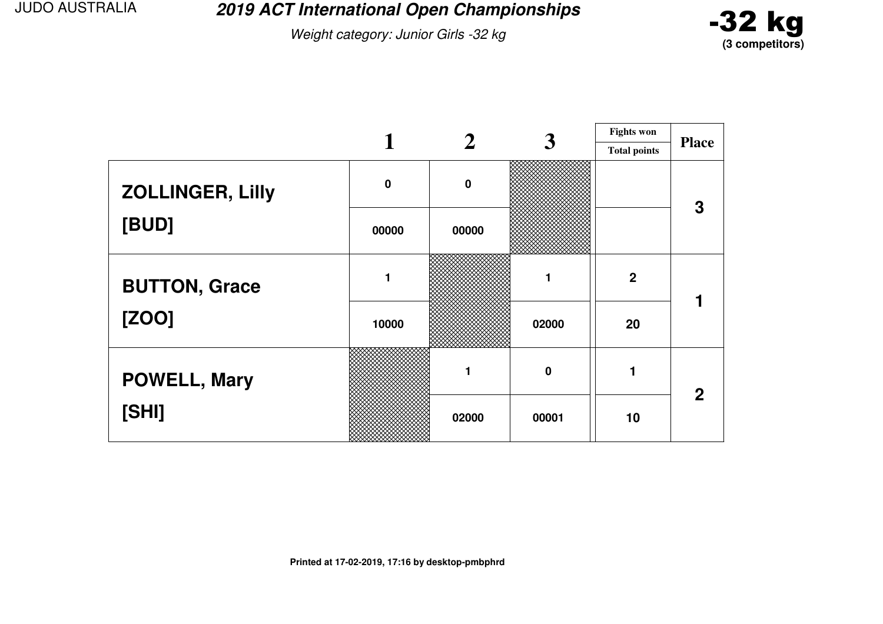JUDO AUSTRALIA

# 2019 ACT International Open Championships

*Weight category: Junior Girls -32 kg*

**-32 kg**
**(3 competitors)**

| | 1 | 2 | 3 | Fights won / Total points | Place |
|---|---|---|---|---|---|
| **ZOLLINGER, Lilly** | 0 | 0 | | | 3 |
| **[BUD]** | 00000 | 00000 | | | |
| **BUTTON, Grace** | 1 | | 1 | 2 | 1 |
| **[ZOO]** | 10000 | | 02000 | 20 | |
| **POWELL, Mary** | | 1 | 0 | 1 | 2 |
| **[SHI]** | | 02000 | 00001 | 10 | |

**Printed at 17-02-2019, 17:16 by desktop-pmbphrd**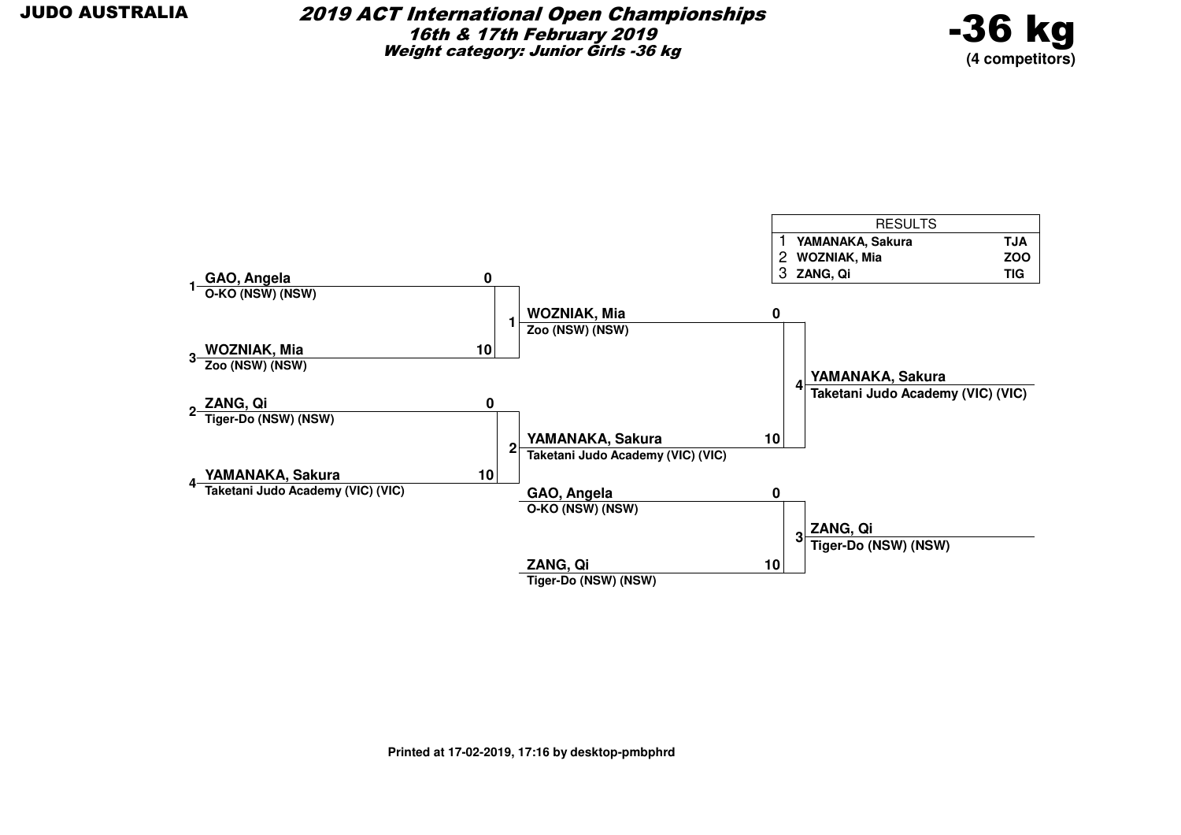JUDO AUSTRALIA

# 2019 ACT International Open Championships

***16th & 17th February 2019***

***Weight category: Junior Girls -36 kg***

**-36 kg**
**(4 competitors)**

| RESULTS | | |
|---|---|---|
| 1 | YAMANAKA, Sakura | TJA |
| 2 | WOZNIAK, Mia | ZOO |
| 3 | ZANG, Qi | TIG |

**Round 1**

| Match | Competitor | Club | Score |
|---|---|---|---|
| 1 | 1 GAO, Angela | O-KO (NSW) (NSW) | 0 |
| | 3 WOZNIAK, Mia | Zoo (NSW) (NSW) | 10 |
| 2 | 2 ZANG, Qi | Tiger-Do (NSW) (NSW) | 0 |
| | 4 YAMANAKA, Sakura | Taketani Judo Academy (VIC) (VIC) | 10 |

**Final**

| Match | Competitor | Club | Score |
|---|---|---|---|
| 4 | WOZNIAK, Mia | Zoo (NSW) (NSW) | 0 |
| | YAMANAKA, Sakura | Taketani Judo Academy (VIC) (VIC) | 10 |

Winner: **YAMANAKA, Sakura** – Taketani Judo Academy (VIC) (VIC)

**Bronze**

| Match | Competitor | Club | Score |
|---|---|---|---|
| 3 | GAO, Angela | O-KO (NSW) (NSW) | 0 |
| | ZANG, Qi | Tiger-Do (NSW) (NSW) | 10 |

Winner: **ZANG, Qi** – Tiger-Do (NSW) (NSW)

Printed at 17-02-2019, 17:16 by desktop-pmbphrd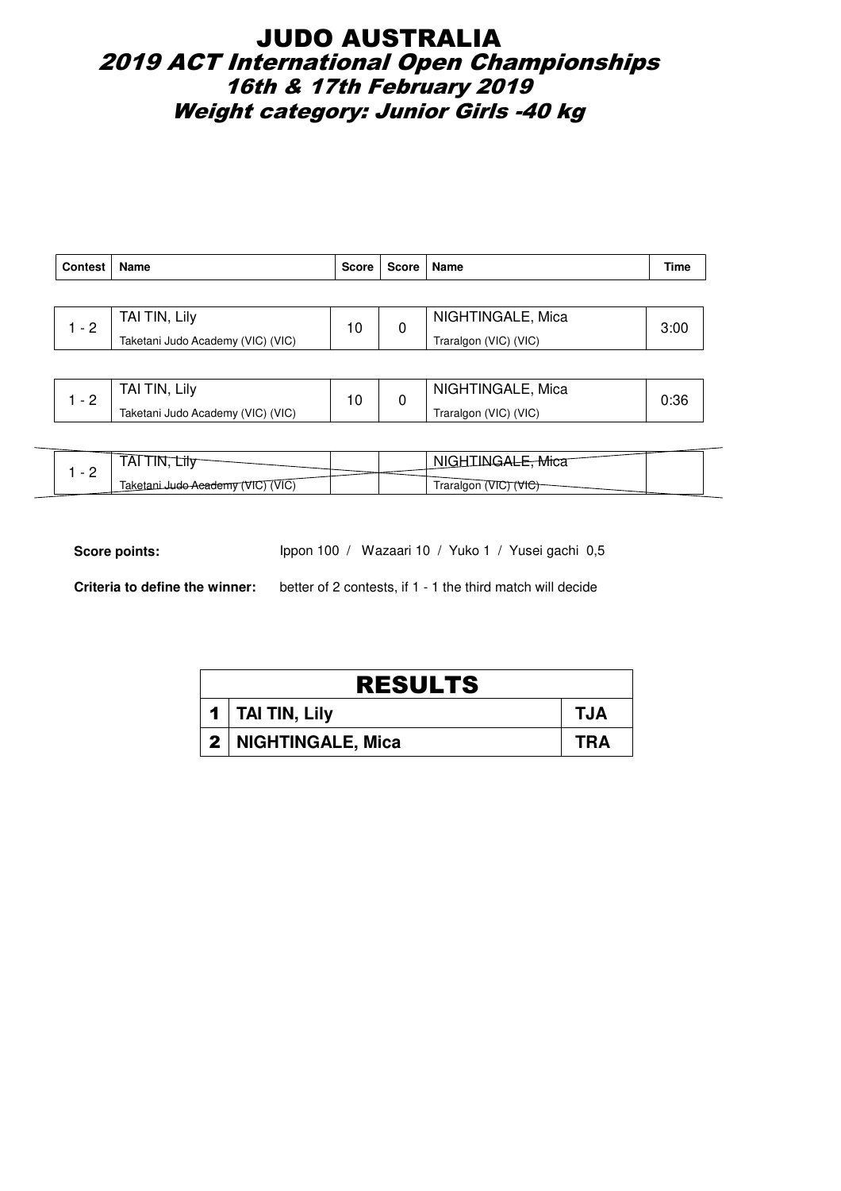# JUDO AUSTRALIA

## *2019 ACT International Open Championships*

### *16th & 17th February 2019*

### *Weight category: Junior Girls -40 kg*

| Contest | Name | Score | Score | Name | Time |
|---|---|---|---|---|---|
| 1 - 2 | TAI TIN, Lily<br>Taketani Judo Academy (VIC) (VIC) | 10 | 0 | NIGHTINGALE, Mica<br>Traralgon (VIC) (VIC) | 3:00 |
| 1 - 2 | TAI TIN, Lily<br>Taketani Judo Academy (VIC) (VIC) | 10 | 0 | NIGHTINGALE, Mica<br>Traralgon (VIC) (VIC) | 0:36 |
| 1 - 2 | ~~TAI TIN, Lily~~<br>~~Taketani Judo Academy (VIC) (VIC)~~ | | | ~~NIGHTINGALE, Mica~~<br>~~Traralgon (VIC) (VIC)~~ | |

**Score points:** Ippon 100 / Wazaari 10 / Yuko 1 / Yusei gachi 0,5

**Criteria to define the winner:** better of 2 contests, if 1 - 1 the third match will decide

| RESULTS | | |
|---|---|---|
| 1 | **TAI TIN, Lily** | **TJA** |
| 2 | **NIGHTINGALE, Mica** | **TRA** |